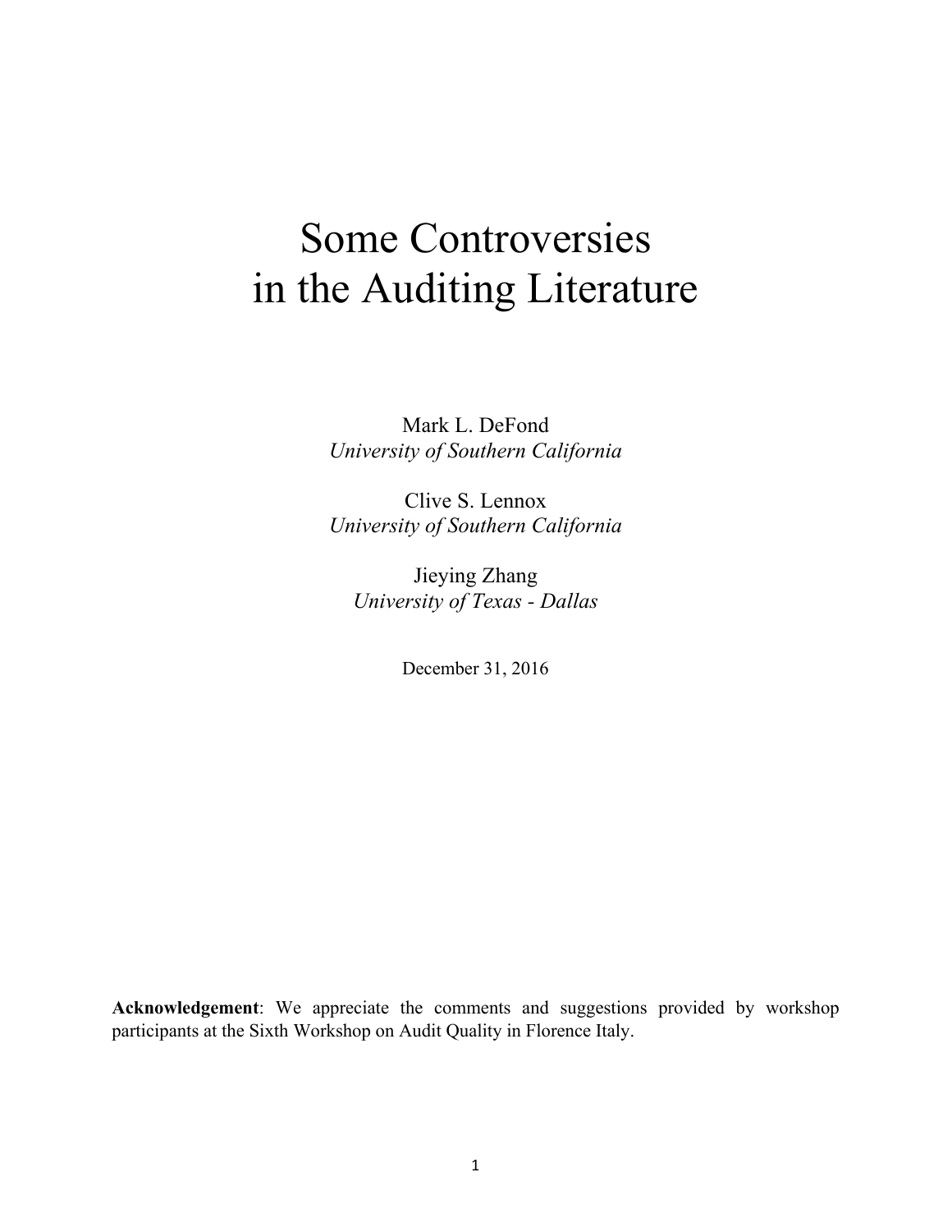# Some Controversies in the Auditing Literature

Mark L. DeFond
*University of Southern California*

Clive S. Lennox
*University of Southern California*

Jieying Zhang
*University of Texas - Dallas*

December 31, 2016

**Acknowledgement**: We appreciate the comments and suggestions provided by workshop participants at the Sixth Workshop on Audit Quality in Florence Italy.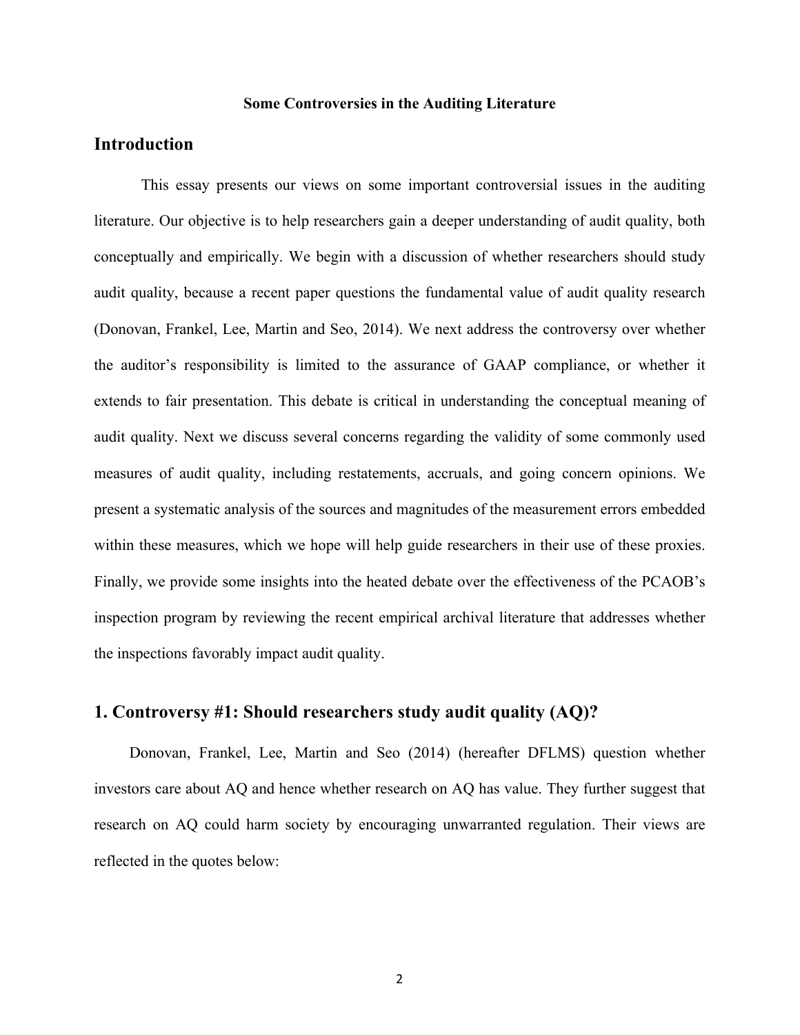**Some Controversies in the Auditing Literature**

## Introduction

This essay presents our views on some important controversial issues in the auditing literature. Our objective is to help researchers gain a deeper understanding of audit quality, both conceptually and empirically. We begin with a discussion of whether researchers should study audit quality, because a recent paper questions the fundamental value of audit quality research (Donovan, Frankel, Lee, Martin and Seo, 2014). We next address the controversy over whether the auditor's responsibility is limited to the assurance of GAAP compliance, or whether it extends to fair presentation. This debate is critical in understanding the conceptual meaning of audit quality. Next we discuss several concerns regarding the validity of some commonly used measures of audit quality, including restatements, accruals, and going concern opinions. We present a systematic analysis of the sources and magnitudes of the measurement errors embedded within these measures, which we hope will help guide researchers in their use of these proxies. Finally, we provide some insights into the heated debate over the effectiveness of the PCAOB's inspection program by reviewing the recent empirical archival literature that addresses whether the inspections favorably impact audit quality.

## 1. Controversy #1: Should researchers study audit quality (AQ)?

Donovan, Frankel, Lee, Martin and Seo (2014) (hereafter DFLMS) question whether investors care about AQ and hence whether research on AQ has value. They further suggest that research on AQ could harm society by encouraging unwarranted regulation. Their views are reflected in the quotes below: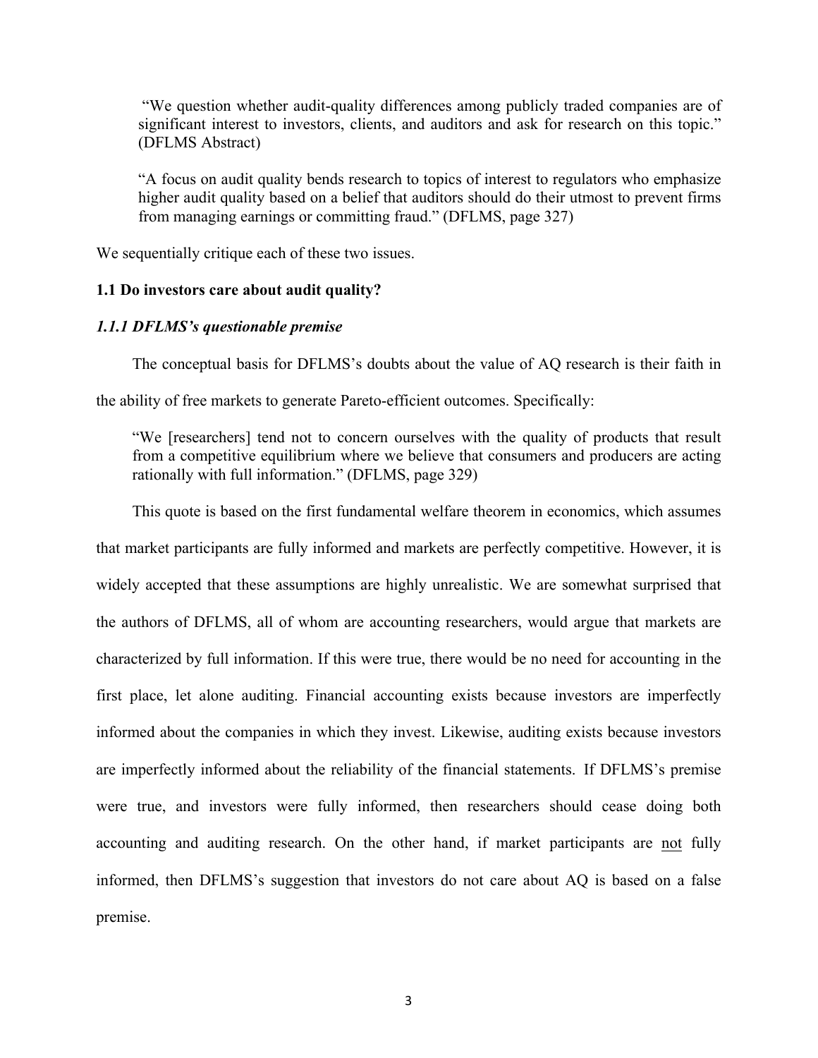> "We question whether audit-quality differences among publicly traded companies are of significant interest to investors, clients, and auditors and ask for research on this topic." (DFLMS Abstract)

> "A focus on audit quality bends research to topics of interest to regulators who emphasize higher audit quality based on a belief that auditors should do their utmost to prevent firms from managing earnings or committing fraud." (DFLMS, page 327)

We sequentially critique each of these two issues.

### 1.1 Do investors care about audit quality?

#### *1.1.1 DFLMS's questionable premise*

The conceptual basis for DFLMS's doubts about the value of AQ research is their faith in the ability of free markets to generate Pareto-efficient outcomes. Specifically:

> "We [researchers] tend not to concern ourselves with the quality of products that result from a competitive equilibrium where we believe that consumers and producers are acting rationally with full information." (DFLMS, page 329)

This quote is based on the first fundamental welfare theorem in economics, which assumes that market participants are fully informed and markets are perfectly competitive. However, it is widely accepted that these assumptions are highly unrealistic. We are somewhat surprised that the authors of DFLMS, all of whom are accounting researchers, would argue that markets are characterized by full information. If this were true, there would be no need for accounting in the first place, let alone auditing. Financial accounting exists because investors are imperfectly informed about the companies in which they invest. Likewise, auditing exists because investors are imperfectly informed about the reliability of the financial statements. If DFLMS's premise were true, and investors were fully informed, then researchers should cease doing both accounting and auditing research. On the other hand, if market participants are <u>not</u> fully informed, then DFLMS's suggestion that investors do not care about AQ is based on a false premise.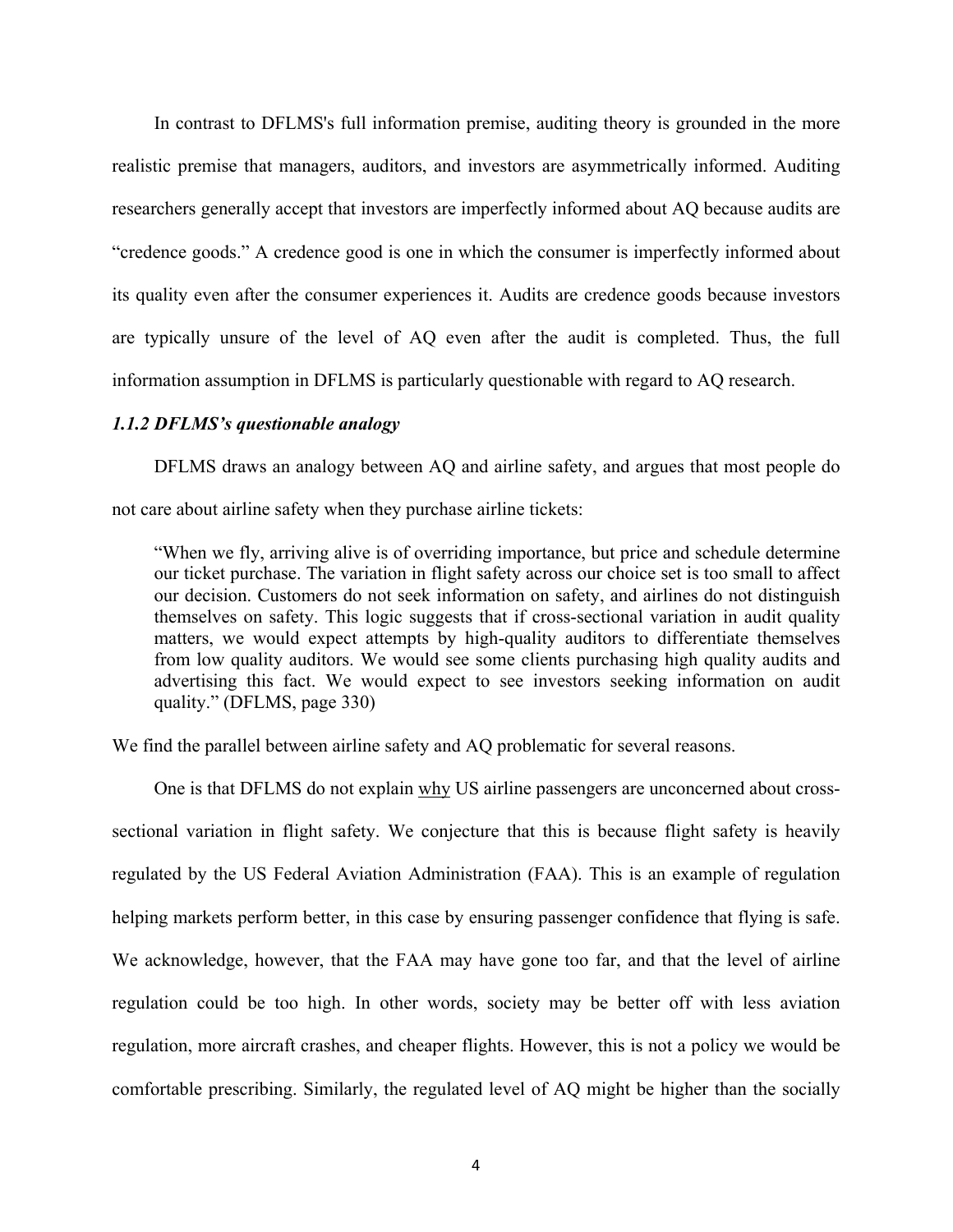In contrast to DFLMS's full information premise, auditing theory is grounded in the more realistic premise that managers, auditors, and investors are asymmetrically informed. Auditing researchers generally accept that investors are imperfectly informed about AQ because audits are "credence goods." A credence good is one in which the consumer is imperfectly informed about its quality even after the consumer experiences it. Audits are credence goods because investors are typically unsure of the level of AQ even after the audit is completed. Thus, the full information assumption in DFLMS is particularly questionable with regard to AQ research.

### *1.1.2 DFLMS's questionable analogy*

DFLMS draws an analogy between AQ and airline safety, and argues that most people do not care about airline safety when they purchase airline tickets:

> "When we fly, arriving alive is of overriding importance, but price and schedule determine our ticket purchase. The variation in flight safety across our choice set is too small to affect our decision. Customers do not seek information on safety, and airlines do not distinguish themselves on safety. This logic suggests that if cross-sectional variation in audit quality matters, we would expect attempts by high-quality auditors to differentiate themselves from low quality auditors. We would see some clients purchasing high quality audits and advertising this fact. We would expect to see investors seeking information on audit quality." (DFLMS, page 330)

We find the parallel between airline safety and AQ problematic for several reasons.

One is that DFLMS do not explain <u>why</u> US airline passengers are unconcerned about cross-sectional variation in flight safety. We conjecture that this is because flight safety is heavily regulated by the US Federal Aviation Administration (FAA). This is an example of regulation helping markets perform better, in this case by ensuring passenger confidence that flying is safe. We acknowledge, however, that the FAA may have gone too far, and that the level of airline regulation could be too high. In other words, society may be better off with less aviation regulation, more aircraft crashes, and cheaper flights. However, this is not a policy we would be comfortable prescribing. Similarly, the regulated level of AQ might be higher than the socially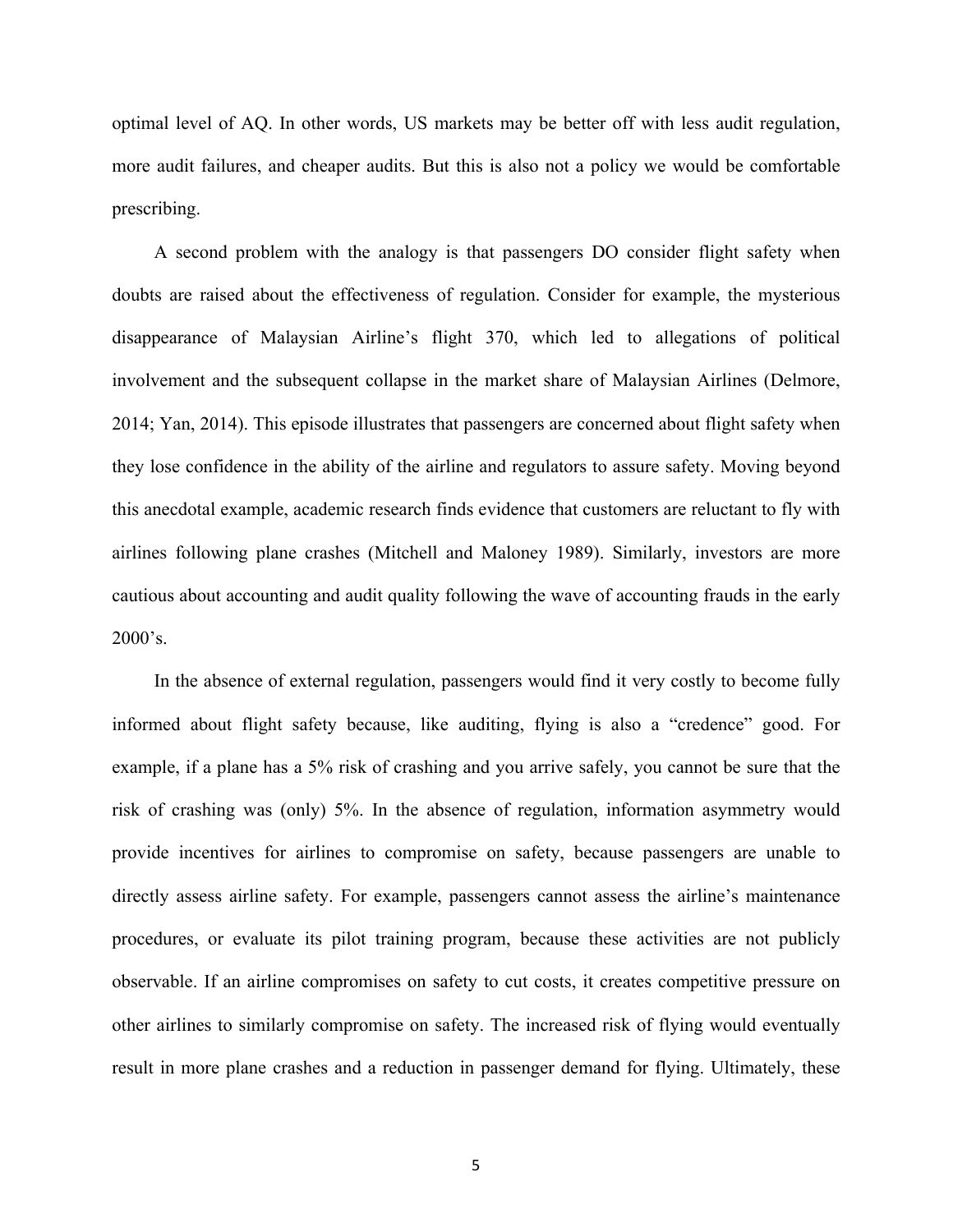optimal level of AQ. In other words, US markets may be better off with less audit regulation, more audit failures, and cheaper audits. But this is also not a policy we would be comfortable prescribing.

A second problem with the analogy is that passengers DO consider flight safety when doubts are raised about the effectiveness of regulation. Consider for example, the mysterious disappearance of Malaysian Airline's flight 370, which led to allegations of political involvement and the subsequent collapse in the market share of Malaysian Airlines (Delmore, 2014; Yan, 2014). This episode illustrates that passengers are concerned about flight safety when they lose confidence in the ability of the airline and regulators to assure safety. Moving beyond this anecdotal example, academic research finds evidence that customers are reluctant to fly with airlines following plane crashes (Mitchell and Maloney 1989). Similarly, investors are more cautious about accounting and audit quality following the wave of accounting frauds in the early 2000's.

In the absence of external regulation, passengers would find it very costly to become fully informed about flight safety because, like auditing, flying is also a "credence" good. For example, if a plane has a 5% risk of crashing and you arrive safely, you cannot be sure that the risk of crashing was (only) 5%. In the absence of regulation, information asymmetry would provide incentives for airlines to compromise on safety, because passengers are unable to directly assess airline safety. For example, passengers cannot assess the airline's maintenance procedures, or evaluate its pilot training program, because these activities are not publicly observable. If an airline compromises on safety to cut costs, it creates competitive pressure on other airlines to similarly compromise on safety. The increased risk of flying would eventually result in more plane crashes and a reduction in passenger demand for flying. Ultimately, these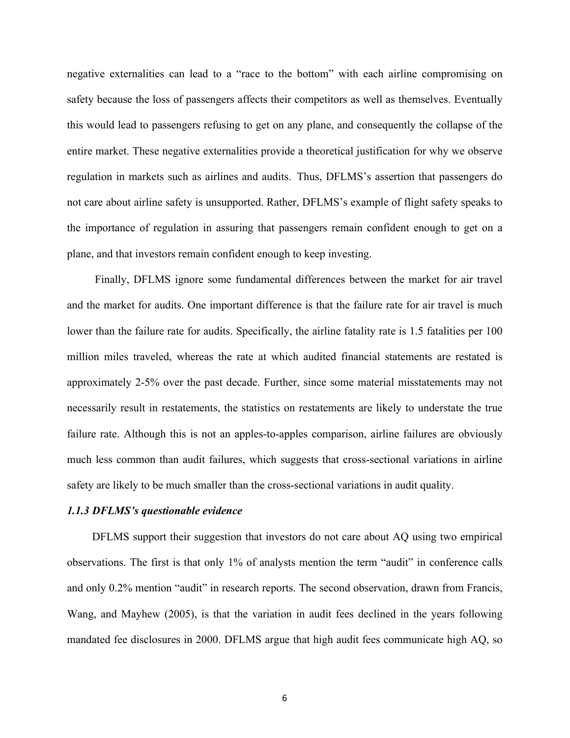negative externalities can lead to a "race to the bottom" with each airline compromising on safety because the loss of passengers affects their competitors as well as themselves. Eventually this would lead to passengers refusing to get on any plane, and consequently the collapse of the entire market. These negative externalities provide a theoretical justification for why we observe regulation in markets such as airlines and audits. Thus, DFLMS's assertion that passengers do not care about airline safety is unsupported. Rather, DFLMS's example of flight safety speaks to the importance of regulation in assuring that passengers remain confident enough to get on a plane, and that investors remain confident enough to keep investing.

Finally, DFLMS ignore some fundamental differences between the market for air travel and the market for audits. One important difference is that the failure rate for air travel is much lower than the failure rate for audits. Specifically, the airline fatality rate is 1.5 fatalities per 100 million miles traveled, whereas the rate at which audited financial statements are restated is approximately 2-5% over the past decade. Further, since some material misstatements may not necessarily result in restatements, the statistics on restatements are likely to understate the true failure rate. Although this is not an apples-to-apples comparison, airline failures are obviously much less common than audit failures, which suggests that cross-sectional variations in airline safety are likely to be much smaller than the cross-sectional variations in audit quality.

### *1.1.3 DFLMS's questionable evidence*

DFLMS support their suggestion that investors do not care about AQ using two empirical observations. The first is that only 1% of analysts mention the term "audit" in conference calls and only 0.2% mention "audit" in research reports. The second observation, drawn from Francis, Wang, and Mayhew (2005), is that the variation in audit fees declined in the years following mandated fee disclosures in 2000. DFLMS argue that high audit fees communicate high AQ, so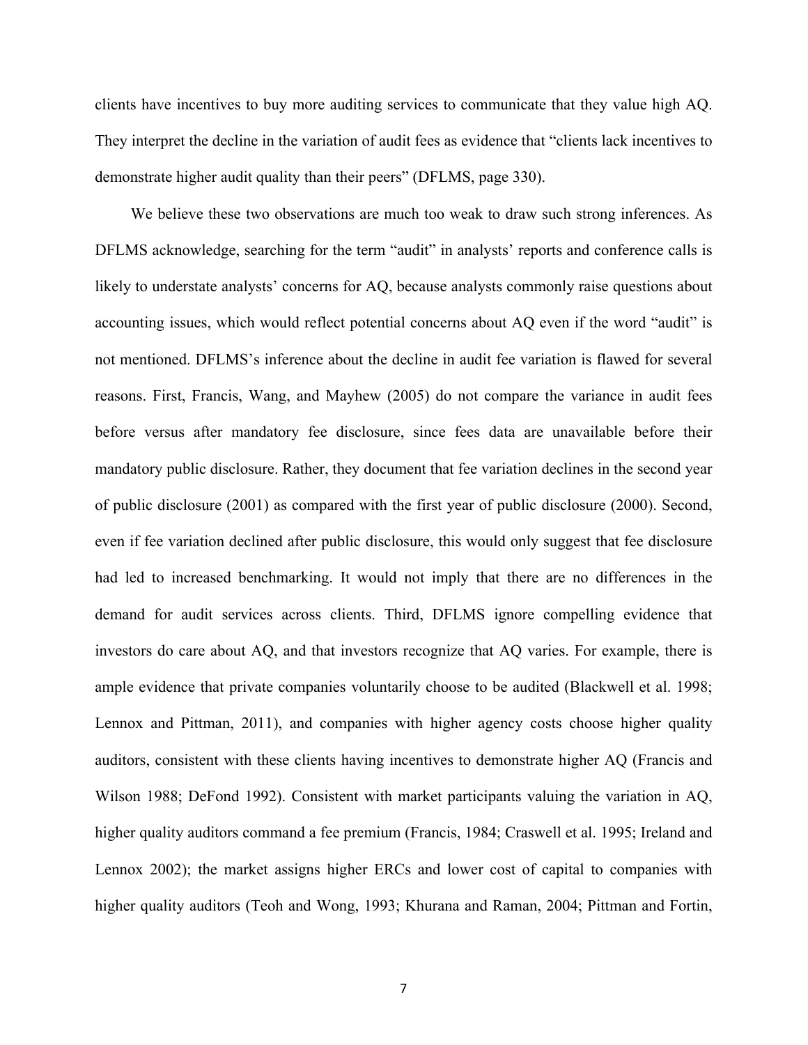clients have incentives to buy more auditing services to communicate that they value high AQ. They interpret the decline in the variation of audit fees as evidence that "clients lack incentives to demonstrate higher audit quality than their peers" (DFLMS, page 330).

We believe these two observations are much too weak to draw such strong inferences. As DFLMS acknowledge, searching for the term "audit" in analysts' reports and conference calls is likely to understate analysts' concerns for AQ, because analysts commonly raise questions about accounting issues, which would reflect potential concerns about AQ even if the word "audit" is not mentioned. DFLMS's inference about the decline in audit fee variation is flawed for several reasons. First, Francis, Wang, and Mayhew (2005) do not compare the variance in audit fees before versus after mandatory fee disclosure, since fees data are unavailable before their mandatory public disclosure. Rather, they document that fee variation declines in the second year of public disclosure (2001) as compared with the first year of public disclosure (2000). Second, even if fee variation declined after public disclosure, this would only suggest that fee disclosure had led to increased benchmarking. It would not imply that there are no differences in the demand for audit services across clients. Third, DFLMS ignore compelling evidence that investors do care about AQ, and that investors recognize that AQ varies. For example, there is ample evidence that private companies voluntarily choose to be audited (Blackwell et al. 1998; Lennox and Pittman, 2011), and companies with higher agency costs choose higher quality auditors, consistent with these clients having incentives to demonstrate higher AQ (Francis and Wilson 1988; DeFond 1992). Consistent with market participants valuing the variation in AQ, higher quality auditors command a fee premium (Francis, 1984; Craswell et al. 1995; Ireland and Lennox 2002); the market assigns higher ERCs and lower cost of capital to companies with higher quality auditors (Teoh and Wong, 1993; Khurana and Raman, 2004; Pittman and Fortin,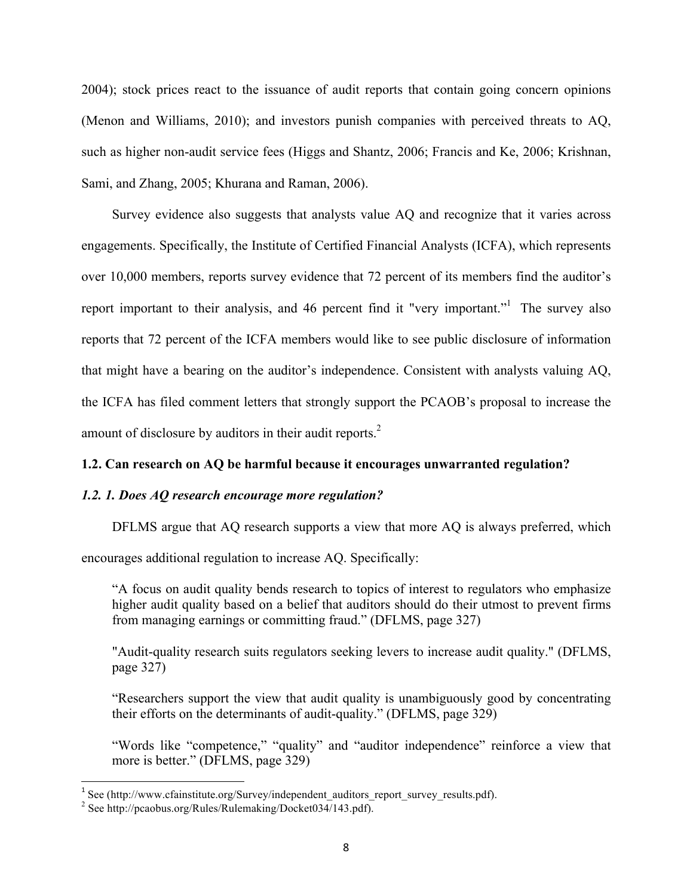2004); stock prices react to the issuance of audit reports that contain going concern opinions (Menon and Williams, 2010); and investors punish companies with perceived threats to AQ, such as higher non-audit service fees (Higgs and Shantz, 2006; Francis and Ke, 2006; Krishnan, Sami, and Zhang, 2005; Khurana and Raman, 2006).

Survey evidence also suggests that analysts value AQ and recognize that it varies across engagements. Specifically, the Institute of Certified Financial Analysts (ICFA), which represents over 10,000 members, reports survey evidence that 72 percent of its members find the auditor's report important to their analysis, and 46 percent find it "very important."[1] The survey also reports that 72 percent of the ICFA members would like to see public disclosure of information that might have a bearing on the auditor's independence. Consistent with analysts valuing AQ, the ICFA has filed comment letters that strongly support the PCAOB's proposal to increase the amount of disclosure by auditors in their audit reports.[2]

### 1.2. Can research on AQ be harmful because it encourages unwarranted regulation?

#### *1.2. 1. Does AQ research encourage more regulation?*

DFLMS argue that AQ research supports a view that more AQ is always preferred, which encourages additional regulation to increase AQ. Specifically:

> "A focus on audit quality bends research to topics of interest to regulators who emphasize higher audit quality based on a belief that auditors should do their utmost to prevent firms from managing earnings or committing fraud." (DFLMS, page 327)
>
> "Audit-quality research suits regulators seeking levers to increase audit quality." (DFLMS, page 327)
>
> "Researchers support the view that audit quality is unambiguously good by concentrating their efforts on the determinants of audit-quality." (DFLMS, page 329)
>
> "Words like "competence," "quality" and "auditor independence" reinforce a view that more is better." (DFLMS, page 329)

[1] See (http://www.cfainstitute.org/Survey/independent_auditors_report_survey_results.pdf).

[2] See http://pcaobus.org/Rules/Rulemaking/Docket034/143.pdf).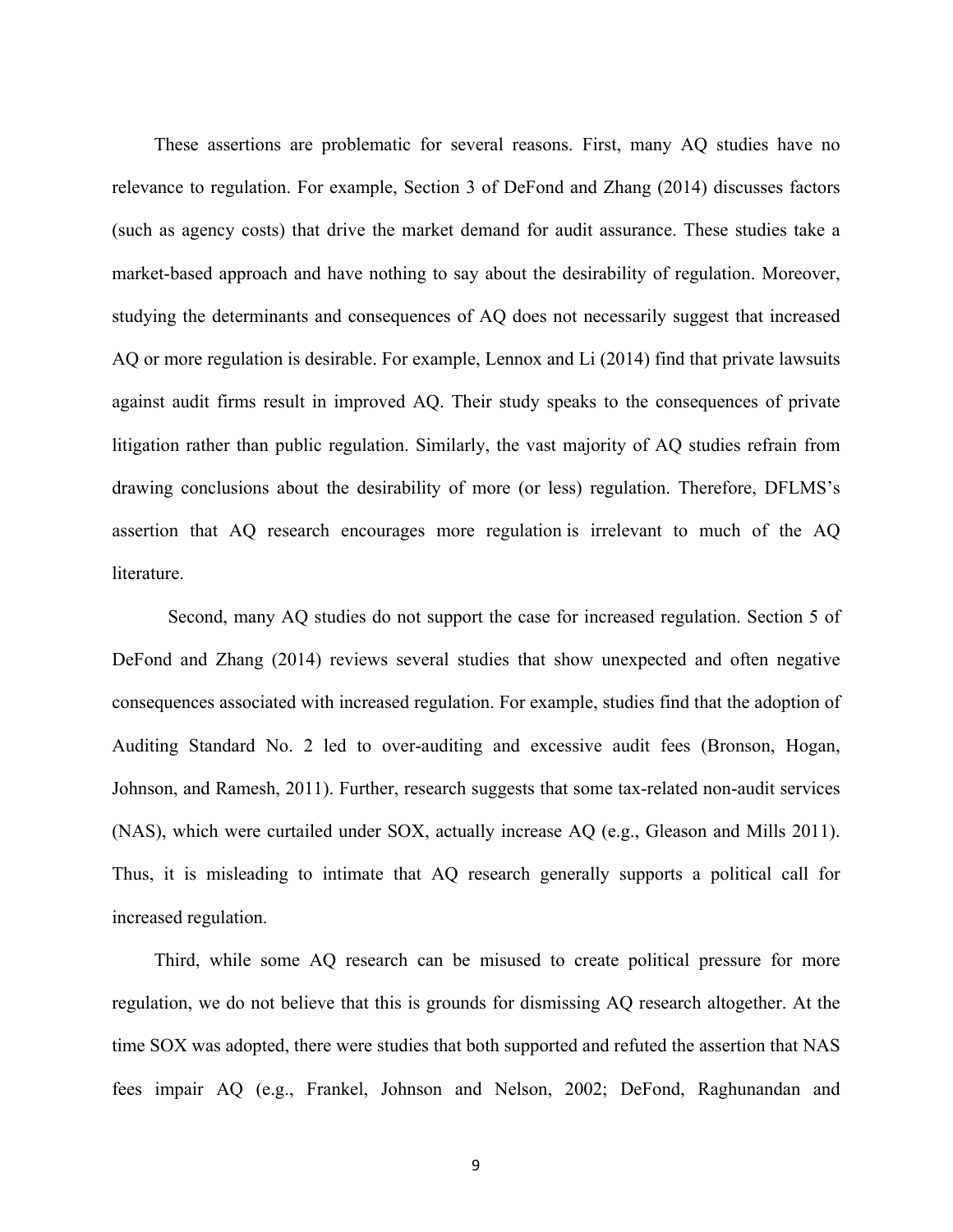These assertions are problematic for several reasons. First, many AQ studies have no relevance to regulation. For example, Section 3 of DeFond and Zhang (2014) discusses factors (such as agency costs) that drive the market demand for audit assurance. These studies take a market-based approach and have nothing to say about the desirability of regulation. Moreover, studying the determinants and consequences of AQ does not necessarily suggest that increased AQ or more regulation is desirable. For example, Lennox and Li (2014) find that private lawsuits against audit firms result in improved AQ. Their study speaks to the consequences of private litigation rather than public regulation. Similarly, the vast majority of AQ studies refrain from drawing conclusions about the desirability of more (or less) regulation. Therefore, DFLMS's assertion that AQ research encourages more regulation is irrelevant to much of the AQ literature.

Second, many AQ studies do not support the case for increased regulation. Section 5 of DeFond and Zhang (2014) reviews several studies that show unexpected and often negative consequences associated with increased regulation. For example, studies find that the adoption of Auditing Standard No. 2 led to over-auditing and excessive audit fees (Bronson, Hogan, Johnson, and Ramesh, 2011). Further, research suggests that some tax-related non-audit services (NAS), which were curtailed under SOX, actually increase AQ (e.g., Gleason and Mills 2011). Thus, it is misleading to intimate that AQ research generally supports a political call for increased regulation.

Third, while some AQ research can be misused to create political pressure for more regulation, we do not believe that this is grounds for dismissing AQ research altogether. At the time SOX was adopted, there were studies that both supported and refuted the assertion that NAS fees impair AQ (e.g., Frankel, Johnson and Nelson, 2002; DeFond, Raghunandan and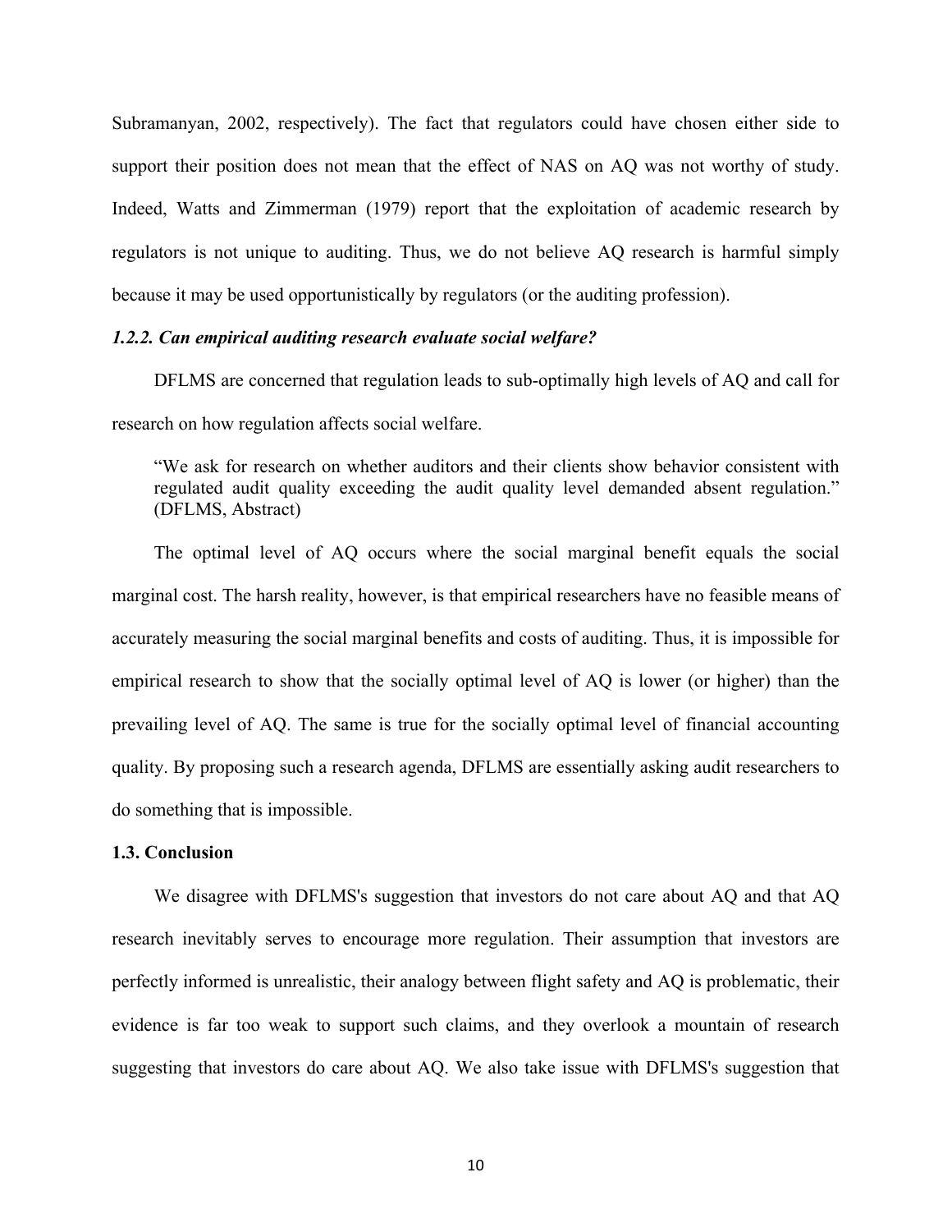Subramanyan, 2002, respectively). The fact that regulators could have chosen either side to support their position does not mean that the effect of NAS on AQ was not worthy of study. Indeed, Watts and Zimmerman (1979) report that the exploitation of academic research by regulators is not unique to auditing. Thus, we do not believe AQ research is harmful simply because it may be used opportunistically by regulators (or the auditing profession).

#### *1.2.2. Can empirical auditing research evaluate social welfare?*

DFLMS are concerned that regulation leads to sub-optimally high levels of AQ and call for research on how regulation affects social welfare.

> "We ask for research on whether auditors and their clients show behavior consistent with regulated audit quality exceeding the audit quality level demanded absent regulation." (DFLMS, Abstract)

The optimal level of AQ occurs where the social marginal benefit equals the social marginal cost. The harsh reality, however, is that empirical researchers have no feasible means of accurately measuring the social marginal benefits and costs of auditing. Thus, it is impossible for empirical research to show that the socially optimal level of AQ is lower (or higher) than the prevailing level of AQ. The same is true for the socially optimal level of financial accounting quality. By proposing such a research agenda, DFLMS are essentially asking audit researchers to do something that is impossible.

### 1.3. Conclusion

We disagree with DFLMS's suggestion that investors do not care about AQ and that AQ research inevitably serves to encourage more regulation. Their assumption that investors are perfectly informed is unrealistic, their analogy between flight safety and AQ is problematic, their evidence is far too weak to support such claims, and they overlook a mountain of research suggesting that investors do care about AQ. We also take issue with DFLMS's suggestion that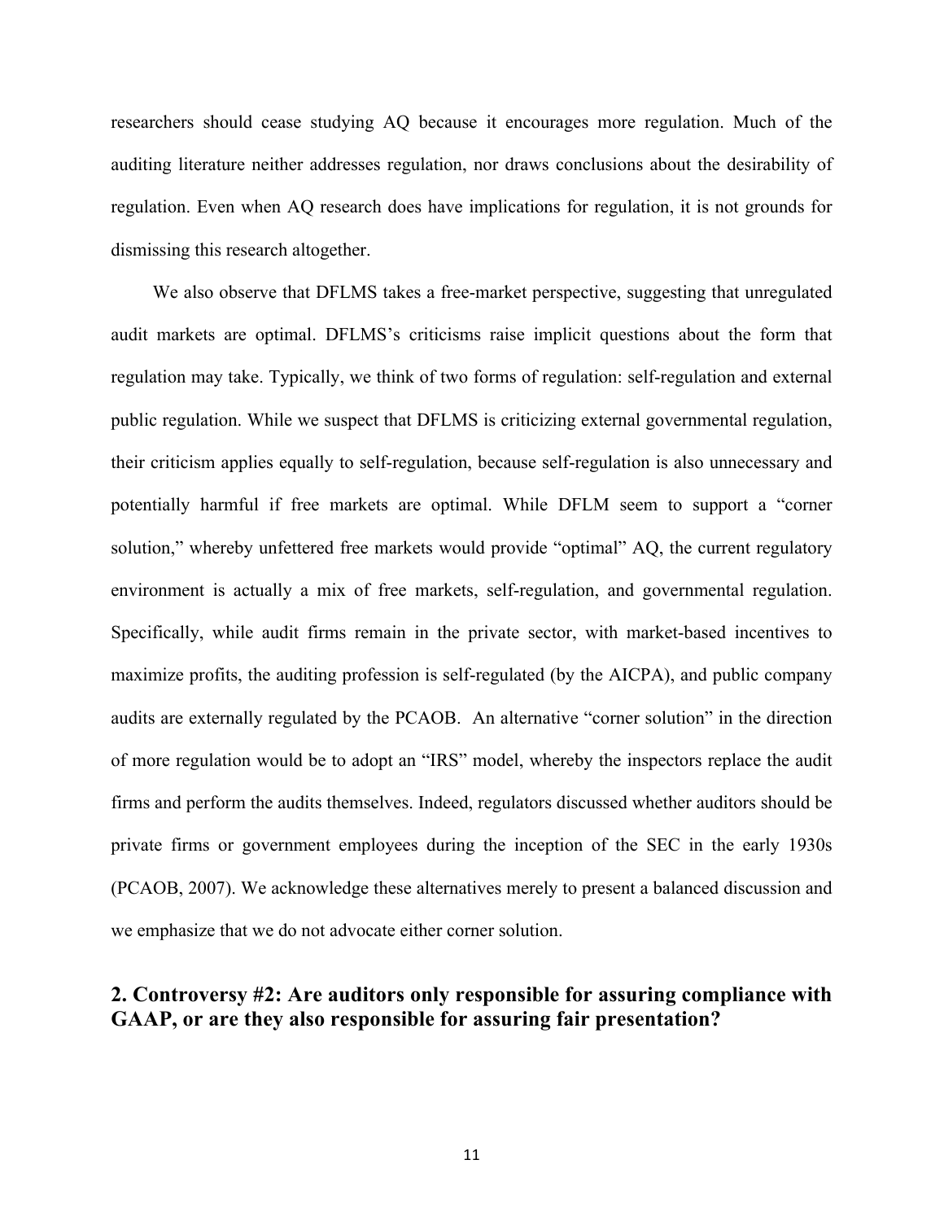researchers should cease studying AQ because it encourages more regulation. Much of the auditing literature neither addresses regulation, nor draws conclusions about the desirability of regulation. Even when AQ research does have implications for regulation, it is not grounds for dismissing this research altogether.

We also observe that DFLMS takes a free-market perspective, suggesting that unregulated audit markets are optimal. DFLMS's criticisms raise implicit questions about the form that regulation may take. Typically, we think of two forms of regulation: self-regulation and external public regulation. While we suspect that DFLMS is criticizing external governmental regulation, their criticism applies equally to self-regulation, because self-regulation is also unnecessary and potentially harmful if free markets are optimal. While DFLM seem to support a "corner solution," whereby unfettered free markets would provide "optimal" AQ, the current regulatory environment is actually a mix of free markets, self-regulation, and governmental regulation. Specifically, while audit firms remain in the private sector, with market-based incentives to maximize profits, the auditing profession is self-regulated (by the AICPA), and public company audits are externally regulated by the PCAOB. An alternative "corner solution" in the direction of more regulation would be to adopt an "IRS" model, whereby the inspectors replace the audit firms and perform the audits themselves. Indeed, regulators discussed whether auditors should be private firms or government employees during the inception of the SEC in the early 1930s (PCAOB, 2007). We acknowledge these alternatives merely to present a balanced discussion and we emphasize that we do not advocate either corner solution.

## 2. Controversy #2: Are auditors only responsible for assuring compliance with GAAP, or are they also responsible for assuring fair presentation?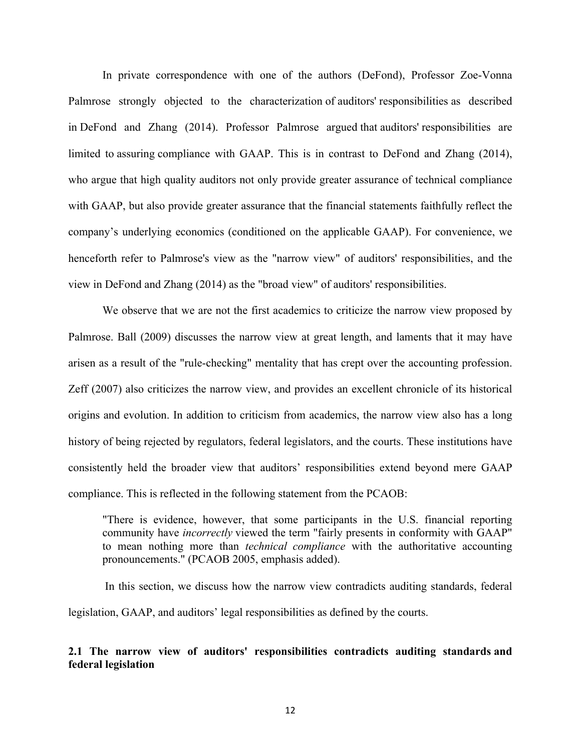In private correspondence with one of the authors (DeFond), Professor Zoe-Vonna Palmrose strongly objected to the characterization of auditors' responsibilities as described in DeFond and Zhang (2014). Professor Palmrose argued that auditors' responsibilities are limited to assuring compliance with GAAP. This is in contrast to DeFond and Zhang (2014), who argue that high quality auditors not only provide greater assurance of technical compliance with GAAP, but also provide greater assurance that the financial statements faithfully reflect the company's underlying economics (conditioned on the applicable GAAP). For convenience, we henceforth refer to Palmrose's view as the "narrow view" of auditors' responsibilities, and the view in DeFond and Zhang (2014) as the "broad view" of auditors' responsibilities.

We observe that we are not the first academics to criticize the narrow view proposed by Palmrose. Ball (2009) discusses the narrow view at great length, and laments that it may have arisen as a result of the "rule-checking" mentality that has crept over the accounting profession. Zeff (2007) also criticizes the narrow view, and provides an excellent chronicle of its historical origins and evolution. In addition to criticism from academics, the narrow view also has a long history of being rejected by regulators, federal legislators, and the courts. These institutions have consistently held the broader view that auditors' responsibilities extend beyond mere GAAP compliance. This is reflected in the following statement from the PCAOB:

> "There is evidence, however, that some participants in the U.S. financial reporting community have *incorrectly* viewed the term "fairly presents in conformity with GAAP" to mean nothing more than *technical compliance* with the authoritative accounting pronouncements." (PCAOB 2005, emphasis added).

In this section, we discuss how the narrow view contradicts auditing standards, federal legislation, GAAP, and auditors' legal responsibilities as defined by the courts.

### 2.1 The narrow view of auditors' responsibilities contradicts auditing standards and federal legislation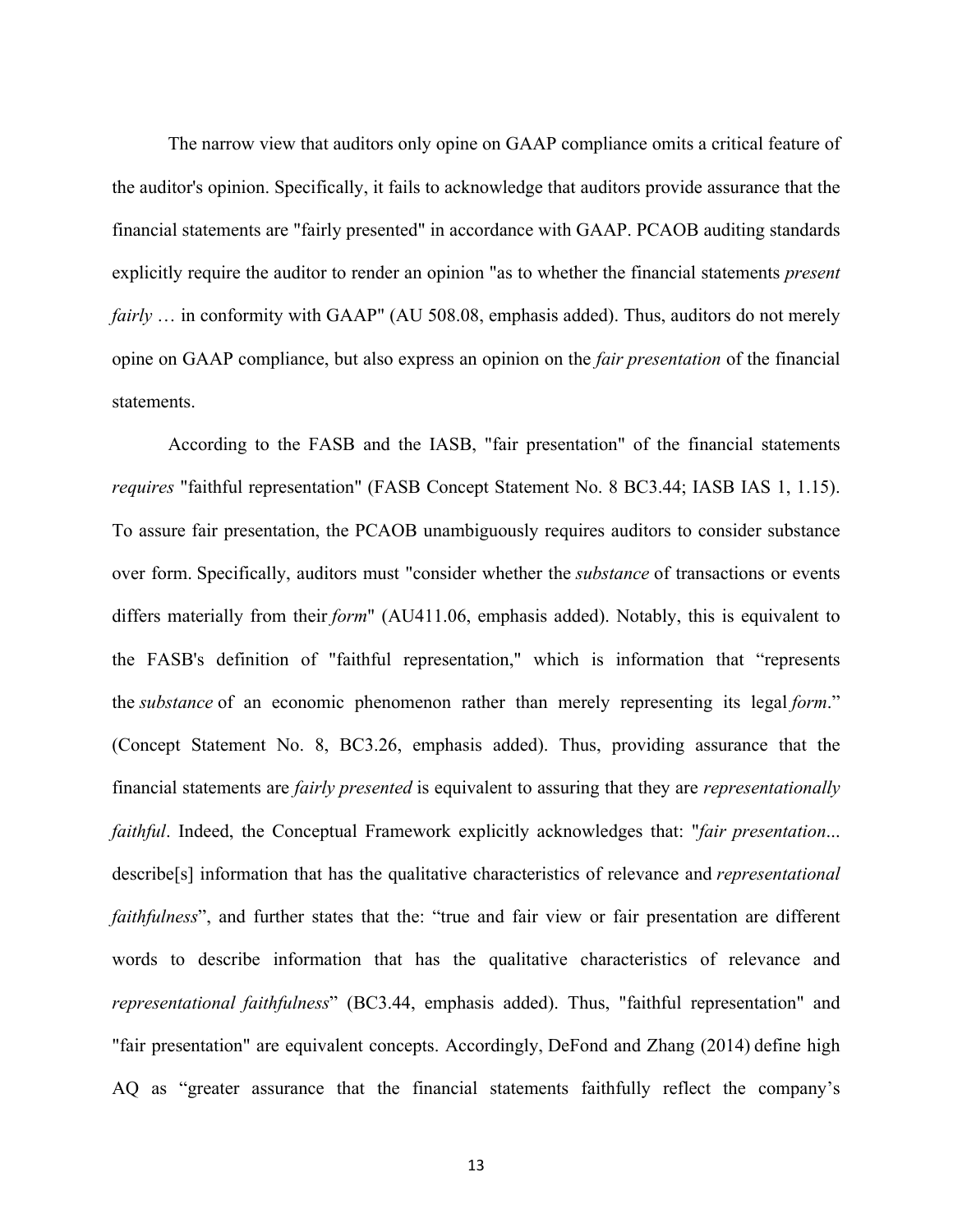The narrow view that auditors only opine on GAAP compliance omits a critical feature of the auditor's opinion. Specifically, it fails to acknowledge that auditors provide assurance that the financial statements are "fairly presented" in accordance with GAAP. PCAOB auditing standards explicitly require the auditor to render an opinion "as to whether the financial statements *present fairly* … in conformity with GAAP" (AU 508.08, emphasis added). Thus, auditors do not merely opine on GAAP compliance, but also express an opinion on the *fair presentation* of the financial statements.

According to the FASB and the IASB, "fair presentation" of the financial statements *requires* "faithful representation" (FASB Concept Statement No. 8 BC3.44; IASB IAS 1, 1.15). To assure fair presentation, the PCAOB unambiguously requires auditors to consider substance over form. Specifically, auditors must "consider whether the *substance* of transactions or events differs materially from their *form*" (AU411.06, emphasis added). Notably, this is equivalent to the FASB's definition of "faithful representation," which is information that "represents the *substance* of an economic phenomenon rather than merely representing its legal *form*." (Concept Statement No. 8, BC3.26, emphasis added). Thus, providing assurance that the financial statements are *fairly presented* is equivalent to assuring that they are *representationally faithful*. Indeed, the Conceptual Framework explicitly acknowledges that: "*fair presentation*... describe[s] information that has the qualitative characteristics of relevance and *representational faithfulness*", and further states that the: "true and fair view or fair presentation are different words to describe information that has the qualitative characteristics of relevance and *representational faithfulness*" (BC3.44, emphasis added). Thus, "faithful representation" and "fair presentation" are equivalent concepts. Accordingly, DeFond and Zhang (2014) define high AQ as "greater assurance that the financial statements faithfully reflect the company's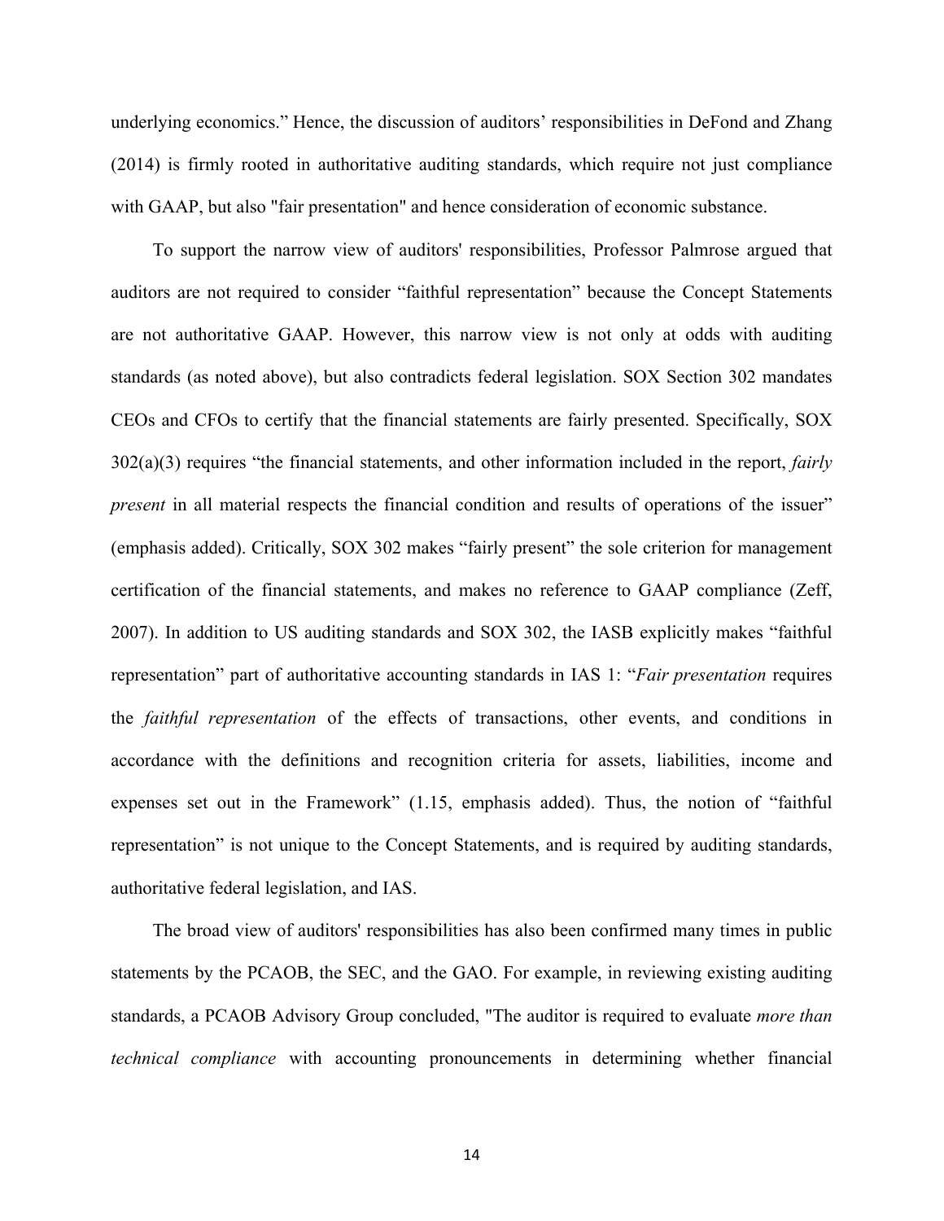underlying economics." Hence, the discussion of auditors' responsibilities in DeFond and Zhang (2014) is firmly rooted in authoritative auditing standards, which require not just compliance with GAAP, but also "fair presentation" and hence consideration of economic substance.

To support the narrow view of auditors' responsibilities, Professor Palmrose argued that auditors are not required to consider "faithful representation" because the Concept Statements are not authoritative GAAP. However, this narrow view is not only at odds with auditing standards (as noted above), but also contradicts federal legislation. SOX Section 302 mandates CEOs and CFOs to certify that the financial statements are fairly presented. Specifically, SOX 302(a)(3) requires "the financial statements, and other information included in the report, *fairly present* in all material respects the financial condition and results of operations of the issuer" (emphasis added). Critically, SOX 302 makes "fairly present" the sole criterion for management certification of the financial statements, and makes no reference to GAAP compliance (Zeff, 2007). In addition to US auditing standards and SOX 302, the IASB explicitly makes "faithful representation" part of authoritative accounting standards in IAS 1: "*Fair presentation* requires the *faithful representation* of the effects of transactions, other events, and conditions in accordance with the definitions and recognition criteria for assets, liabilities, income and expenses set out in the Framework" (1.15, emphasis added). Thus, the notion of "faithful representation" is not unique to the Concept Statements, and is required by auditing standards, authoritative federal legislation, and IAS.

The broad view of auditors' responsibilities has also been confirmed many times in public statements by the PCAOB, the SEC, and the GAO. For example, in reviewing existing auditing standards, a PCAOB Advisory Group concluded, "The auditor is required to evaluate *more than technical compliance* with accounting pronouncements in determining whether financial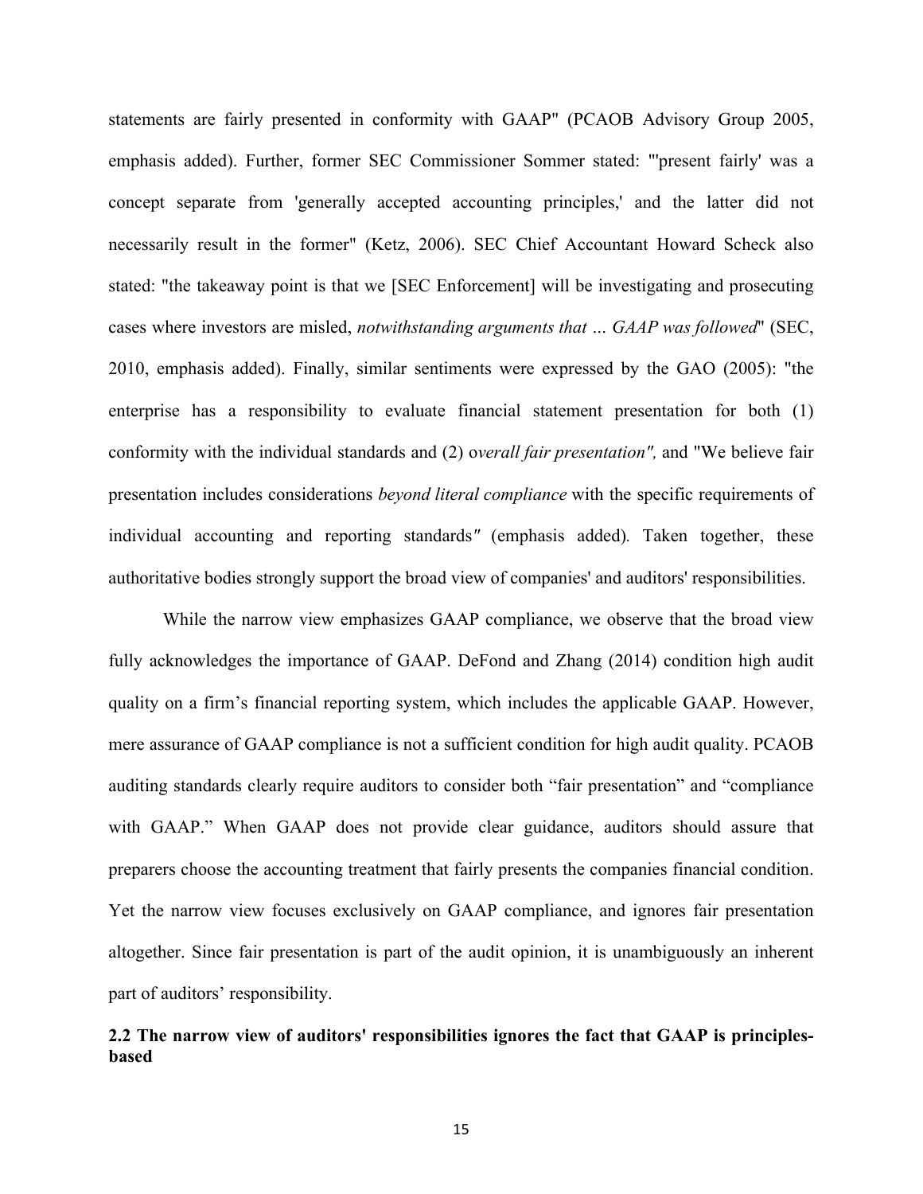statements are fairly presented in conformity with GAAP" (PCAOB Advisory Group 2005, emphasis added). Further, former SEC Commissioner Sommer stated: "'present fairly' was a concept separate from 'generally accepted accounting principles,' and the latter did not necessarily result in the former" (Ketz, 2006). SEC Chief Accountant Howard Scheck also stated: "the takeaway point is that we [SEC Enforcement] will be investigating and prosecuting cases where investors are misled, *notwithstanding arguments that … GAAP was followed*" (SEC, 2010, emphasis added). Finally, similar sentiments were expressed by the GAO (2005): "the enterprise has a responsibility to evaluate financial statement presentation for both (1) conformity with the individual standards and (2) o*verall fair presentation",* and "We believe fair presentation includes considerations *beyond literal compliance* with the specific requirements of individual accounting and reporting standards" (emphasis added). Taken together, these authoritative bodies strongly support the broad view of companies' and auditors' responsibilities.

While the narrow view emphasizes GAAP compliance, we observe that the broad view fully acknowledges the importance of GAAP. DeFond and Zhang (2014) condition high audit quality on a firm's financial reporting system, which includes the applicable GAAP. However, mere assurance of GAAP compliance is not a sufficient condition for high audit quality. PCAOB auditing standards clearly require auditors to consider both "fair presentation" and "compliance with GAAP." When GAAP does not provide clear guidance, auditors should assure that preparers choose the accounting treatment that fairly presents the companies financial condition. Yet the narrow view focuses exclusively on GAAP compliance, and ignores fair presentation altogether. Since fair presentation is part of the audit opinion, it is unambiguously an inherent part of auditors' responsibility.

### 2.2 The narrow view of auditors' responsibilities ignores the fact that GAAP is principles-based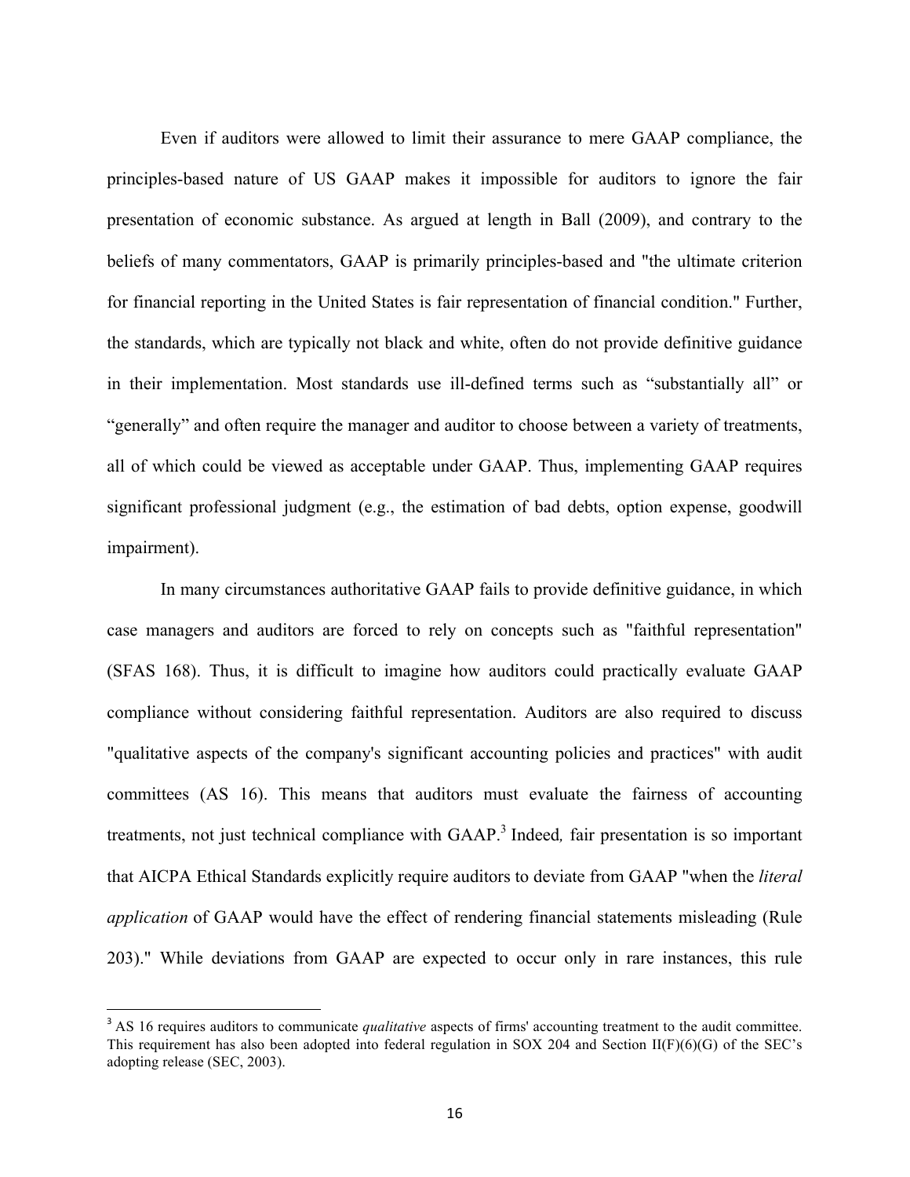Even if auditors were allowed to limit their assurance to mere GAAP compliance, the principles-based nature of US GAAP makes it impossible for auditors to ignore the fair presentation of economic substance. As argued at length in Ball (2009), and contrary to the beliefs of many commentators, GAAP is primarily principles-based and "the ultimate criterion for financial reporting in the United States is fair representation of financial condition." Further, the standards, which are typically not black and white, often do not provide definitive guidance in their implementation. Most standards use ill-defined terms such as "substantially all" or "generally" and often require the manager and auditor to choose between a variety of treatments, all of which could be viewed as acceptable under GAAP. Thus, implementing GAAP requires significant professional judgment (e.g., the estimation of bad debts, option expense, goodwill impairment).

In many circumstances authoritative GAAP fails to provide definitive guidance, in which case managers and auditors are forced to rely on concepts such as "faithful representation" (SFAS 168). Thus, it is difficult to imagine how auditors could practically evaluate GAAP compliance without considering faithful representation. Auditors are also required to discuss "qualitative aspects of the company's significant accounting policies and practices" with audit committees (AS 16). This means that auditors must evaluate the fairness of accounting treatments, not just technical compliance with GAAP.[3] Indeed*,* fair presentation is so important that AICPA Ethical Standards explicitly require auditors to deviate from GAAP "when the *literal application* of GAAP would have the effect of rendering financial statements misleading (Rule 203)." While deviations from GAAP are expected to occur only in rare instances, this rule

[3] AS 16 requires auditors to communicate *qualitative* aspects of firms' accounting treatment to the audit committee. This requirement has also been adopted into federal regulation in SOX 204 and Section II(F)(6)(G) of the SEC's adopting release (SEC, 2003).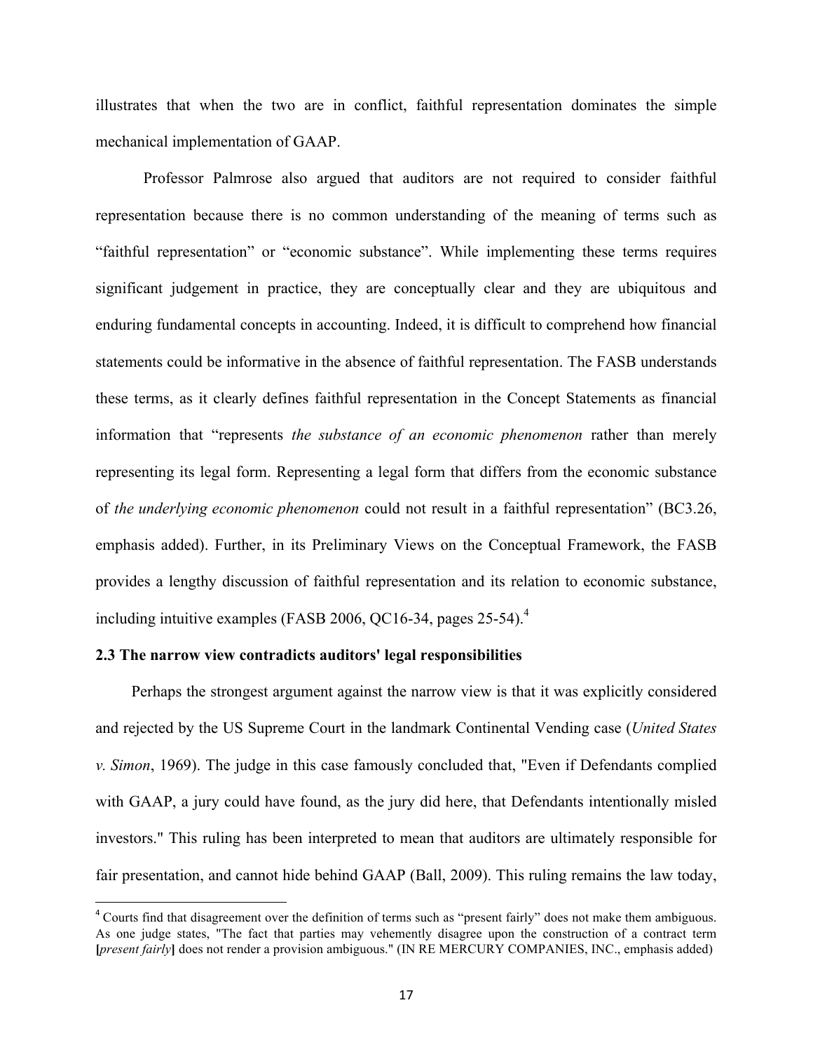illustrates that when the two are in conflict, faithful representation dominates the simple mechanical implementation of GAAP.

Professor Palmrose also argued that auditors are not required to consider faithful representation because there is no common understanding of the meaning of terms such as "faithful representation" or "economic substance". While implementing these terms requires significant judgement in practice, they are conceptually clear and they are ubiquitous and enduring fundamental concepts in accounting. Indeed, it is difficult to comprehend how financial statements could be informative in the absence of faithful representation. The FASB understands these terms, as it clearly defines faithful representation in the Concept Statements as financial information that "represents *the substance of an economic phenomenon* rather than merely representing its legal form. Representing a legal form that differs from the economic substance of *the underlying economic phenomenon* could not result in a faithful representation" (BC3.26, emphasis added). Further, in its Preliminary Views on the Conceptual Framework, the FASB provides a lengthy discussion of faithful representation and its relation to economic substance, including intuitive examples (FASB 2006, QC16-34, pages 25-54).[4]

### 2.3 The narrow view contradicts auditors' legal responsibilities

Perhaps the strongest argument against the narrow view is that it was explicitly considered and rejected by the US Supreme Court in the landmark Continental Vending case (*United States v. Simon*, 1969). The judge in this case famously concluded that, "Even if Defendants complied with GAAP, a jury could have found, as the jury did here, that Defendants intentionally misled investors." This ruling has been interpreted to mean that auditors are ultimately responsible for fair presentation, and cannot hide behind GAAP (Ball, 2009). This ruling remains the law today,

[4] Courts find that disagreement over the definition of terms such as "present fairly" does not make them ambiguous. As one judge states, "The fact that parties may vehemently disagree upon the construction of a contract term **[***present fairly***]** does not render a provision ambiguous." (IN RE MERCURY COMPANIES, INC., emphasis added)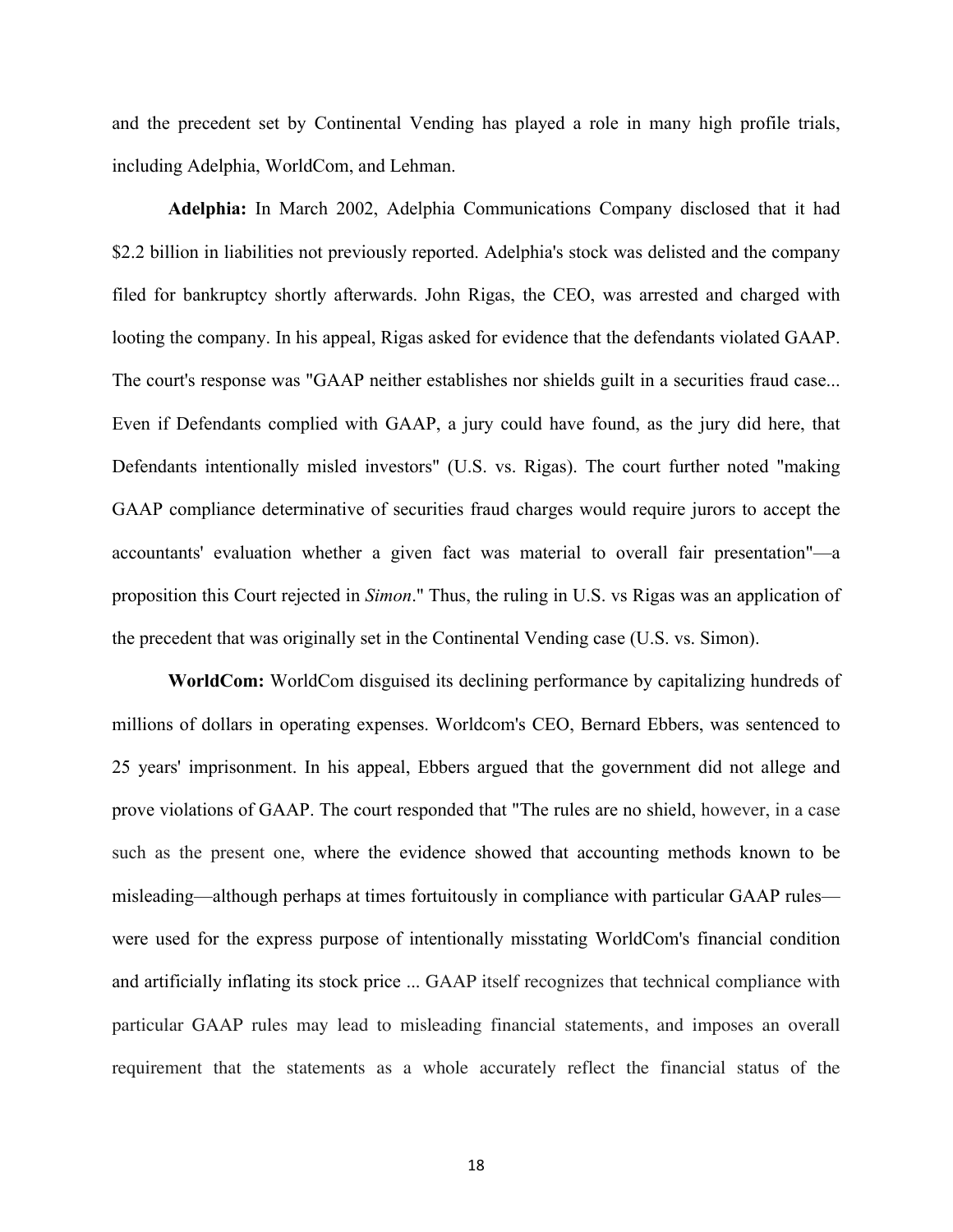and the precedent set by Continental Vending has played a role in many high profile trials, including Adelphia, WorldCom, and Lehman.

**Adelphia:** In March 2002, Adelphia Communications Company disclosed that it had $2.2 billion in liabilities not previously reported. Adelphia's stock was delisted and the company filed for bankruptcy shortly afterwards. John Rigas, the CEO, was arrested and charged with looting the company. In his appeal, Rigas asked for evidence that the defendants violated GAAP. The court's response was "GAAP neither establishes nor shields guilt in a securities fraud case... Even if Defendants complied with GAAP, a jury could have found, as the jury did here, that Defendants intentionally misled investors" (U.S. vs. Rigas). The court further noted "making GAAP compliance determinative of securities fraud charges would require jurors to accept the accountants' evaluation whether a given fact was material to overall fair presentation"—a proposition this Court rejected in *Simon*." Thus, the ruling in U.S. vs Rigas was an application of the precedent that was originally set in the Continental Vending case (U.S. vs. Simon).

**WorldCom:** WorldCom disguised its declining performance by capitalizing hundreds of millions of dollars in operating expenses. Worldcom's CEO, Bernard Ebbers, was sentenced to 25 years' imprisonment. In his appeal, Ebbers argued that the government did not allege and prove violations of GAAP. The court responded that "The rules are no shield, however, in a case such as the present one, where the evidence showed that accounting methods known to be misleading—although perhaps at times fortuitously in compliance with particular GAAP rules—were used for the express purpose of intentionally misstating WorldCom's financial condition and artificially inflating its stock price ... GAAP itself recognizes that technical compliance with particular GAAP rules may lead to misleading financial statements, and imposes an overall requirement that the statements as a whole accurately reflect the financial status of the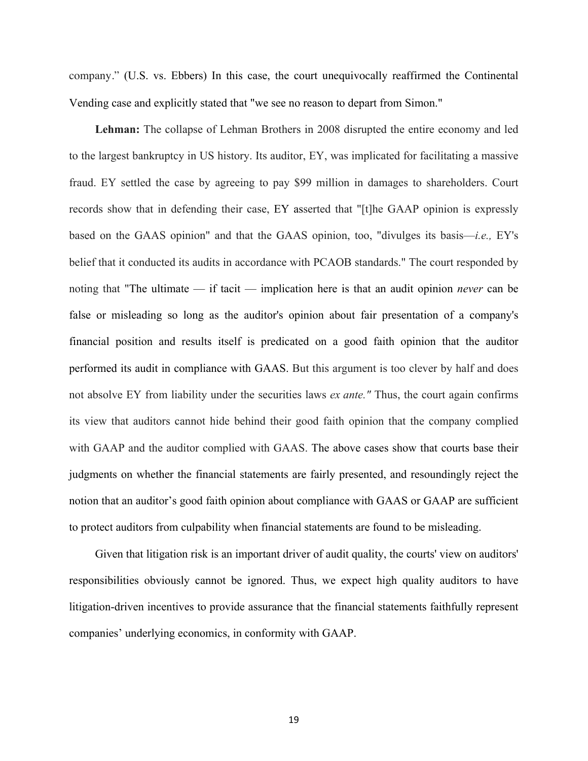company." (U.S. vs. Ebbers) In this case, the court unequivocally reaffirmed the Continental Vending case and explicitly stated that "we see no reason to depart from Simon."

**Lehman:** The collapse of Lehman Brothers in 2008 disrupted the entire economy and led to the largest bankruptcy in US history. Its auditor, EY, was implicated for facilitating a massive fraud. EY settled the case by agreeing to pay $99 million in damages to shareholders. Court records show that in defending their case, EY asserted that "[t]he GAAP opinion is expressly based on the GAAS opinion" and that the GAAS opinion, too, "divulges its basis—*i.e.,* EY's belief that it conducted its audits in accordance with PCAOB standards." The court responded by noting that "The ultimate — if tacit — implication here is that an audit opinion *never* can be false or misleading so long as the auditor's opinion about fair presentation of a company's financial position and results itself is predicated on a good faith opinion that the auditor performed its audit in compliance with GAAS. But this argument is too clever by half and does not absolve EY from liability under the securities laws *ex ante."* Thus, the court again confirms its view that auditors cannot hide behind their good faith opinion that the company complied with GAAP and the auditor complied with GAAS. The above cases show that courts base their judgments on whether the financial statements are fairly presented, and resoundingly reject the notion that an auditor's good faith opinion about compliance with GAAS or GAAP are sufficient to protect auditors from culpability when financial statements are found to be misleading.

Given that litigation risk is an important driver of audit quality, the courts' view on auditors' responsibilities obviously cannot be ignored. Thus, we expect high quality auditors to have litigation-driven incentives to provide assurance that the financial statements faithfully represent companies' underlying economics, in conformity with GAAP.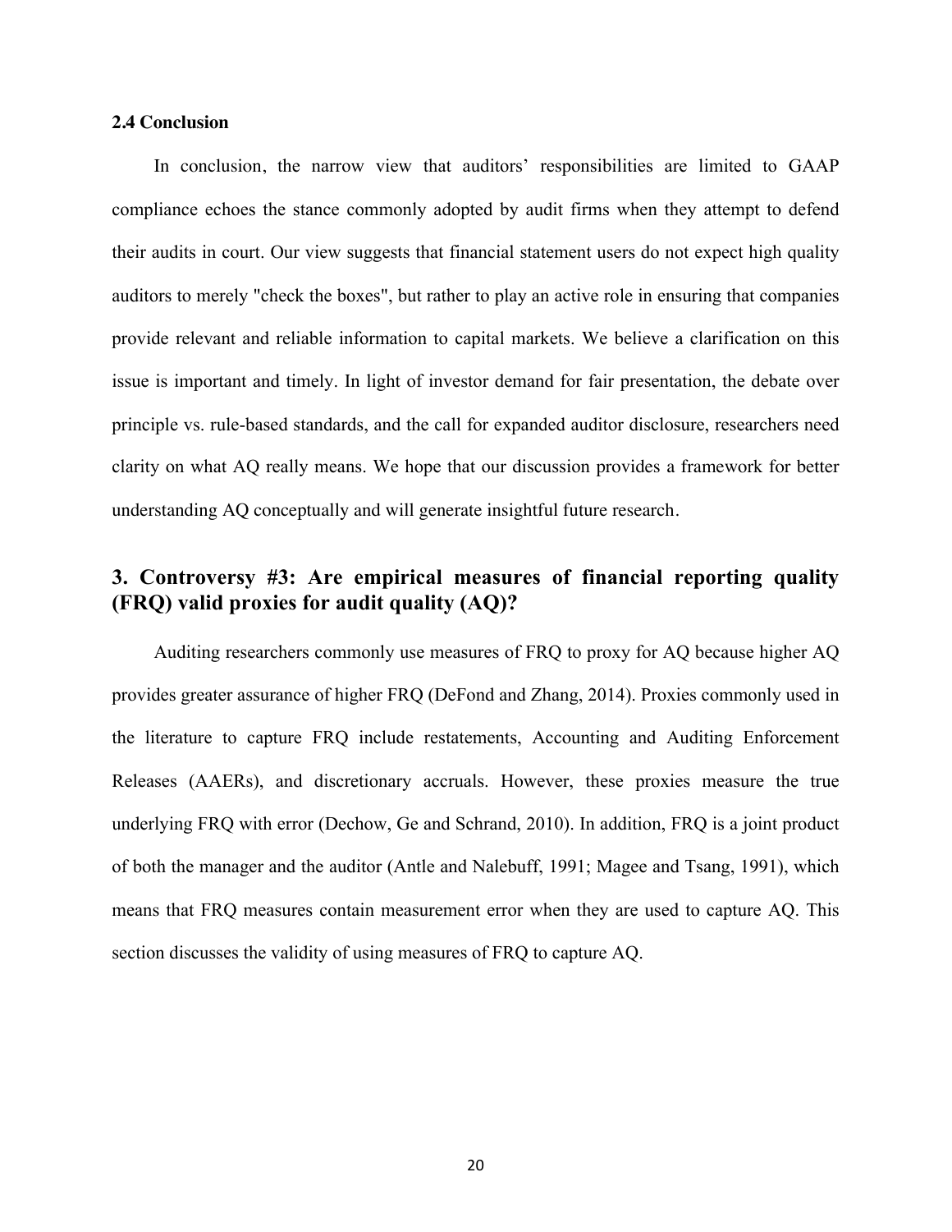### 2.4 Conclusion

In conclusion, the narrow view that auditors' responsibilities are limited to GAAP compliance echoes the stance commonly adopted by audit firms when they attempt to defend their audits in court. Our view suggests that financial statement users do not expect high quality auditors to merely "check the boxes", but rather to play an active role in ensuring that companies provide relevant and reliable information to capital markets. We believe a clarification on this issue is important and timely. In light of investor demand for fair presentation, the debate over principle vs. rule-based standards, and the call for expanded auditor disclosure, researchers need clarity on what AQ really means. We hope that our discussion provides a framework for better understanding AQ conceptually and will generate insightful future research.

## 3. Controversy #3: Are empirical measures of financial reporting quality (FRQ) valid proxies for audit quality (AQ)?

Auditing researchers commonly use measures of FRQ to proxy for AQ because higher AQ provides greater assurance of higher FRQ (DeFond and Zhang, 2014). Proxies commonly used in the literature to capture FRQ include restatements, Accounting and Auditing Enforcement Releases (AAERs), and discretionary accruals. However, these proxies measure the true underlying FRQ with error (Dechow, Ge and Schrand, 2010). In addition, FRQ is a joint product of both the manager and the auditor (Antle and Nalebuff, 1991; Magee and Tsang, 1991), which means that FRQ measures contain measurement error when they are used to capture AQ. This section discusses the validity of using measures of FRQ to capture AQ.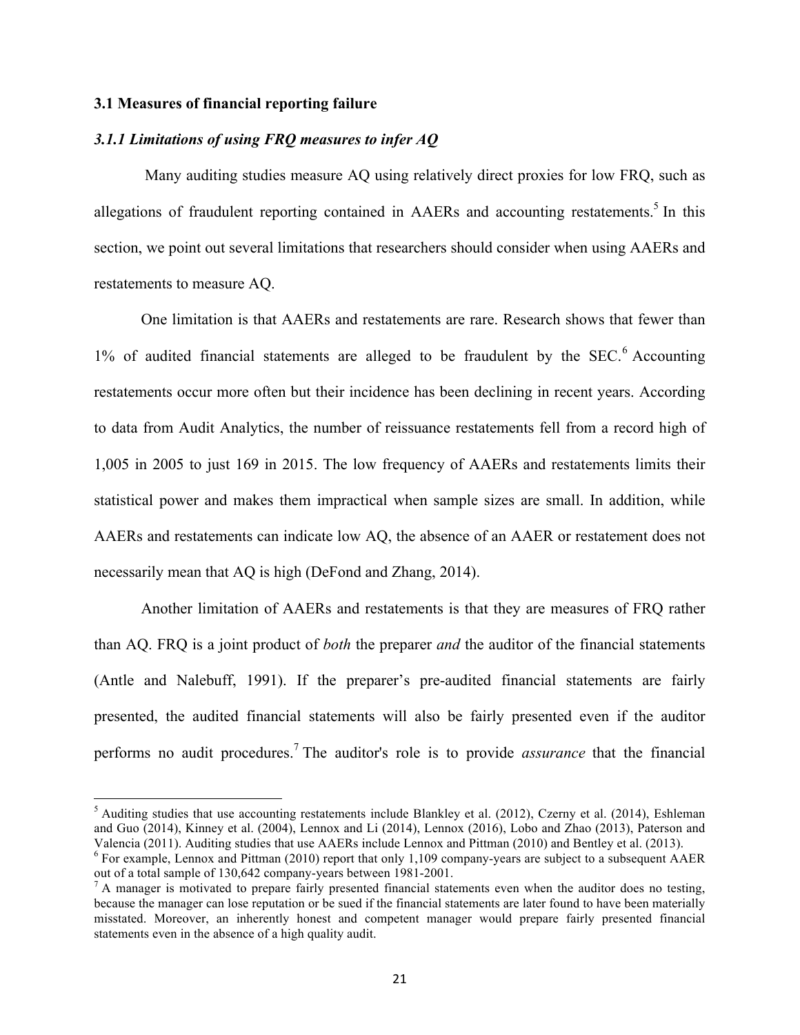### 3.1 Measures of financial reporting failure

#### *3.1.1 Limitations of using FRQ measures to infer AQ*

Many auditing studies measure AQ using relatively direct proxies for low FRQ, such as allegations of fraudulent reporting contained in AAERs and accounting restatements.[5] In this section, we point out several limitations that researchers should consider when using AAERs and restatements to measure AQ.

One limitation is that AAERs and restatements are rare. Research shows that fewer than 1% of audited financial statements are alleged to be fraudulent by the SEC.[6] Accounting restatements occur more often but their incidence has been declining in recent years. According to data from Audit Analytics, the number of reissuance restatements fell from a record high of 1,005 in 2005 to just 169 in 2015. The low frequency of AAERs and restatements limits their statistical power and makes them impractical when sample sizes are small. In addition, while AAERs and restatements can indicate low AQ, the absence of an AAER or restatement does not necessarily mean that AQ is high (DeFond and Zhang, 2014).

Another limitation of AAERs and restatements is that they are measures of FRQ rather than AQ. FRQ is a joint product of *both* the preparer *and* the auditor of the financial statements (Antle and Nalebuff, 1991). If the preparer's pre-audited financial statements are fairly presented, the audited financial statements will also be fairly presented even if the auditor performs no audit procedures.[7] The auditor's role is to provide *assurance* that the financial

---

[5] Auditing studies that use accounting restatements include Blankley et al. (2012), Czerny et al. (2014), Eshleman and Guo (2014), Kinney et al. (2004), Lennox and Li (2014), Lennox (2016), Lobo and Zhao (2013), Paterson and Valencia (2011). Auditing studies that use AAERs include Lennox and Pittman (2010) and Bentley et al. (2013).

[6] For example, Lennox and Pittman (2010) report that only 1,109 company-years are subject to a subsequent AAER out of a total sample of 130,642 company-years between 1981-2001.

[7] A manager is motivated to prepare fairly presented financial statements even when the auditor does no testing, because the manager can lose reputation or be sued if the financial statements are later found to have been materially misstated. Moreover, an inherently honest and competent manager would prepare fairly presented financial statements even in the absence of a high quality audit.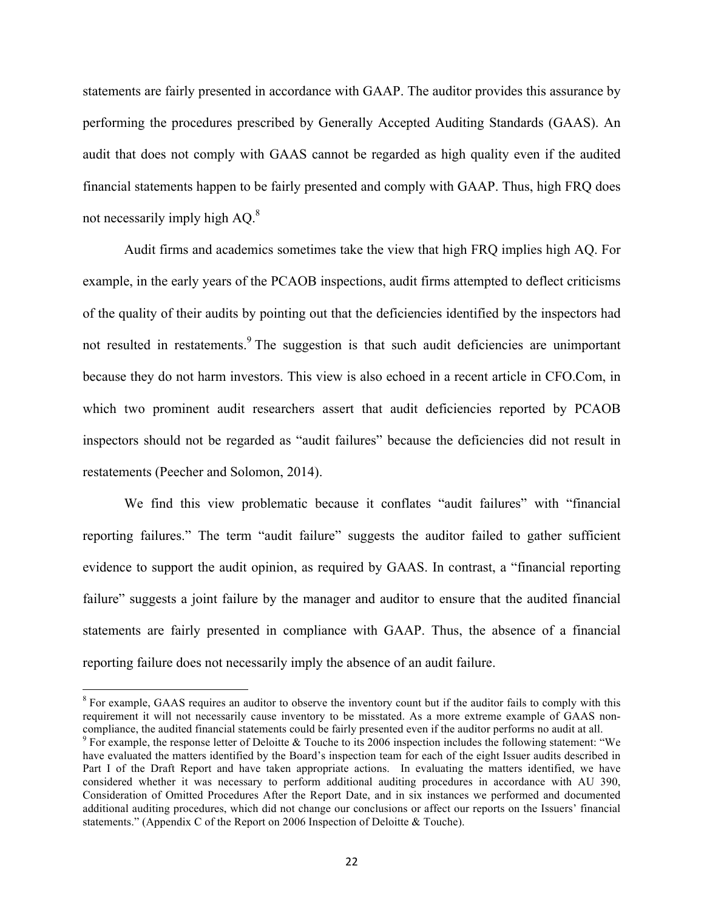statements are fairly presented in accordance with GAAP. The auditor provides this assurance by performing the procedures prescribed by Generally Accepted Auditing Standards (GAAS). An audit that does not comply with GAAS cannot be regarded as high quality even if the audited financial statements happen to be fairly presented and comply with GAAP. Thus, high FRQ does not necessarily imply high AQ.[8]

Audit firms and academics sometimes take the view that high FRQ implies high AQ. For example, in the early years of the PCAOB inspections, audit firms attempted to deflect criticisms of the quality of their audits by pointing out that the deficiencies identified by the inspectors had not resulted in restatements.[9] The suggestion is that such audit deficiencies are unimportant because they do not harm investors. This view is also echoed in a recent article in CFO.Com, in which two prominent audit researchers assert that audit deficiencies reported by PCAOB inspectors should not be regarded as "audit failures" because the deficiencies did not result in restatements (Peecher and Solomon, 2014).

We find this view problematic because it conflates "audit failures" with "financial reporting failures." The term "audit failure" suggests the auditor failed to gather sufficient evidence to support the audit opinion, as required by GAAS. In contrast, a "financial reporting failure" suggests a joint failure by the manager and auditor to ensure that the audited financial statements are fairly presented in compliance with GAAP. Thus, the absence of a financial reporting failure does not necessarily imply the absence of an audit failure.

---

[8] For example, GAAS requires an auditor to observe the inventory count but if the auditor fails to comply with this requirement it will not necessarily cause inventory to be misstated. As a more extreme example of GAAS non-compliance, the audited financial statements could be fairly presented even if the auditor performs no audit at all.

[9] For example, the response letter of Deloitte & Touche to its 2006 inspection includes the following statement: "We have evaluated the matters identified by the Board's inspection team for each of the eight Issuer audits described in Part I of the Draft Report and have taken appropriate actions. In evaluating the matters identified, we have considered whether it was necessary to perform additional auditing procedures in accordance with AU 390, Consideration of Omitted Procedures After the Report Date, and in six instances we performed and documented additional auditing procedures, which did not change our conclusions or affect our reports on the Issuers' financial statements." (Appendix C of the Report on 2006 Inspection of Deloitte & Touche).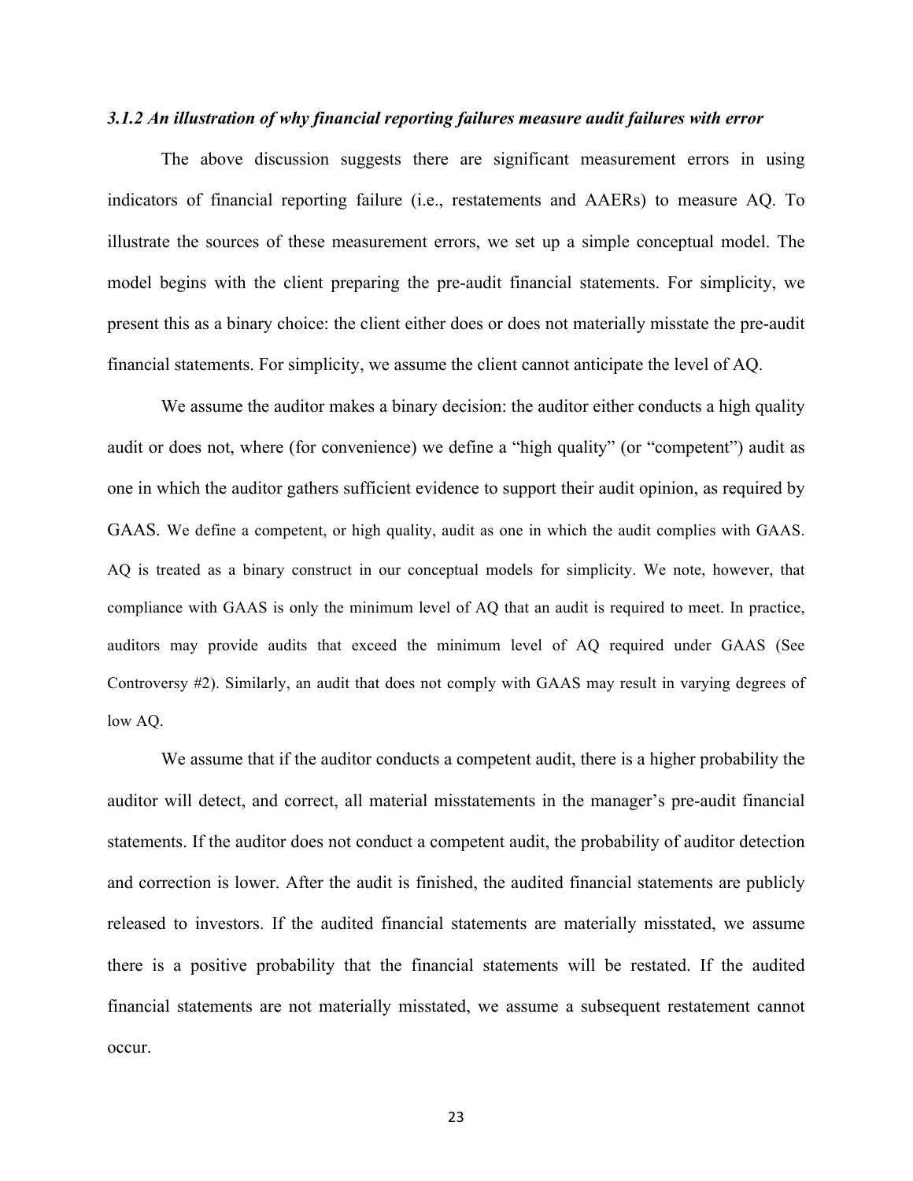### *3.1.2 An illustration of why financial reporting failures measure audit failures with error*

The above discussion suggests there are significant measurement errors in using indicators of financial reporting failure (i.e., restatements and AAERs) to measure AQ. To illustrate the sources of these measurement errors, we set up a simple conceptual model. The model begins with the client preparing the pre-audit financial statements. For simplicity, we present this as a binary choice: the client either does or does not materially misstate the pre-audit financial statements. For simplicity, we assume the client cannot anticipate the level of AQ.

We assume the auditor makes a binary decision: the auditor either conducts a high quality audit or does not, where (for convenience) we define a "high quality" (or "competent") audit as one in which the auditor gathers sufficient evidence to support their audit opinion, as required by GAAS. We define a competent, or high quality, audit as one in which the audit complies with GAAS. AQ is treated as a binary construct in our conceptual models for simplicity. We note, however, that compliance with GAAS is only the minimum level of AQ that an audit is required to meet. In practice, auditors may provide audits that exceed the minimum level of AQ required under GAAS (See Controversy #2). Similarly, an audit that does not comply with GAAS may result in varying degrees of low AQ.

We assume that if the auditor conducts a competent audit, there is a higher probability the auditor will detect, and correct, all material misstatements in the manager's pre-audit financial statements. If the auditor does not conduct a competent audit, the probability of auditor detection and correction is lower. After the audit is finished, the audited financial statements are publicly released to investors. If the audited financial statements are materially misstated, we assume there is a positive probability that the financial statements will be restated. If the audited financial statements are not materially misstated, we assume a subsequent restatement cannot occur.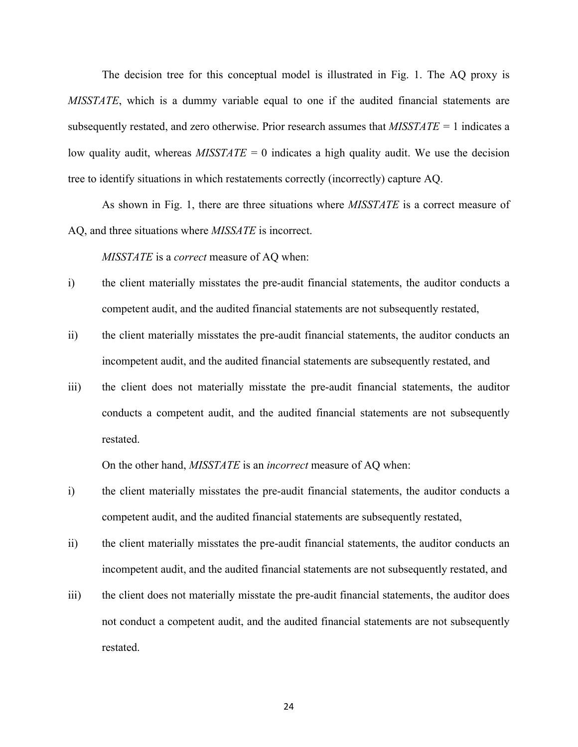The decision tree for this conceptual model is illustrated in Fig. 1. The AQ proxy is *MISSTATE*, which is a dummy variable equal to one if the audited financial statements are subsequently restated, and zero otherwise. Prior research assumes that *MISSTATE* = 1 indicates a low quality audit, whereas *MISSTATE* = 0 indicates a high quality audit. We use the decision tree to identify situations in which restatements correctly (incorrectly) capture AQ.

As shown in Fig. 1, there are three situations where *MISSTATE* is a correct measure of AQ, and three situations where *MISSATE* is incorrect.

*MISSTATE* is a *correct* measure of AQ when:

i) the client materially misstates the pre-audit financial statements, the auditor conducts a competent audit, and the audited financial statements are not subsequently restated,

ii) the client materially misstates the pre-audit financial statements, the auditor conducts an incompetent audit, and the audited financial statements are subsequently restated, and

iii) the client does not materially misstate the pre-audit financial statements, the auditor conducts a competent audit, and the audited financial statements are not subsequently restated.

On the other hand, *MISSTATE* is an *incorrect* measure of AQ when:

i) the client materially misstates the pre-audit financial statements, the auditor conducts a competent audit, and the audited financial statements are subsequently restated,

ii) the client materially misstates the pre-audit financial statements, the auditor conducts an incompetent audit, and the audited financial statements are not subsequently restated, and

iii) the client does not materially misstate the pre-audit financial statements, the auditor does not conduct a competent audit, and the audited financial statements are not subsequently restated.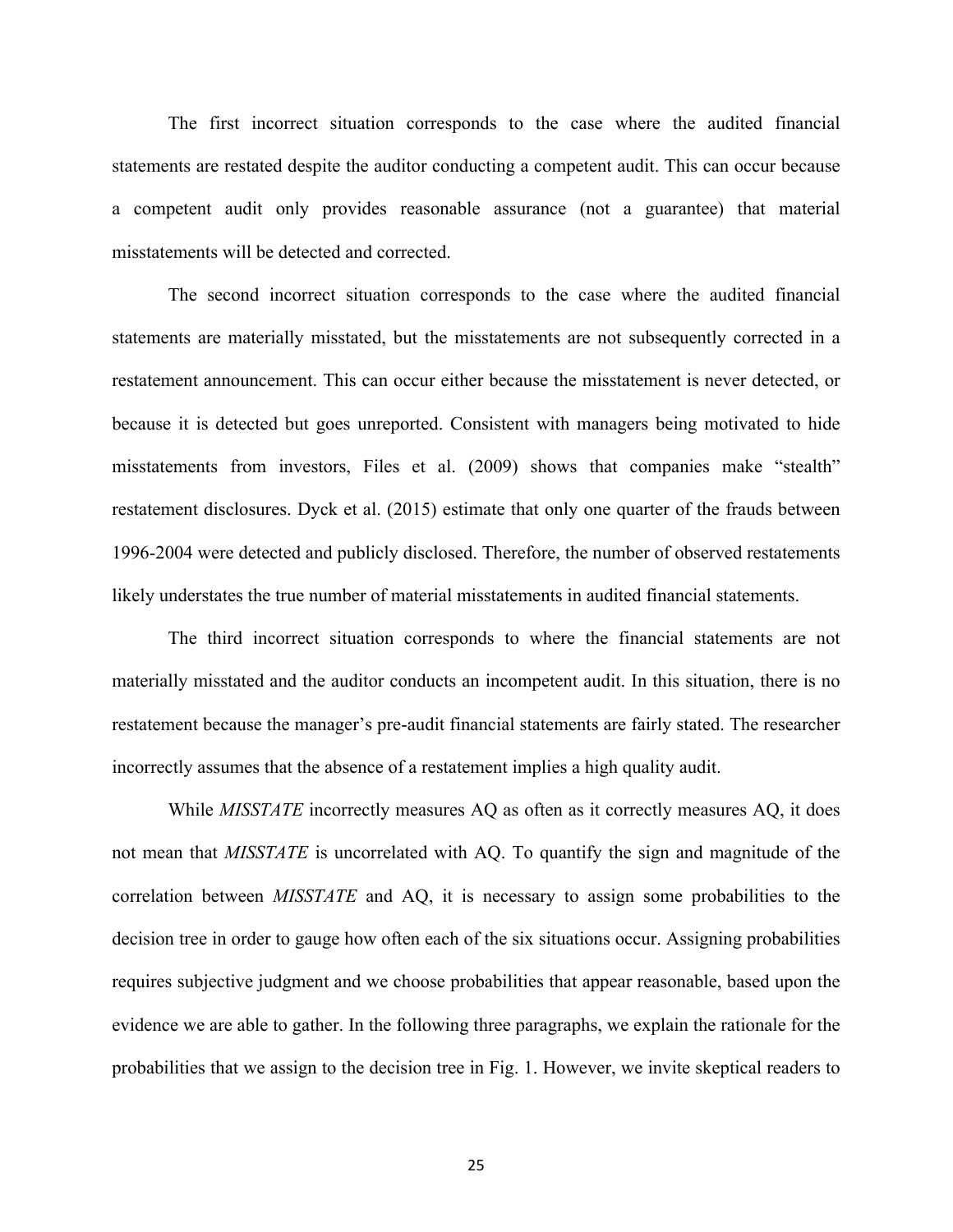The first incorrect situation corresponds to the case where the audited financial statements are restated despite the auditor conducting a competent audit. This can occur because a competent audit only provides reasonable assurance (not a guarantee) that material misstatements will be detected and corrected.

The second incorrect situation corresponds to the case where the audited financial statements are materially misstated, but the misstatements are not subsequently corrected in a restatement announcement. This can occur either because the misstatement is never detected, or because it is detected but goes unreported. Consistent with managers being motivated to hide misstatements from investors, Files et al. (2009) shows that companies make "stealth" restatement disclosures. Dyck et al. (2015) estimate that only one quarter of the frauds between 1996-2004 were detected and publicly disclosed. Therefore, the number of observed restatements likely understates the true number of material misstatements in audited financial statements.

The third incorrect situation corresponds to where the financial statements are not materially misstated and the auditor conducts an incompetent audit. In this situation, there is no restatement because the manager's pre-audit financial statements are fairly stated. The researcher incorrectly assumes that the absence of a restatement implies a high quality audit.

While *MISSTATE* incorrectly measures AQ as often as it correctly measures AQ, it does not mean that *MISSTATE* is uncorrelated with AQ. To quantify the sign and magnitude of the correlation between *MISSTATE* and AQ, it is necessary to assign some probabilities to the decision tree in order to gauge how often each of the six situations occur. Assigning probabilities requires subjective judgment and we choose probabilities that appear reasonable, based upon the evidence we are able to gather. In the following three paragraphs, we explain the rationale for the probabilities that we assign to the decision tree in Fig. 1. However, we invite skeptical readers to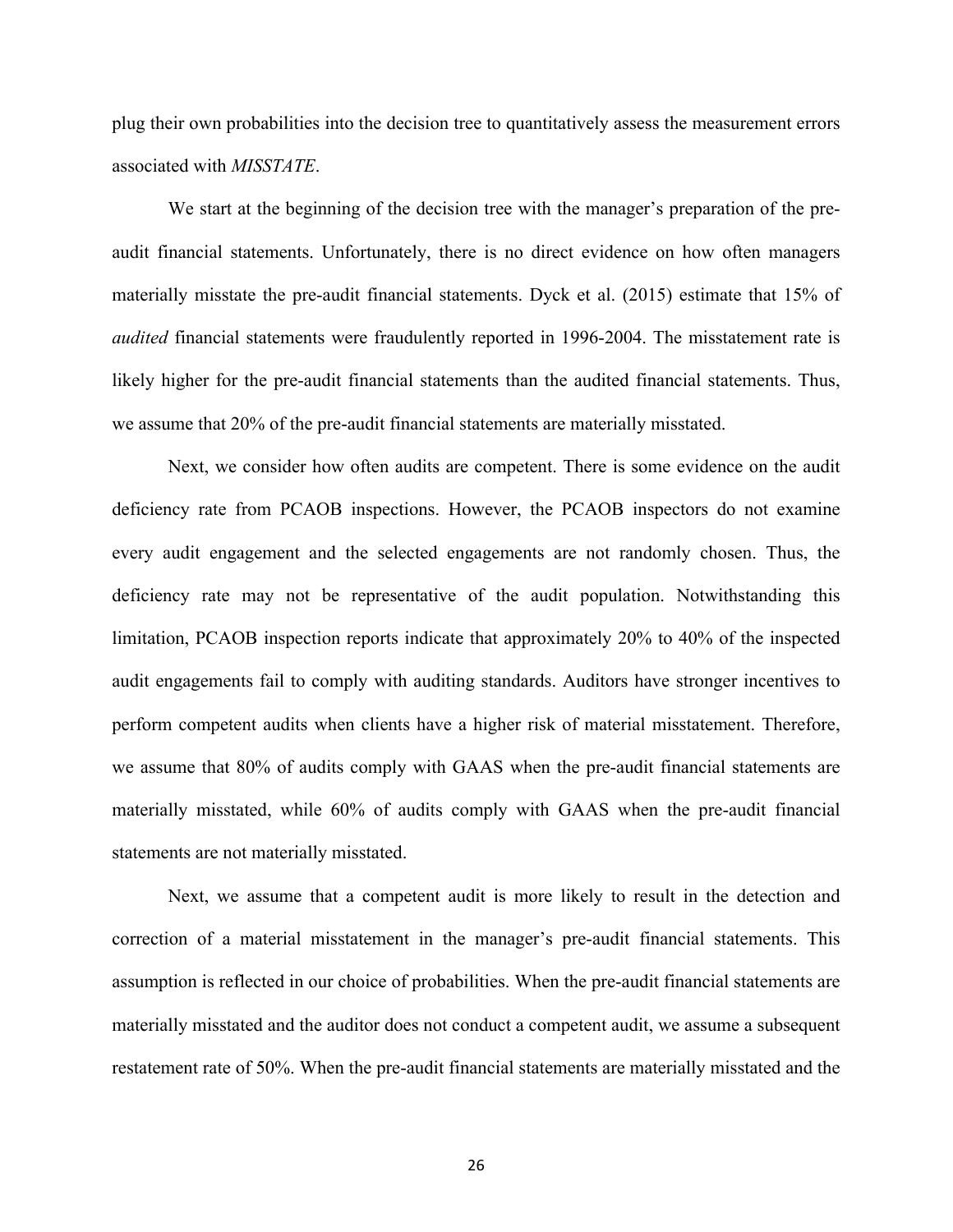plug their own probabilities into the decision tree to quantitatively assess the measurement errors associated with *MISSTATE*.

We start at the beginning of the decision tree with the manager's preparation of the pre-audit financial statements. Unfortunately, there is no direct evidence on how often managers materially misstate the pre-audit financial statements. Dyck et al. (2015) estimate that 15% of *audited* financial statements were fraudulently reported in 1996-2004. The misstatement rate is likely higher for the pre-audit financial statements than the audited financial statements. Thus, we assume that 20% of the pre-audit financial statements are materially misstated.

Next, we consider how often audits are competent. There is some evidence on the audit deficiency rate from PCAOB inspections. However, the PCAOB inspectors do not examine every audit engagement and the selected engagements are not randomly chosen. Thus, the deficiency rate may not be representative of the audit population. Notwithstanding this limitation, PCAOB inspection reports indicate that approximately 20% to 40% of the inspected audit engagements fail to comply with auditing standards. Auditors have stronger incentives to perform competent audits when clients have a higher risk of material misstatement. Therefore, we assume that 80% of audits comply with GAAS when the pre-audit financial statements are materially misstated, while 60% of audits comply with GAAS when the pre-audit financial statements are not materially misstated.

Next, we assume that a competent audit is more likely to result in the detection and correction of a material misstatement in the manager's pre-audit financial statements. This assumption is reflected in our choice of probabilities. When the pre-audit financial statements are materially misstated and the auditor does not conduct a competent audit, we assume a subsequent restatement rate of 50%. When the pre-audit financial statements are materially misstated and the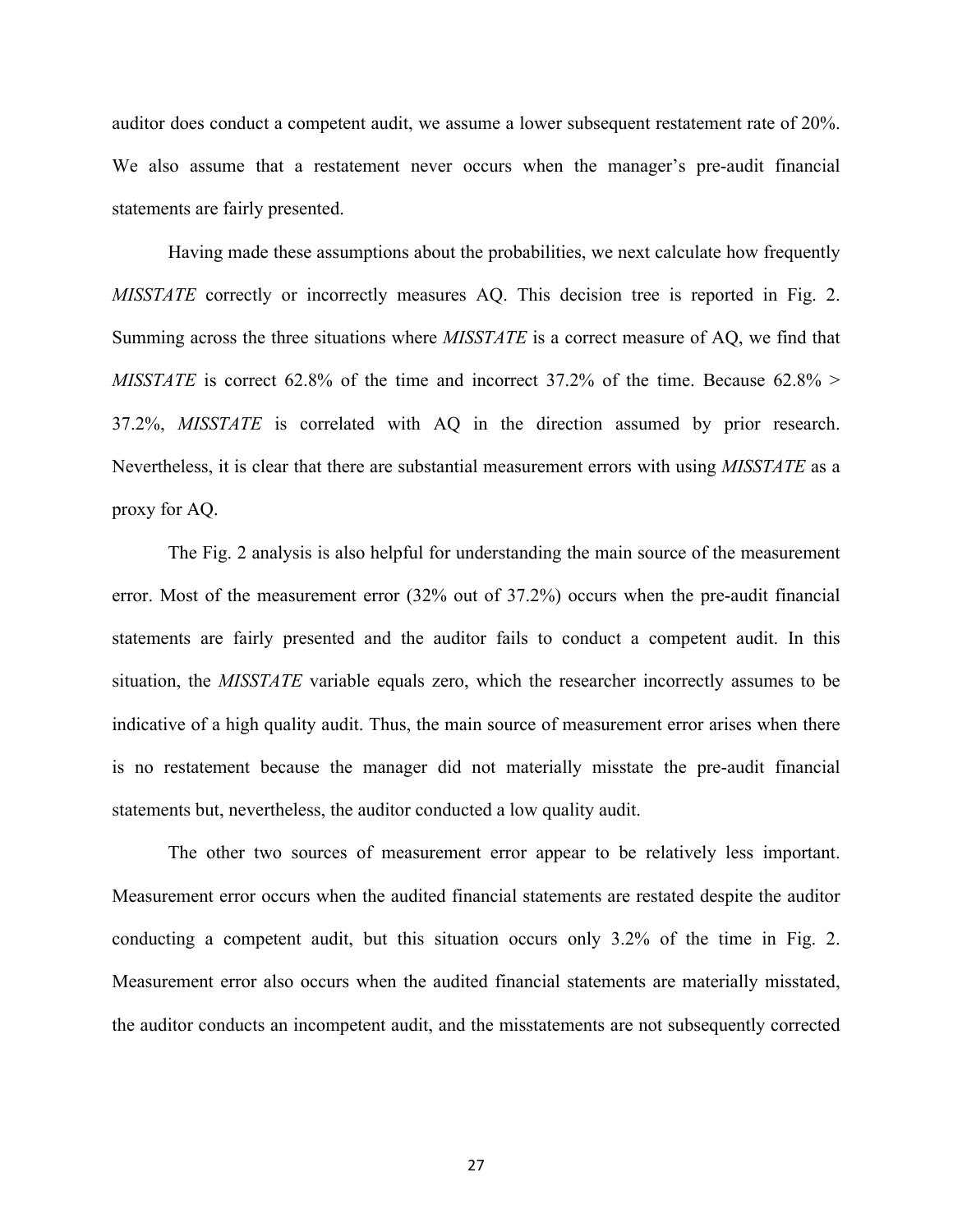auditor does conduct a competent audit, we assume a lower subsequent restatement rate of 20%. We also assume that a restatement never occurs when the manager's pre-audit financial statements are fairly presented.

Having made these assumptions about the probabilities, we next calculate how frequently *MISSTATE* correctly or incorrectly measures AQ. This decision tree is reported in Fig. 2. Summing across the three situations where *MISSTATE* is a correct measure of AQ, we find that *MISSTATE* is correct 62.8% of the time and incorrect 37.2% of the time. Because 62.8% > 37.2%, *MISSTATE* is correlated with AQ in the direction assumed by prior research. Nevertheless, it is clear that there are substantial measurement errors with using *MISSTATE* as a proxy for AQ.

The Fig. 2 analysis is also helpful for understanding the main source of the measurement error. Most of the measurement error (32% out of 37.2%) occurs when the pre-audit financial statements are fairly presented and the auditor fails to conduct a competent audit. In this situation, the *MISSTATE* variable equals zero, which the researcher incorrectly assumes to be indicative of a high quality audit. Thus, the main source of measurement error arises when there is no restatement because the manager did not materially misstate the pre-audit financial statements but, nevertheless, the auditor conducted a low quality audit.

The other two sources of measurement error appear to be relatively less important. Measurement error occurs when the audited financial statements are restated despite the auditor conducting a competent audit, but this situation occurs only 3.2% of the time in Fig. 2. Measurement error also occurs when the audited financial statements are materially misstated, the auditor conducts an incompetent audit, and the misstatements are not subsequently corrected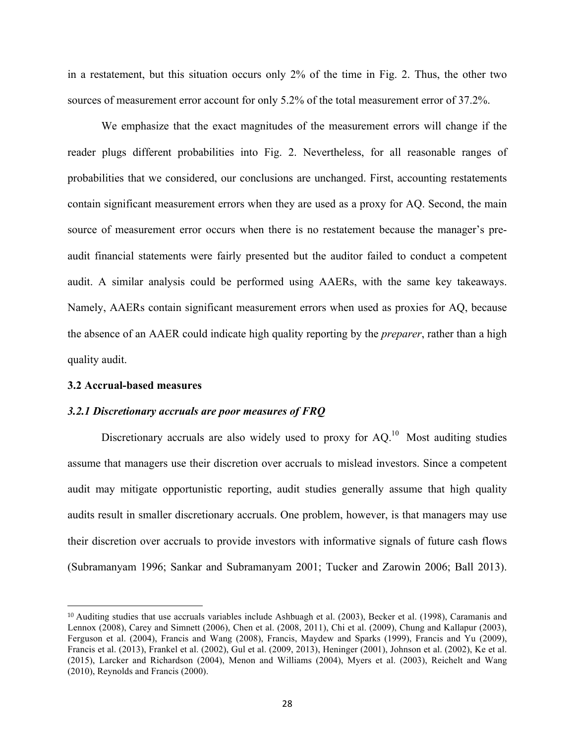in a restatement, but this situation occurs only 2% of the time in Fig. 2. Thus, the other two sources of measurement error account for only 5.2% of the total measurement error of 37.2%.

We emphasize that the exact magnitudes of the measurement errors will change if the reader plugs different probabilities into Fig. 2. Nevertheless, for all reasonable ranges of probabilities that we considered, our conclusions are unchanged. First, accounting restatements contain significant measurement errors when they are used as a proxy for AQ. Second, the main source of measurement error occurs when there is no restatement because the manager's pre-audit financial statements were fairly presented but the auditor failed to conduct a competent audit. A similar analysis could be performed using AAERs, with the same key takeaways. Namely, AAERs contain significant measurement errors when used as proxies for AQ, because the absence of an AAER could indicate high quality reporting by the *preparer*, rather than a high quality audit.

### 3.2 Accrual-based measures

#### *3.2.1 Discretionary accruals are poor measures of FRQ*

Discretionary accruals are also widely used to proxy for AQ.[10] Most auditing studies assume that managers use their discretion over accruals to mislead investors. Since a competent audit may mitigate opportunistic reporting, audit studies generally assume that high quality audits result in smaller discretionary accruals. One problem, however, is that managers may use their discretion over accruals to provide investors with informative signals of future cash flows (Subramanyam 1996; Sankar and Subramanyam 2001; Tucker and Zarowin 2006; Ball 2013).

[10] Auditing studies that use accruals variables include Ashbuagh et al. (2003), Becker et al. (1998), Caramanis and Lennox (2008), Carey and Simnett (2006), Chen et al. (2008, 2011), Chi et al. (2009), Chung and Kallapur (2003), Ferguson et al. (2004), Francis and Wang (2008), Francis, Maydew and Sparks (1999), Francis and Yu (2009), Francis et al. (2013), Frankel et al. (2002), Gul et al. (2009, 2013), Heninger (2001), Johnson et al. (2002), Ke et al. (2015), Larcker and Richardson (2004), Menon and Williams (2004), Myers et al. (2003), Reichelt and Wang (2010), Reynolds and Francis (2000).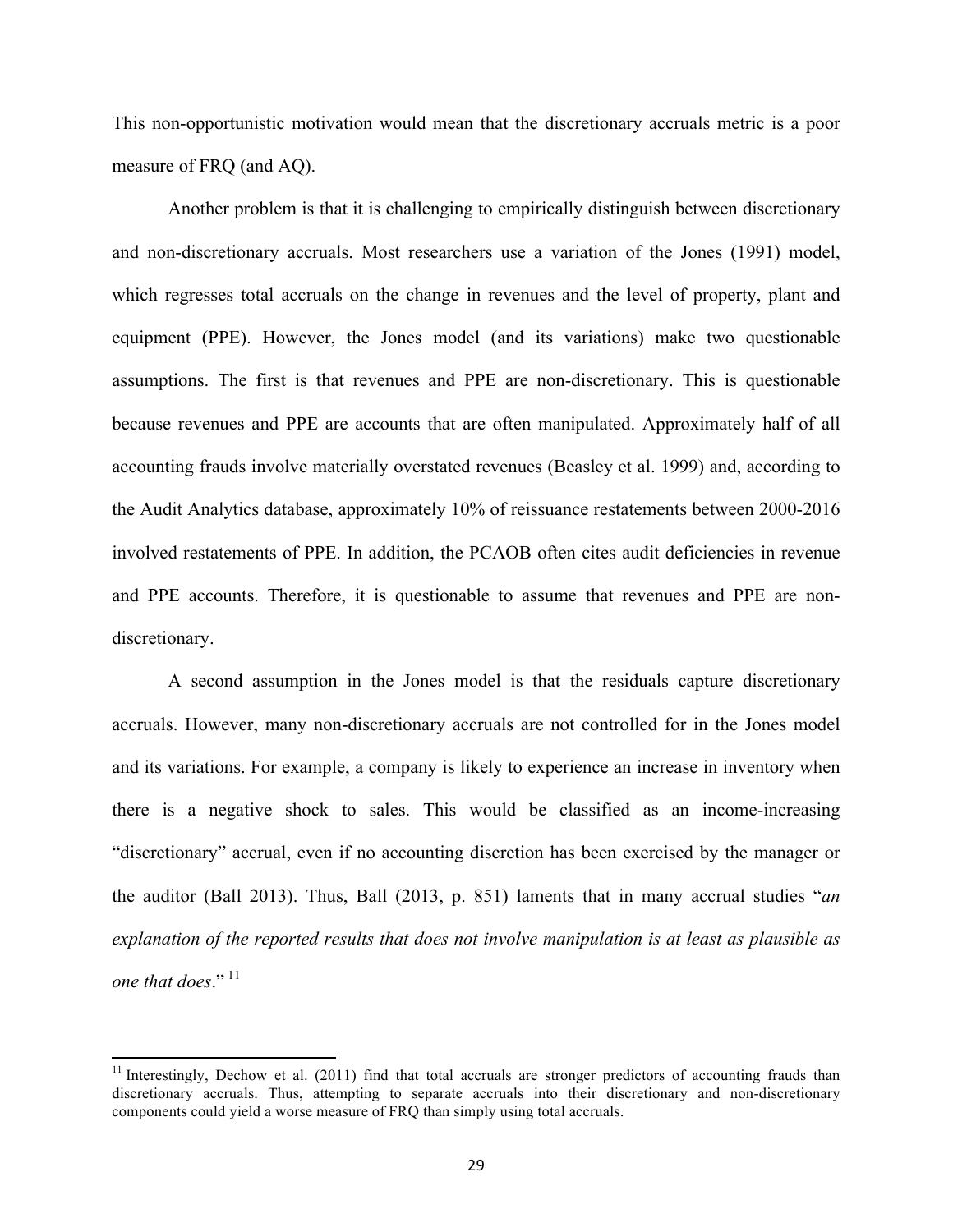This non-opportunistic motivation would mean that the discretionary accruals metric is a poor measure of FRQ (and AQ).

Another problem is that it is challenging to empirically distinguish between discretionary and non-discretionary accruals. Most researchers use a variation of the Jones (1991) model, which regresses total accruals on the change in revenues and the level of property, plant and equipment (PPE). However, the Jones model (and its variations) make two questionable assumptions. The first is that revenues and PPE are non-discretionary. This is questionable because revenues and PPE are accounts that are often manipulated. Approximately half of all accounting frauds involve materially overstated revenues (Beasley et al. 1999) and, according to the Audit Analytics database, approximately 10% of reissuance restatements between 2000-2016 involved restatements of PPE. In addition, the PCAOB often cites audit deficiencies in revenue and PPE accounts. Therefore, it is questionable to assume that revenues and PPE are non-discretionary.

A second assumption in the Jones model is that the residuals capture discretionary accruals. However, many non-discretionary accruals are not controlled for in the Jones model and its variations. For example, a company is likely to experience an increase in inventory when there is a negative shock to sales. This would be classified as an income-increasing "discretionary" accrual, even if no accounting discretion has been exercised by the manager or the auditor (Ball 2013). Thus, Ball (2013, p. 851) laments that in many accrual studies "*an explanation of the reported results that does not involve manipulation is at least as plausible as one that does*." [11]

---

[11] Interestingly, Dechow et al. (2011) find that total accruals are stronger predictors of accounting frauds than discretionary accruals. Thus, attempting to separate accruals into their discretionary and non-discretionary components could yield a worse measure of FRQ than simply using total accruals.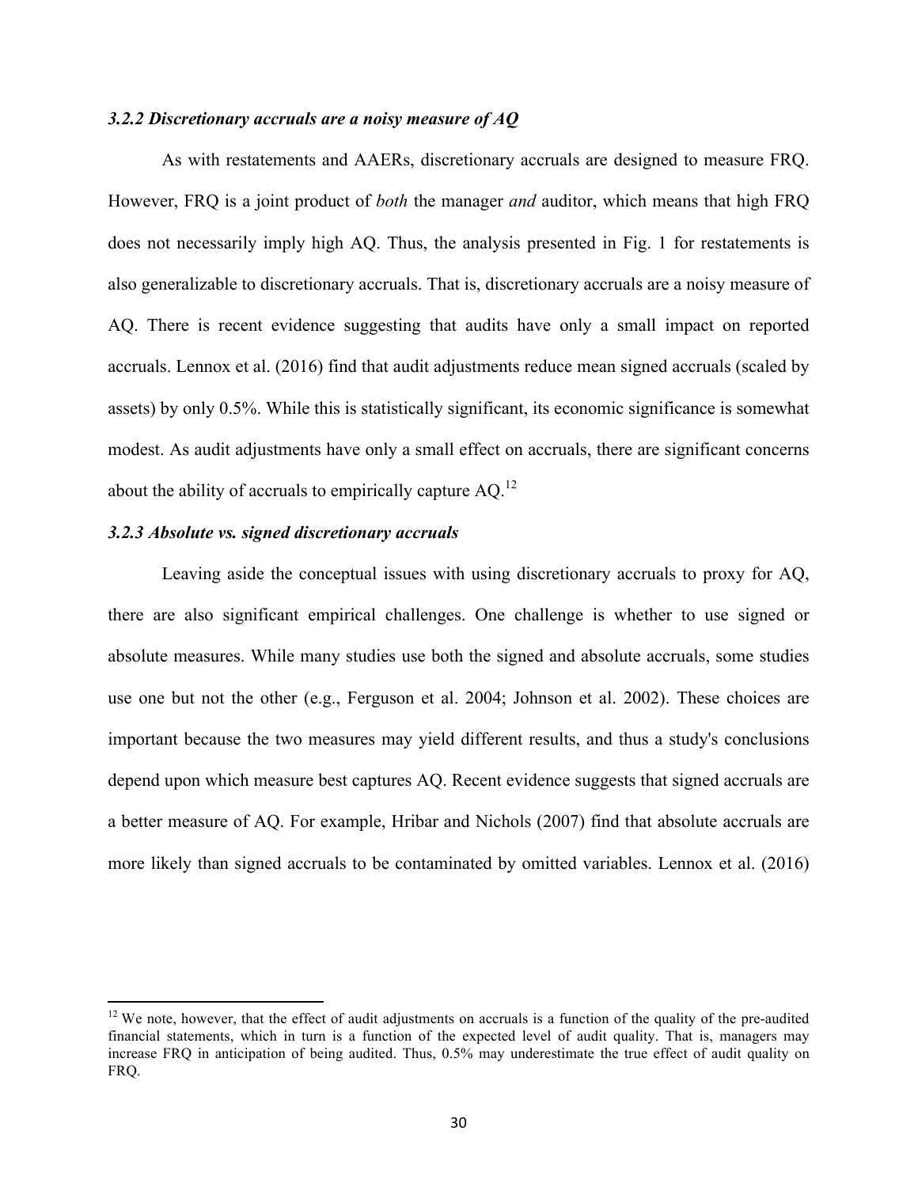### *3.2.2 Discretionary accruals are a noisy measure of AQ*

As with restatements and AAERs, discretionary accruals are designed to measure FRQ. However, FRQ is a joint product of *both* the manager *and* auditor, which means that high FRQ does not necessarily imply high AQ. Thus, the analysis presented in Fig. 1 for restatements is also generalizable to discretionary accruals. That is, discretionary accruals are a noisy measure of AQ. There is recent evidence suggesting that audits have only a small impact on reported accruals. Lennox et al. (2016) find that audit adjustments reduce mean signed accruals (scaled by assets) by only 0.5%. While this is statistically significant, its economic significance is somewhat modest. As audit adjustments have only a small effect on accruals, there are significant concerns about the ability of accruals to empirically capture AQ.[12]

### *3.2.3 Absolute vs. signed discretionary accruals*

Leaving aside the conceptual issues with using discretionary accruals to proxy for AQ, there are also significant empirical challenges. One challenge is whether to use signed or absolute measures. While many studies use both the signed and absolute accruals, some studies use one but not the other (e.g., Ferguson et al. 2004; Johnson et al. 2002). These choices are important because the two measures may yield different results, and thus a study's conclusions depend upon which measure best captures AQ. Recent evidence suggests that signed accruals are a better measure of AQ. For example, Hribar and Nichols (2007) find that absolute accruals are more likely than signed accruals to be contaminated by omitted variables. Lennox et al. (2016)

---

[12] We note, however, that the effect of audit adjustments on accruals is a function of the quality of the pre-audited financial statements, which in turn is a function of the expected level of audit quality. That is, managers may increase FRQ in anticipation of being audited. Thus, 0.5% may underestimate the true effect of audit quality on FRQ.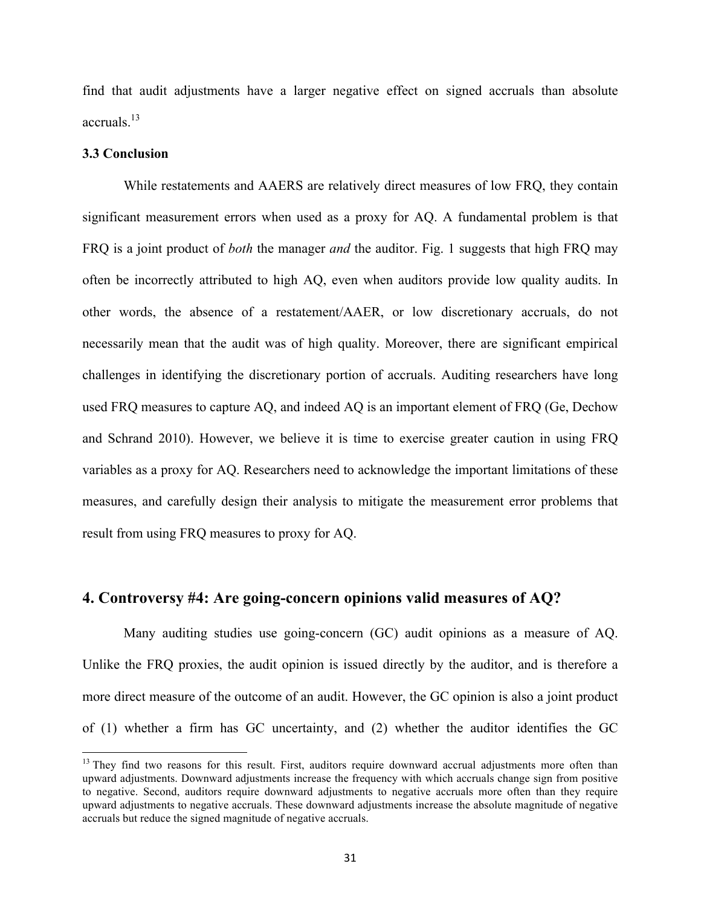find that audit adjustments have a larger negative effect on signed accruals than absolute accruals.[13]

### 3.3 Conclusion

While restatements and AAERS are relatively direct measures of low FRQ, they contain significant measurement errors when used as a proxy for AQ. A fundamental problem is that FRQ is a joint product of *both* the manager *and* the auditor. Fig. 1 suggests that high FRQ may often be incorrectly attributed to high AQ, even when auditors provide low quality audits. In other words, the absence of a restatement/AAER, or low discretionary accruals, do not necessarily mean that the audit was of high quality. Moreover, there are significant empirical challenges in identifying the discretionary portion of accruals. Auditing researchers have long used FRQ measures to capture AQ, and indeed AQ is an important element of FRQ (Ge, Dechow and Schrand 2010). However, we believe it is time to exercise greater caution in using FRQ variables as a proxy for AQ. Researchers need to acknowledge the important limitations of these measures, and carefully design their analysis to mitigate the measurement error problems that result from using FRQ measures to proxy for AQ.

## 4. Controversy #4: Are going-concern opinions valid measures of AQ?

Many auditing studies use going-concern (GC) audit opinions as a measure of AQ. Unlike the FRQ proxies, the audit opinion is issued directly by the auditor, and is therefore a more direct measure of the outcome of an audit. However, the GC opinion is also a joint product of (1) whether a firm has GC uncertainty, and (2) whether the auditor identifies the GC

[13] They find two reasons for this result. First, auditors require downward accrual adjustments more often than upward adjustments. Downward adjustments increase the frequency with which accruals change sign from positive to negative. Second, auditors require downward adjustments to negative accruals more often than they require upward adjustments to negative accruals. These downward adjustments increase the absolute magnitude of negative accruals but reduce the signed magnitude of negative accruals.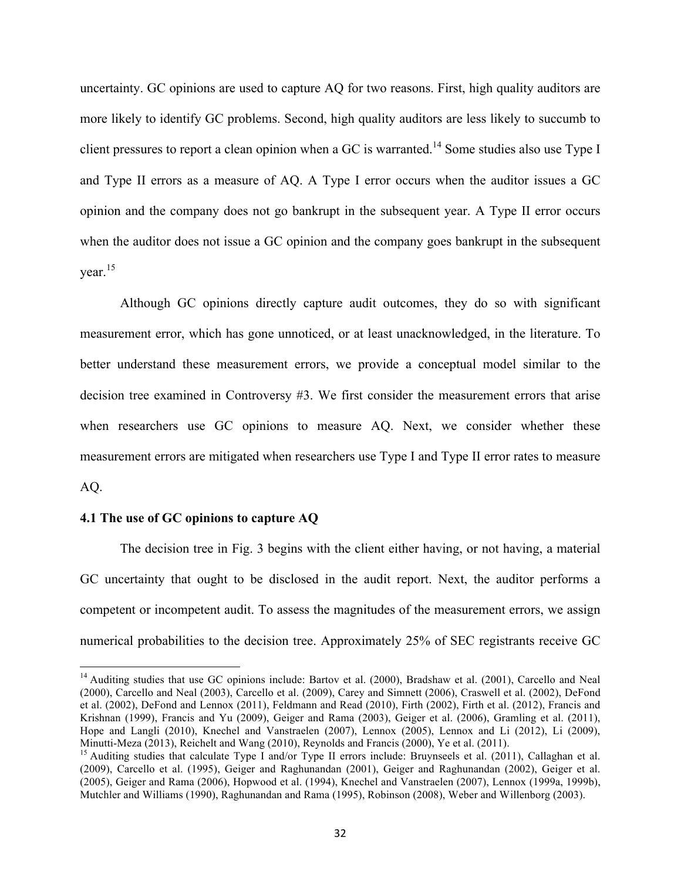uncertainty. GC opinions are used to capture AQ for two reasons. First, high quality auditors are more likely to identify GC problems. Second, high quality auditors are less likely to succumb to client pressures to report a clean opinion when a GC is warranted.[14] Some studies also use Type I and Type II errors as a measure of AQ. A Type I error occurs when the auditor issues a GC opinion and the company does not go bankrupt in the subsequent year. A Type II error occurs when the auditor does not issue a GC opinion and the company goes bankrupt in the subsequent year.[15]

Although GC opinions directly capture audit outcomes, they do so with significant measurement error, which has gone unnoticed, or at least unacknowledged, in the literature. To better understand these measurement errors, we provide a conceptual model similar to the decision tree examined in Controversy #3. We first consider the measurement errors that arise when researchers use GC opinions to measure AQ. Next, we consider whether these measurement errors are mitigated when researchers use Type I and Type II error rates to measure AQ.

### 4.1 The use of GC opinions to capture AQ

The decision tree in Fig. 3 begins with the client either having, or not having, a material GC uncertainty that ought to be disclosed in the audit report. Next, the auditor performs a competent or incompetent audit. To assess the magnitudes of the measurement errors, we assign numerical probabilities to the decision tree. Approximately 25% of SEC registrants receive GC

---

[14] Auditing studies that use GC opinions include: Bartov et al. (2000), Bradshaw et al. (2001), Carcello and Neal (2000), Carcello and Neal (2003), Carcello et al. (2009), Carey and Simnett (2006), Craswell et al. (2002), DeFond et al. (2002), DeFond and Lennox (2011), Feldmann and Read (2010), Firth (2002), Firth et al. (2012), Francis and Krishnan (1999), Francis and Yu (2009), Geiger and Rama (2003), Geiger et al. (2006), Gramling et al. (2011), Hope and Langli (2010), Knechel and Vanstraelen (2007), Lennox (2005), Lennox and Li (2012), Li (2009), Minutti-Meza (2013), Reichelt and Wang (2010), Reynolds and Francis (2000), Ye et al. (2011).

[15] Auditing studies that calculate Type I and/or Type II errors include: Bruynseels et al. (2011), Callaghan et al. (2009), Carcello et al. (1995), Geiger and Raghunandan (2001), Geiger and Raghunandan (2002), Geiger et al. (2005), Geiger and Rama (2006), Hopwood et al. (1994), Knechel and Vanstraelen (2007), Lennox (1999a, 1999b), Mutchler and Williams (1990), Raghunandan and Rama (1995), Robinson (2008), Weber and Willenborg (2003).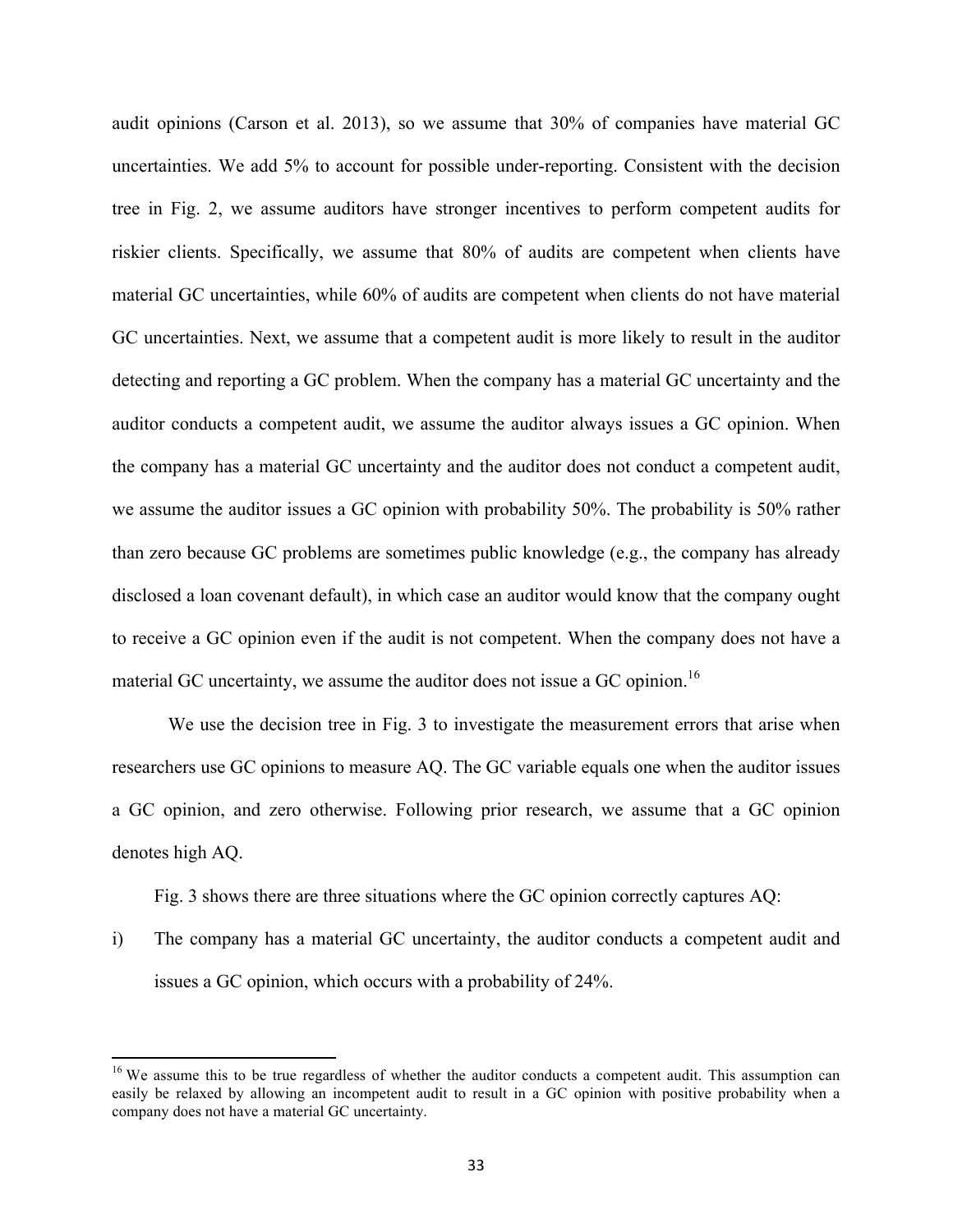audit opinions (Carson et al. 2013), so we assume that 30% of companies have material GC uncertainties. We add 5% to account for possible under-reporting. Consistent with the decision tree in Fig. 2, we assume auditors have stronger incentives to perform competent audits for riskier clients. Specifically, we assume that 80% of audits are competent when clients have material GC uncertainties, while 60% of audits are competent when clients do not have material GC uncertainties. Next, we assume that a competent audit is more likely to result in the auditor detecting and reporting a GC problem. When the company has a material GC uncertainty and the auditor conducts a competent audit, we assume the auditor always issues a GC opinion. When the company has a material GC uncertainty and the auditor does not conduct a competent audit, we assume the auditor issues a GC opinion with probability 50%. The probability is 50% rather than zero because GC problems are sometimes public knowledge (e.g., the company has already disclosed a loan covenant default), in which case an auditor would know that the company ought to receive a GC opinion even if the audit is not competent. When the company does not have a material GC uncertainty, we assume the auditor does not issue a GC opinion.[16]

We use the decision tree in Fig. 3 to investigate the measurement errors that arise when researchers use GC opinions to measure AQ. The GC variable equals one when the auditor issues a GC opinion, and zero otherwise. Following prior research, we assume that a GC opinion denotes high AQ.

Fig. 3 shows there are three situations where the GC opinion correctly captures AQ:

i) The company has a material GC uncertainty, the auditor conducts a competent audit and issues a GC opinion, which occurs with a probability of 24%.

[16] We assume this to be true regardless of whether the auditor conducts a competent audit. This assumption can easily be relaxed by allowing an incompetent audit to result in a GC opinion with positive probability when a company does not have a material GC uncertainty.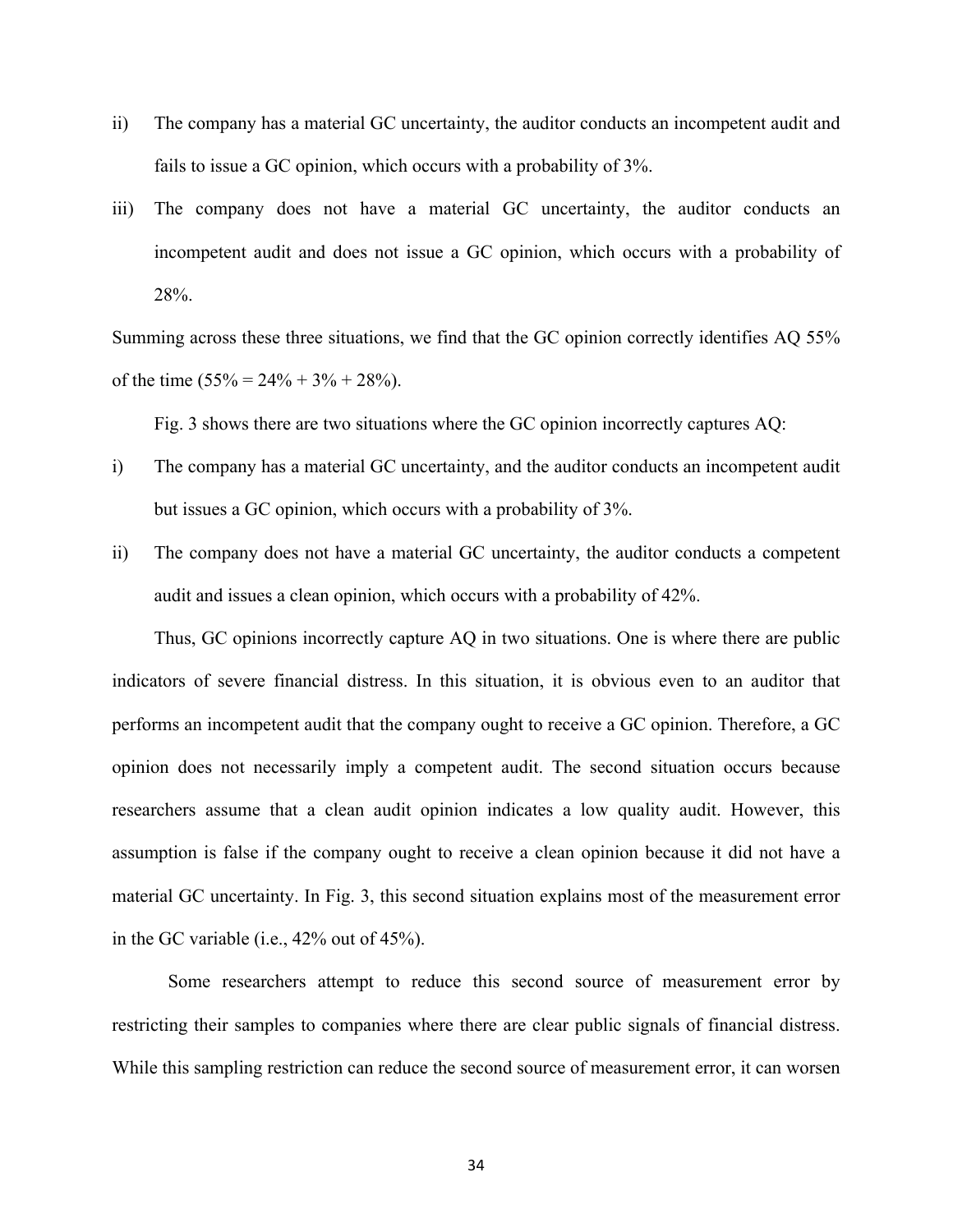ii) The company has a material GC uncertainty, the auditor conducts an incompetent audit and fails to issue a GC opinion, which occurs with a probability of 3%.

iii) The company does not have a material GC uncertainty, the auditor conducts an incompetent audit and does not issue a GC opinion, which occurs with a probability of 28%.

Summing across these three situations, we find that the GC opinion correctly identifies AQ 55% of the time (55% = 24% + 3% + 28%).

Fig. 3 shows there are two situations where the GC opinion incorrectly captures AQ:

i) The company has a material GC uncertainty, and the auditor conducts an incompetent audit but issues a GC opinion, which occurs with a probability of 3%.

ii) The company does not have a material GC uncertainty, the auditor conducts a competent audit and issues a clean opinion, which occurs with a probability of 42%.

Thus, GC opinions incorrectly capture AQ in two situations. One is where there are public indicators of severe financial distress. In this situation, it is obvious even to an auditor that performs an incompetent audit that the company ought to receive a GC opinion. Therefore, a GC opinion does not necessarily imply a competent audit. The second situation occurs because researchers assume that a clean audit opinion indicates a low quality audit. However, this assumption is false if the company ought to receive a clean opinion because it did not have a material GC uncertainty. In Fig. 3, this second situation explains most of the measurement error in the GC variable (i.e., 42% out of 45%).

Some researchers attempt to reduce this second source of measurement error by restricting their samples to companies where there are clear public signals of financial distress. While this sampling restriction can reduce the second source of measurement error, it can worsen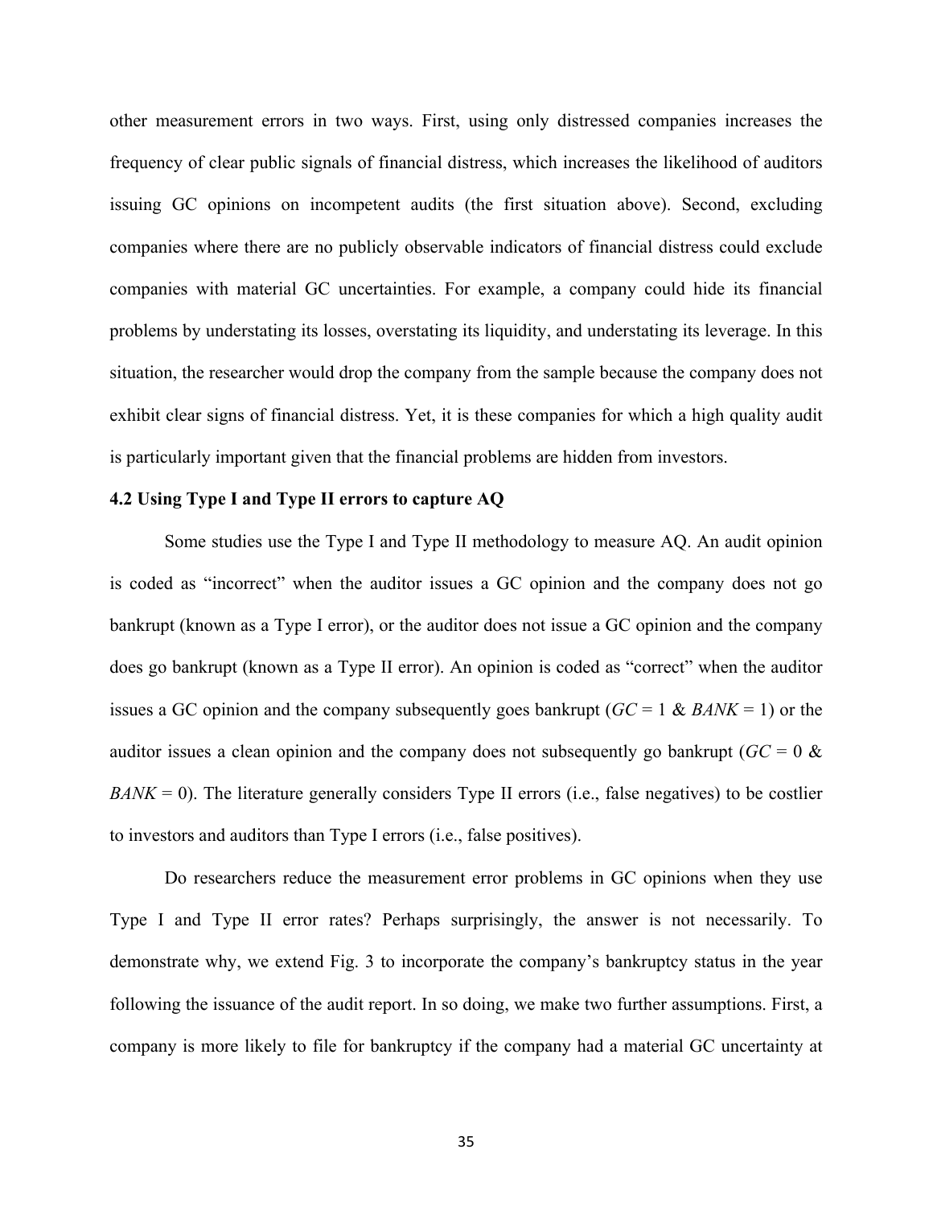other measurement errors in two ways. First, using only distressed companies increases the frequency of clear public signals of financial distress, which increases the likelihood of auditors issuing GC opinions on incompetent audits (the first situation above). Second, excluding companies where there are no publicly observable indicators of financial distress could exclude companies with material GC uncertainties. For example, a company could hide its financial problems by understating its losses, overstating its liquidity, and understating its leverage. In this situation, the researcher would drop the company from the sample because the company does not exhibit clear signs of financial distress. Yet, it is these companies for which a high quality audit is particularly important given that the financial problems are hidden from investors.

### 4.2 Using Type I and Type II errors to capture AQ

Some studies use the Type I and Type II methodology to measure AQ. An audit opinion is coded as "incorrect" when the auditor issues a GC opinion and the company does not go bankrupt (known as a Type I error), or the auditor does not issue a GC opinion and the company does go bankrupt (known as a Type II error). An opinion is coded as "correct" when the auditor issues a GC opinion and the company subsequently goes bankrupt (*GC* = 1 & *BANK* = 1) or the auditor issues a clean opinion and the company does not subsequently go bankrupt (*GC* = 0 & *BANK* = 0). The literature generally considers Type II errors (i.e., false negatives) to be costlier to investors and auditors than Type I errors (i.e., false positives).

Do researchers reduce the measurement error problems in GC opinions when they use Type I and Type II error rates? Perhaps surprisingly, the answer is not necessarily. To demonstrate why, we extend Fig. 3 to incorporate the company's bankruptcy status in the year following the issuance of the audit report. In so doing, we make two further assumptions. First, a company is more likely to file for bankruptcy if the company had a material GC uncertainty at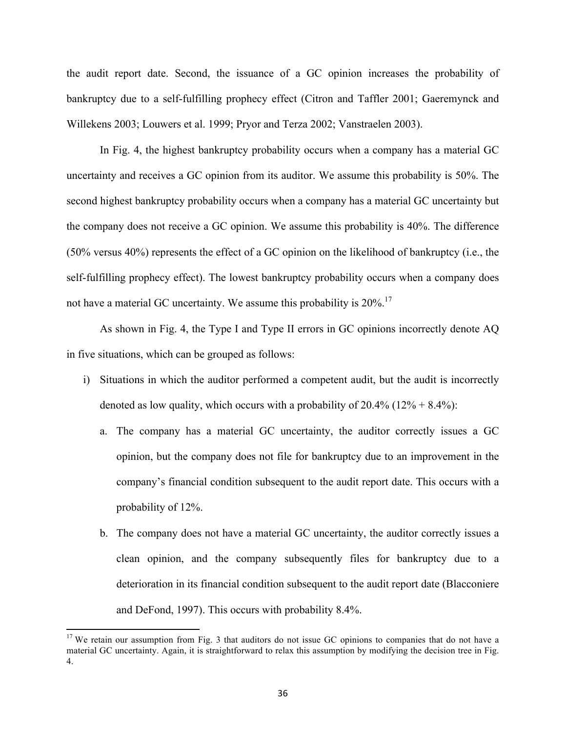the audit report date. Second, the issuance of a GC opinion increases the probability of bankruptcy due to a self-fulfilling prophecy effect (Citron and Taffler 2001; Gaeremynck and Willekens 2003; Louwers et al. 1999; Pryor and Terza 2002; Vanstraelen 2003).

In Fig. 4, the highest bankruptcy probability occurs when a company has a material GC uncertainty and receives a GC opinion from its auditor. We assume this probability is 50%. The second highest bankruptcy probability occurs when a company has a material GC uncertainty but the company does not receive a GC opinion. We assume this probability is 40%. The difference (50% versus 40%) represents the effect of a GC opinion on the likelihood of bankruptcy (i.e., the self-fulfilling prophecy effect). The lowest bankruptcy probability occurs when a company does not have a material GC uncertainty. We assume this probability is 20%.[17]

As shown in Fig. 4, the Type I and Type II errors in GC opinions incorrectly denote AQ in five situations, which can be grouped as follows:

i) Situations in which the auditor performed a competent audit, but the audit is incorrectly denoted as low quality, which occurs with a probability of 20.4% (12% + 8.4%):
    a. The company has a material GC uncertainty, the auditor correctly issues a GC opinion, but the company does not file for bankruptcy due to an improvement in the company's financial condition subsequent to the audit report date. This occurs with a probability of 12%.
    b. The company does not have a material GC uncertainty, the auditor correctly issues a clean opinion, and the company subsequently files for bankruptcy due to a deterioration in its financial condition subsequent to the audit report date (Blacconiere and DeFond, 1997). This occurs with probability 8.4%.

[17] We retain our assumption from Fig. 3 that auditors do not issue GC opinions to companies that do not have a material GC uncertainty. Again, it is straightforward to relax this assumption by modifying the decision tree in Fig. 4.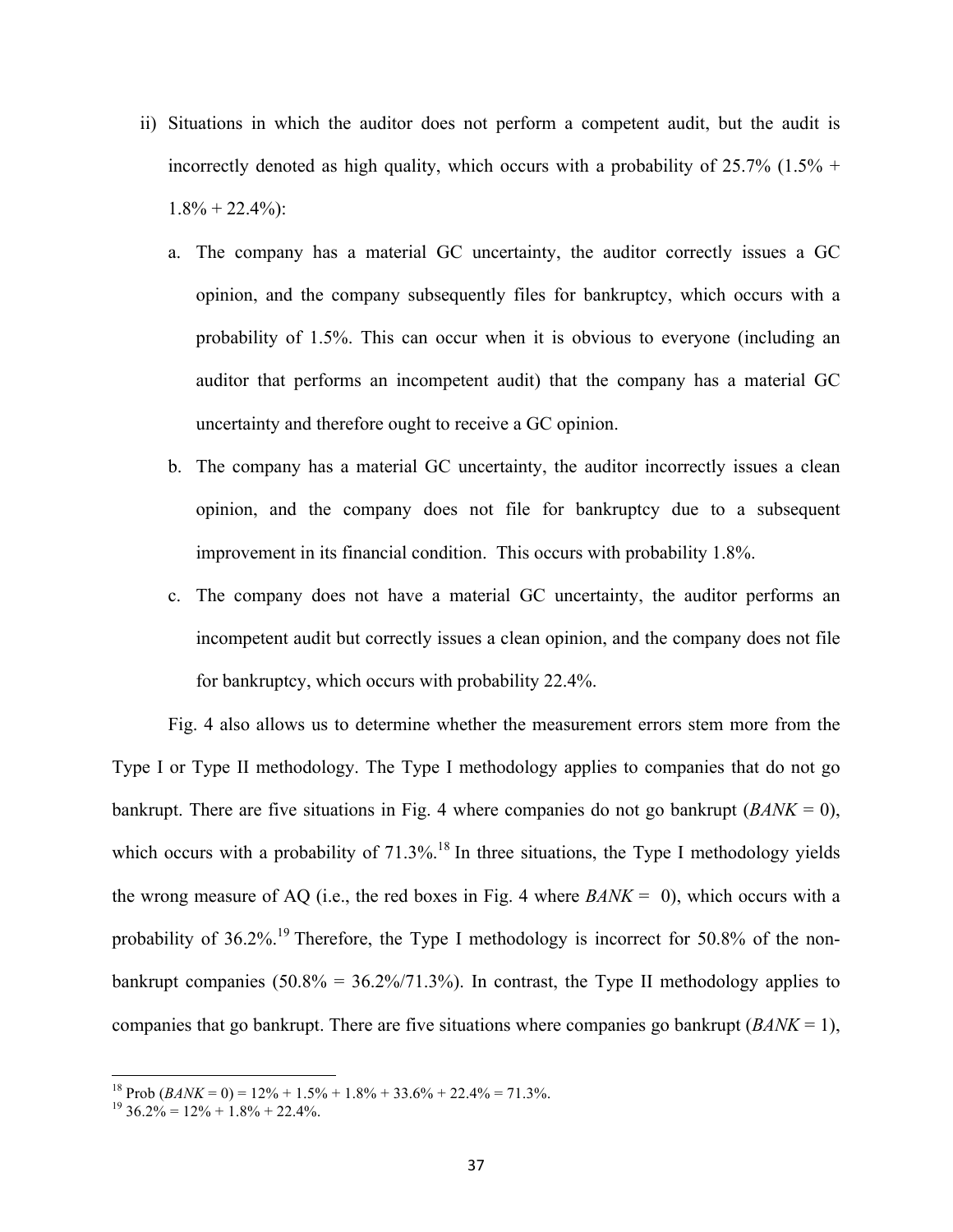ii) Situations in which the auditor does not perform a competent audit, but the audit is incorrectly denoted as high quality, which occurs with a probability of 25.7% (1.5% + 1.8% + 22.4%):

   a. The company has a material GC uncertainty, the auditor correctly issues a GC opinion, and the company subsequently files for bankruptcy, which occurs with a probability of 1.5%. This can occur when it is obvious to everyone (including an auditor that performs an incompetent audit) that the company has a material GC uncertainty and therefore ought to receive a GC opinion.

   b. The company has a material GC uncertainty, the auditor incorrectly issues a clean opinion, and the company does not file for bankruptcy due to a subsequent improvement in its financial condition. This occurs with probability 1.8%.

   c. The company does not have a material GC uncertainty, the auditor performs an incompetent audit but correctly issues a clean opinion, and the company does not file for bankruptcy, which occurs with probability 22.4%.

Fig. 4 also allows us to determine whether the measurement errors stem more from the Type I or Type II methodology. The Type I methodology applies to companies that do not go bankrupt. There are five situations in Fig. 4 where companies do not go bankrupt (*BANK* = 0), which occurs with a probability of 71.3%.[18] In three situations, the Type I methodology yields the wrong measure of AQ (i.e., the red boxes in Fig. 4 where *BANK* = 0), which occurs with a probability of 36.2%.[19] Therefore, the Type I methodology is incorrect for 50.8% of the non-bankrupt companies (50.8% = 36.2%/71.3%). In contrast, the Type II methodology applies to companies that go bankrupt. There are five situations where companies go bankrupt (*BANK* = 1),

---

[18] Prob (*BANK* = 0) = 12% + 1.5% + 1.8% + 33.6% + 22.4% = 71.3%.

[19] 36.2% = 12% + 1.8% + 22.4%.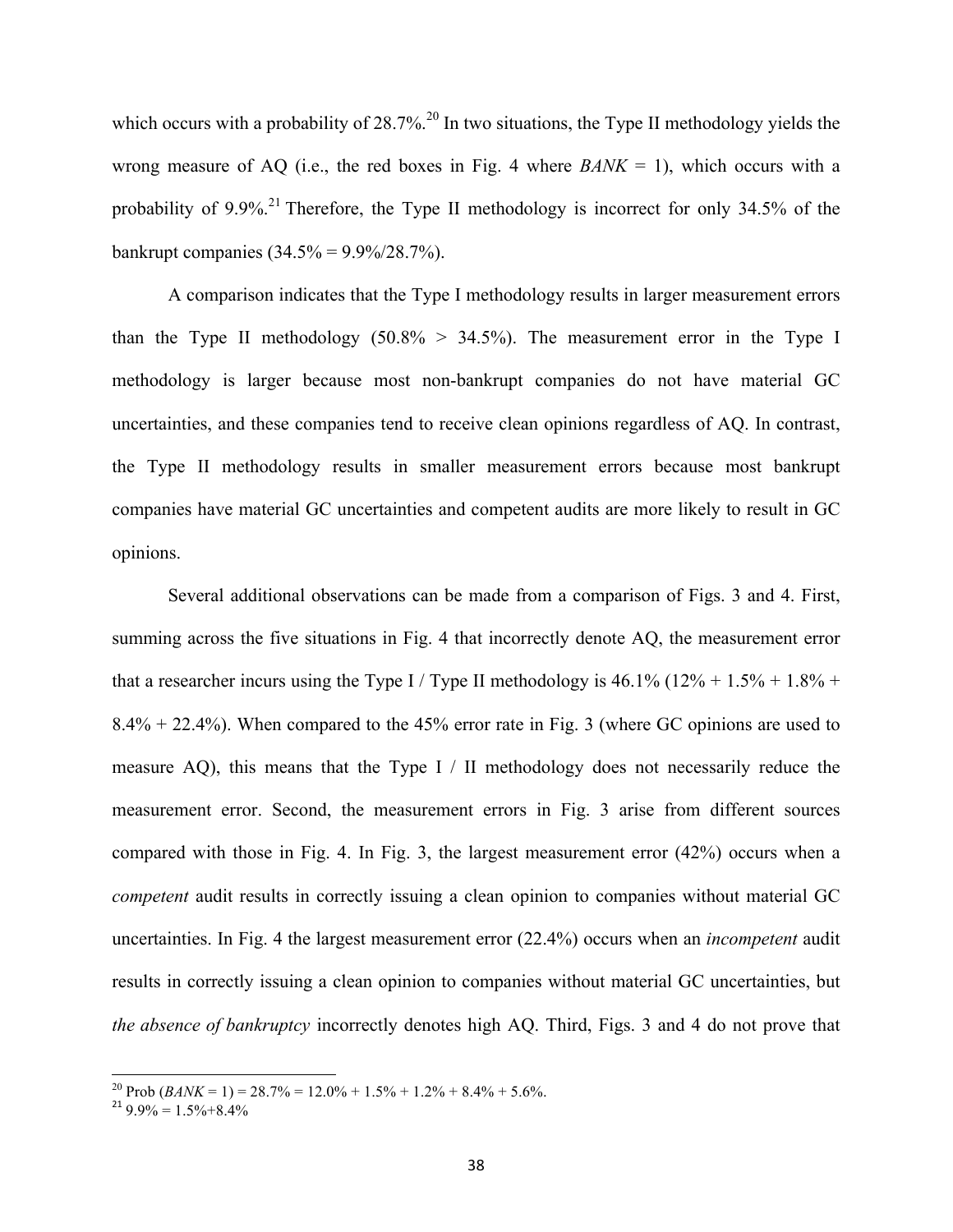which occurs with a probability of 28.7%.[20] In two situations, the Type II methodology yields the wrong measure of AQ (i.e., the red boxes in Fig. 4 where *BANK* = 1), which occurs with a probability of 9.9%.[21] Therefore, the Type II methodology is incorrect for only 34.5% of the bankrupt companies (34.5% = 9.9%/28.7%).

A comparison indicates that the Type I methodology results in larger measurement errors than the Type II methodology (50.8% > 34.5%). The measurement error in the Type I methodology is larger because most non-bankrupt companies do not have material GC uncertainties, and these companies tend to receive clean opinions regardless of AQ. In contrast, the Type II methodology results in smaller measurement errors because most bankrupt companies have material GC uncertainties and competent audits are more likely to result in GC opinions.

Several additional observations can be made from a comparison of Figs. 3 and 4. First, summing across the five situations in Fig. 4 that incorrectly denote AQ, the measurement error that a researcher incurs using the Type I / Type II methodology is 46.1% (12% + 1.5% + 1.8% + 8.4% + 22.4%). When compared to the 45% error rate in Fig. 3 (where GC opinions are used to measure AQ), this means that the Type I / II methodology does not necessarily reduce the measurement error. Second, the measurement errors in Fig. 3 arise from different sources compared with those in Fig. 4. In Fig. 3, the largest measurement error (42%) occurs when a *competent* audit results in correctly issuing a clean opinion to companies without material GC uncertainties. In Fig. 4 the largest measurement error (22.4%) occurs when an *incompetent* audit results in correctly issuing a clean opinion to companies without material GC uncertainties, but *the absence of bankruptcy* incorrectly denotes high AQ. Third, Figs. 3 and 4 do not prove that

[20] Prob (*BANK* = 1) = 28.7% = 12.0% + 1.5% + 1.2% + 8.4% + 5.6%.

[21] 9.9% = 1.5%+8.4%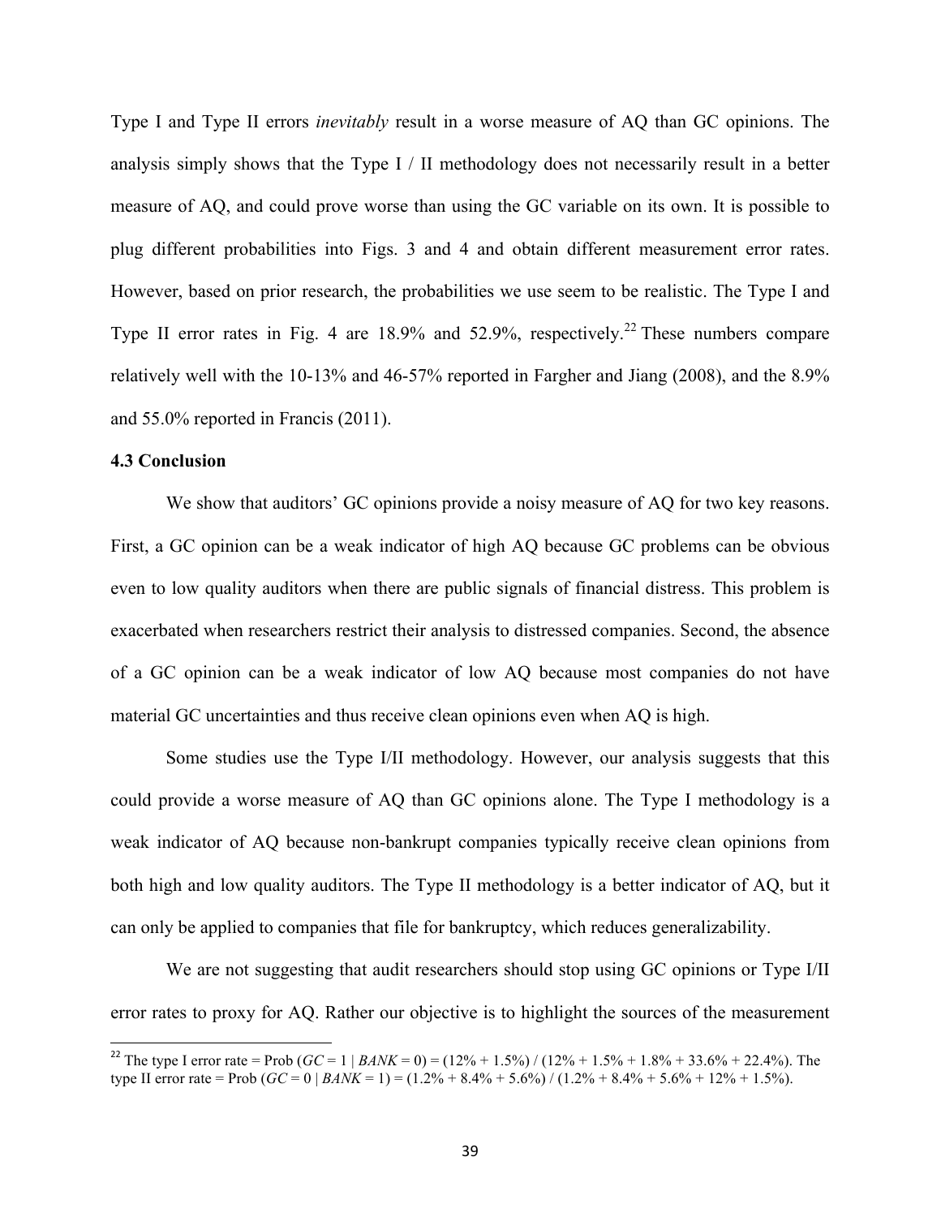Type I and Type II errors *inevitably* result in a worse measure of AQ than GC opinions. The analysis simply shows that the Type I / II methodology does not necessarily result in a better measure of AQ, and could prove worse than using the GC variable on its own. It is possible to plug different probabilities into Figs. 3 and 4 and obtain different measurement error rates. However, based on prior research, the probabilities we use seem to be realistic. The Type I and Type II error rates in Fig. 4 are 18.9% and 52.9%, respectively.[22] These numbers compare relatively well with the 10-13% and 46-57% reported in Fargher and Jiang (2008), and the 8.9% and 55.0% reported in Francis (2011).

### 4.3 Conclusion

We show that auditors' GC opinions provide a noisy measure of AQ for two key reasons. First, a GC opinion can be a weak indicator of high AQ because GC problems can be obvious even to low quality auditors when there are public signals of financial distress. This problem is exacerbated when researchers restrict their analysis to distressed companies. Second, the absence of a GC opinion can be a weak indicator of low AQ because most companies do not have material GC uncertainties and thus receive clean opinions even when AQ is high.

Some studies use the Type I/II methodology. However, our analysis suggests that this could provide a worse measure of AQ than GC opinions alone. The Type I methodology is a weak indicator of AQ because non-bankrupt companies typically receive clean opinions from both high and low quality auditors. The Type II methodology is a better indicator of AQ, but it can only be applied to companies that file for bankruptcy, which reduces generalizability.

We are not suggesting that audit researchers should stop using GC opinions or Type I/II error rates to proxy for AQ. Rather our objective is to highlight the sources of the measurement

---

[22] The type I error rate = Prob ($GC = 1 \mid BANK = 0$) = (12% + 1.5%) / (12% + 1.5% + 1.8% + 33.6% + 22.4%). The type II error rate = Prob ($GC = 0 \mid BANK = 1$) = (1.2% + 8.4% + 5.6%) / (1.2% + 8.4% + 5.6% + 12% + 1.5%).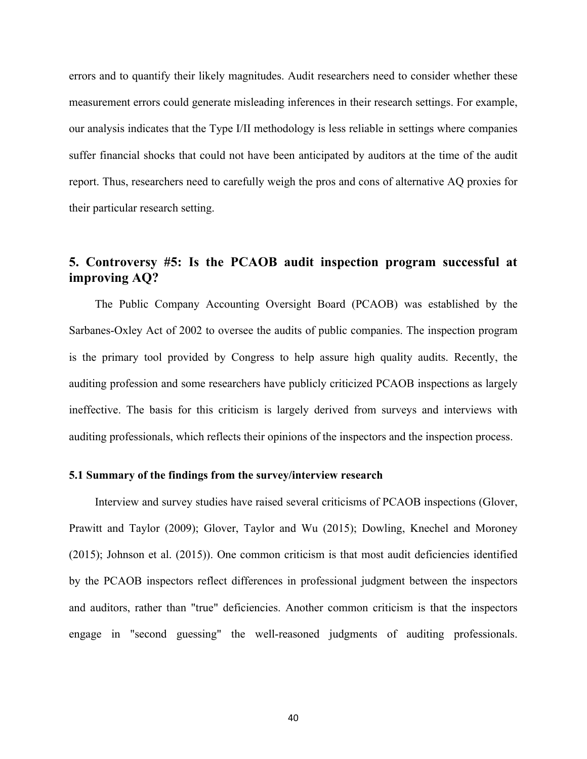errors and to quantify their likely magnitudes. Audit researchers need to consider whether these measurement errors could generate misleading inferences in their research settings. For example, our analysis indicates that the Type I/II methodology is less reliable in settings where companies suffer financial shocks that could not have been anticipated by auditors at the time of the audit report. Thus, researchers need to carefully weigh the pros and cons of alternative AQ proxies for their particular research setting.

## 5. Controversy #5: Is the PCAOB audit inspection program successful at improving AQ?

The Public Company Accounting Oversight Board (PCAOB) was established by the Sarbanes-Oxley Act of 2002 to oversee the audits of public companies. The inspection program is the primary tool provided by Congress to help assure high quality audits. Recently, the auditing profession and some researchers have publicly criticized PCAOB inspections as largely ineffective. The basis for this criticism is largely derived from surveys and interviews with auditing professionals, which reflects their opinions of the inspectors and the inspection process.

### 5.1 Summary of the findings from the survey/interview research

Interview and survey studies have raised several criticisms of PCAOB inspections (Glover, Prawitt and Taylor (2009); Glover, Taylor and Wu (2015); Dowling, Knechel and Moroney (2015); Johnson et al. (2015)). One common criticism is that most audit deficiencies identified by the PCAOB inspectors reflect differences in professional judgment between the inspectors and auditors, rather than "true" deficiencies. Another common criticism is that the inspectors engage in "second guessing" the well-reasoned judgments of auditing professionals.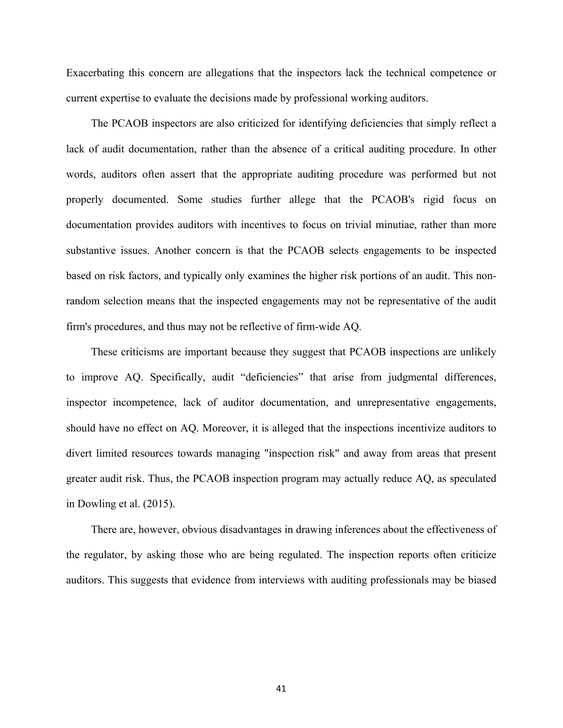Exacerbating this concern are allegations that the inspectors lack the technical competence or current expertise to evaluate the decisions made by professional working auditors.

The PCAOB inspectors are also criticized for identifying deficiencies that simply reflect a lack of audit documentation, rather than the absence of a critical auditing procedure. In other words, auditors often assert that the appropriate auditing procedure was performed but not properly documented. Some studies further allege that the PCAOB's rigid focus on documentation provides auditors with incentives to focus on trivial minutiae, rather than more substantive issues. Another concern is that the PCAOB selects engagements to be inspected based on risk factors, and typically only examines the higher risk portions of an audit. This non-random selection means that the inspected engagements may not be representative of the audit firm's procedures, and thus may not be reflective of firm-wide AQ.

These criticisms are important because they suggest that PCAOB inspections are unlikely to improve AQ. Specifically, audit "deficiencies" that arise from judgmental differences, inspector incompetence, lack of auditor documentation, and unrepresentative engagements, should have no effect on AQ. Moreover, it is alleged that the inspections incentivize auditors to divert limited resources towards managing "inspection risk" and away from areas that present greater audit risk. Thus, the PCAOB inspection program may actually reduce AQ, as speculated in Dowling et al. (2015).

There are, however, obvious disadvantages in drawing inferences about the effectiveness of the regulator, by asking those who are being regulated. The inspection reports often criticize auditors. This suggests that evidence from interviews with auditing professionals may be biased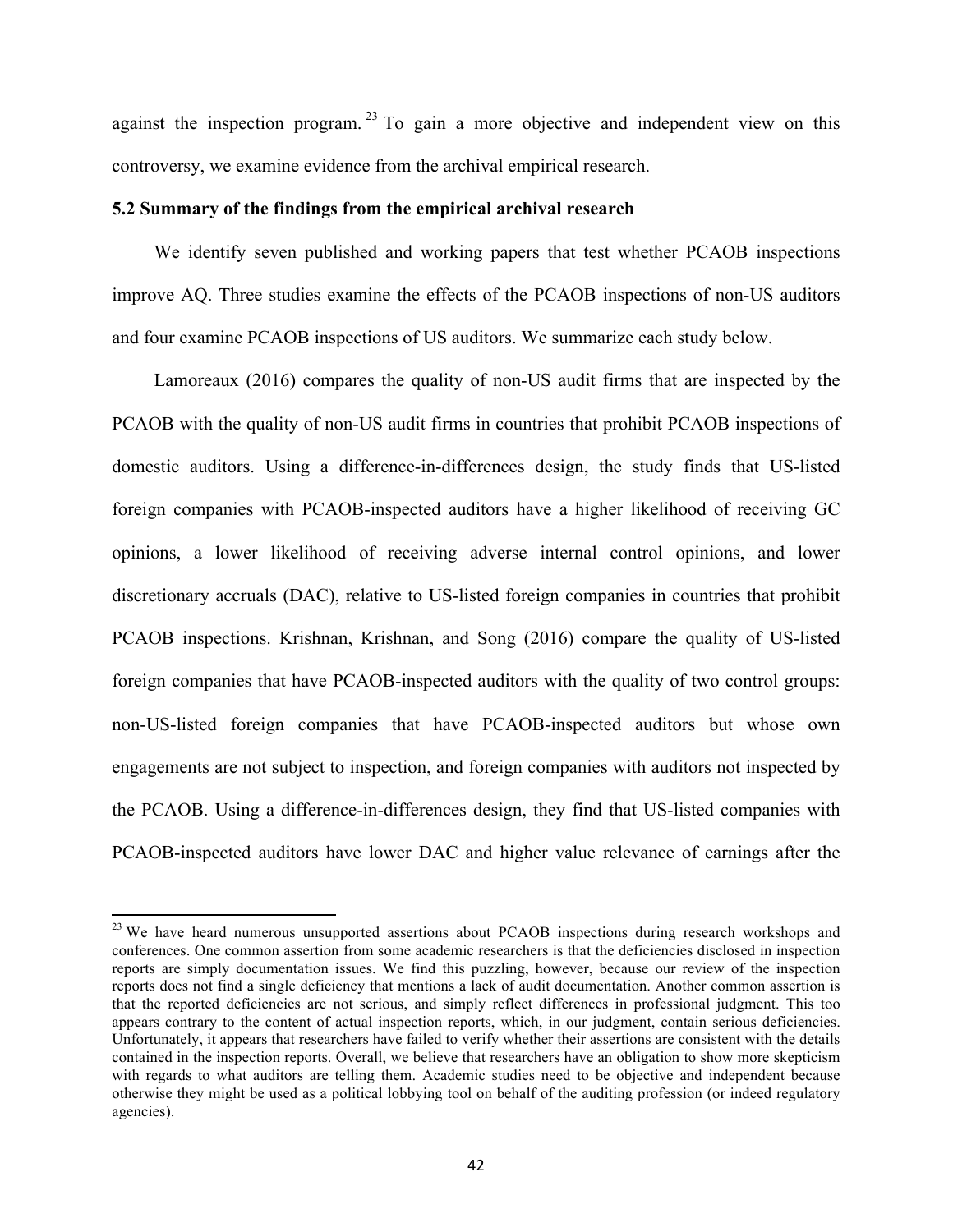against the inspection program.[23] To gain a more objective and independent view on this controversy, we examine evidence from the archival empirical research.

### 5.2 Summary of the findings from the empirical archival research

We identify seven published and working papers that test whether PCAOB inspections improve AQ. Three studies examine the effects of the PCAOB inspections of non-US auditors and four examine PCAOB inspections of US auditors. We summarize each study below.

Lamoreaux (2016) compares the quality of non-US audit firms that are inspected by the PCAOB with the quality of non-US audit firms in countries that prohibit PCAOB inspections of domestic auditors. Using a difference-in-differences design, the study finds that US-listed foreign companies with PCAOB-inspected auditors have a higher likelihood of receiving GC opinions, a lower likelihood of receiving adverse internal control opinions, and lower discretionary accruals (DAC), relative to US-listed foreign companies in countries that prohibit PCAOB inspections. Krishnan, Krishnan, and Song (2016) compare the quality of US-listed foreign companies that have PCAOB-inspected auditors with the quality of two control groups: non-US-listed foreign companies that have PCAOB-inspected auditors but whose own engagements are not subject to inspection, and foreign companies with auditors not inspected by the PCAOB. Using a difference-in-differences design, they find that US-listed companies with PCAOB-inspected auditors have lower DAC and higher value relevance of earnings after the

[23] We have heard numerous unsupported assertions about PCAOB inspections during research workshops and conferences. One common assertion from some academic researchers is that the deficiencies disclosed in inspection reports are simply documentation issues. We find this puzzling, however, because our review of the inspection reports does not find a single deficiency that mentions a lack of audit documentation. Another common assertion is that the reported deficiencies are not serious, and simply reflect differences in professional judgment. This too appears contrary to the content of actual inspection reports, which, in our judgment, contain serious deficiencies. Unfortunately, it appears that researchers have failed to verify whether their assertions are consistent with the details contained in the inspection reports. Overall, we believe that researchers have an obligation to show more skepticism with regards to what auditors are telling them. Academic studies need to be objective and independent because otherwise they might be used as a political lobbying tool on behalf of the auditing profession (or indeed regulatory agencies).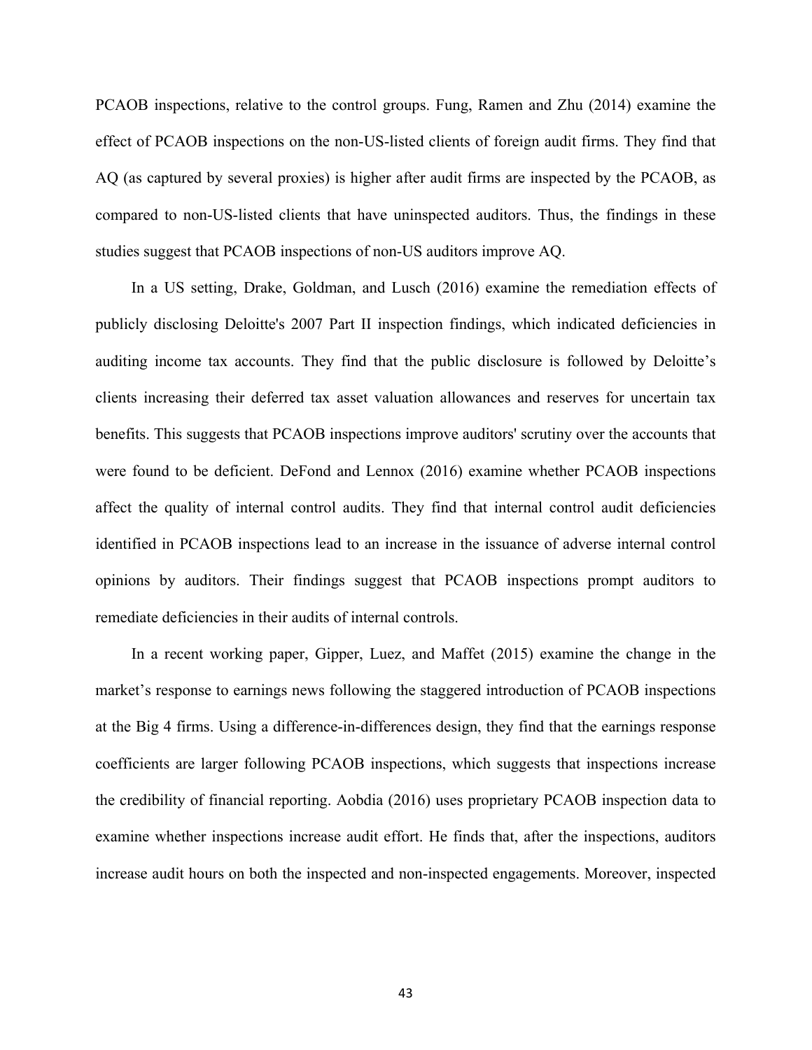PCAOB inspections, relative to the control groups. Fung, Ramen and Zhu (2014) examine the effect of PCAOB inspections on the non-US-listed clients of foreign audit firms. They find that AQ (as captured by several proxies) is higher after audit firms are inspected by the PCAOB, as compared to non-US-listed clients that have uninspected auditors. Thus, the findings in these studies suggest that PCAOB inspections of non-US auditors improve AQ.

In a US setting, Drake, Goldman, and Lusch (2016) examine the remediation effects of publicly disclosing Deloitte's 2007 Part II inspection findings, which indicated deficiencies in auditing income tax accounts. They find that the public disclosure is followed by Deloitte's clients increasing their deferred tax asset valuation allowances and reserves for uncertain tax benefits. This suggests that PCAOB inspections improve auditors' scrutiny over the accounts that were found to be deficient. DeFond and Lennox (2016) examine whether PCAOB inspections affect the quality of internal control audits. They find that internal control audit deficiencies identified in PCAOB inspections lead to an increase in the issuance of adverse internal control opinions by auditors. Their findings suggest that PCAOB inspections prompt auditors to remediate deficiencies in their audits of internal controls.

In a recent working paper, Gipper, Luez, and Maffet (2015) examine the change in the market's response to earnings news following the staggered introduction of PCAOB inspections at the Big 4 firms. Using a difference-in-differences design, they find that the earnings response coefficients are larger following PCAOB inspections, which suggests that inspections increase the credibility of financial reporting. Aobdia (2016) uses proprietary PCAOB inspection data to examine whether inspections increase audit effort. He finds that, after the inspections, auditors increase audit hours on both the inspected and non-inspected engagements. Moreover, inspected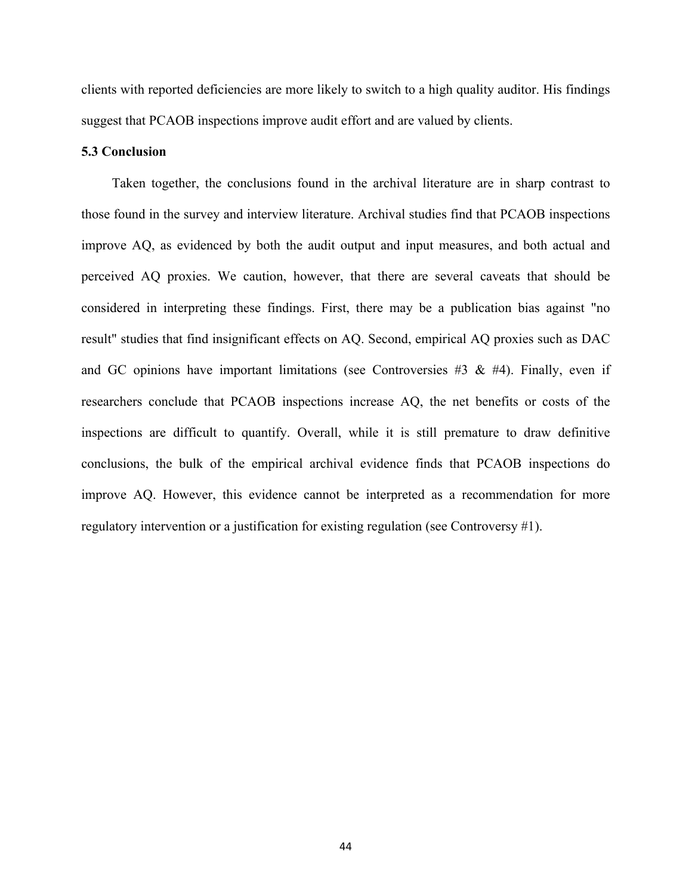clients with reported deficiencies are more likely to switch to a high quality auditor. His findings suggest that PCAOB inspections improve audit effort and are valued by clients.

### 5.3 Conclusion

Taken together, the conclusions found in the archival literature are in sharp contrast to those found in the survey and interview literature. Archival studies find that PCAOB inspections improve AQ, as evidenced by both the audit output and input measures, and both actual and perceived AQ proxies. We caution, however, that there are several caveats that should be considered in interpreting these findings. First, there may be a publication bias against "no result" studies that find insignificant effects on AQ. Second, empirical AQ proxies such as DAC and GC opinions have important limitations (see Controversies #3 & #4). Finally, even if researchers conclude that PCAOB inspections increase AQ, the net benefits or costs of the inspections are difficult to quantify. Overall, while it is still premature to draw definitive conclusions, the bulk of the empirical archival evidence finds that PCAOB inspections do improve AQ. However, this evidence cannot be interpreted as a recommendation for more regulatory intervention or a justification for existing regulation (see Controversy #1).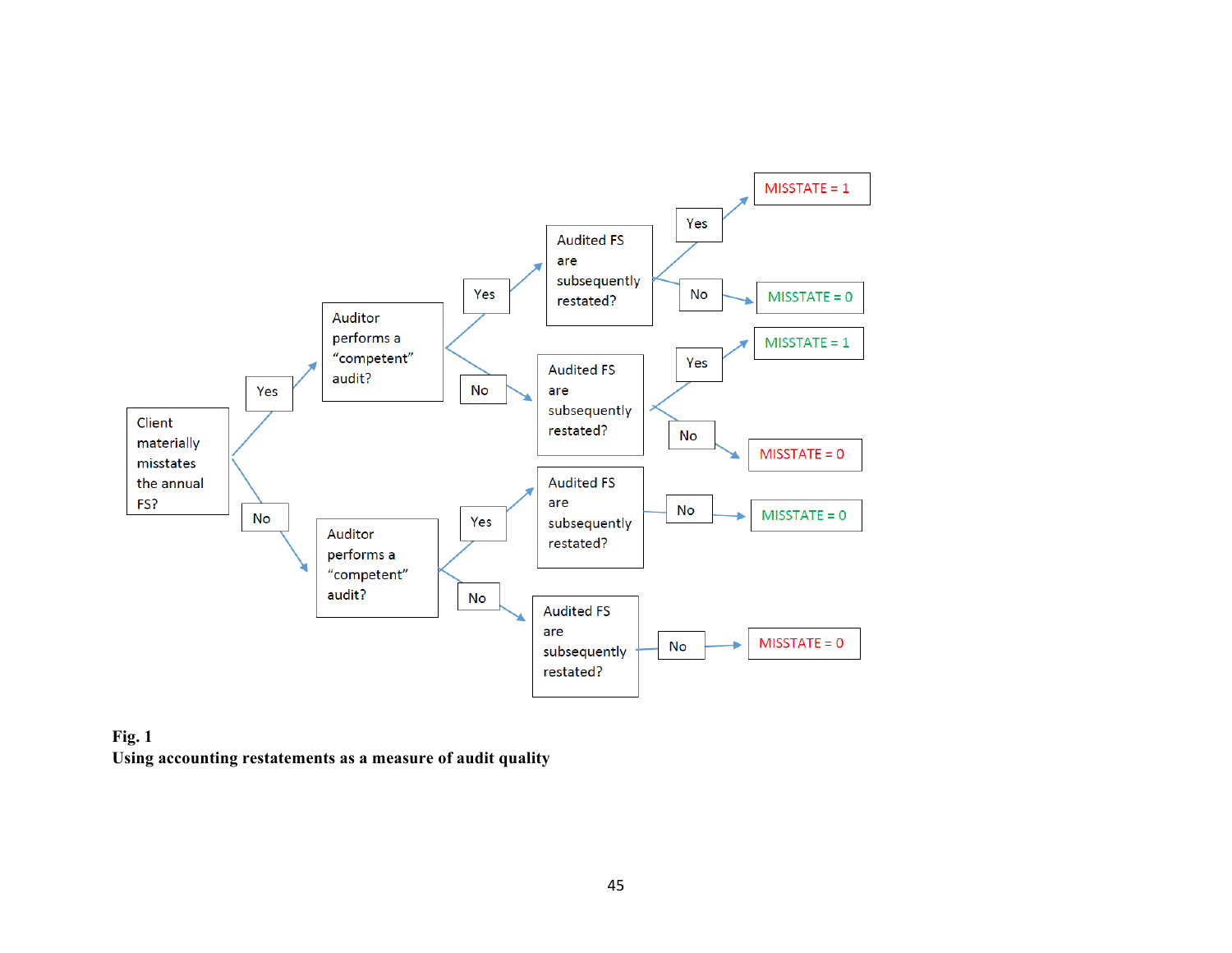- Client materially misstates the annual FS?
  - Yes → Auditor performs a "competent" audit?
    - Yes → Audited FS are subsequently restated?
      - Yes → MISSTATE = 1
      - No → MISSTATE = 0
    - No → Audited FS are subsequently restated?
      - Yes → MISSTATE = 1
      - No → MISSTATE = 0
  - No → Auditor performs a "competent" audit?
    - Yes → Audited FS are subsequently restated?
      - No → MISSTATE = 0
    - No → Audited FS are subsequently restated?
      - No → MISSTATE = 0

**Fig. 1**
**Using accounting restatements as a measure of audit quality**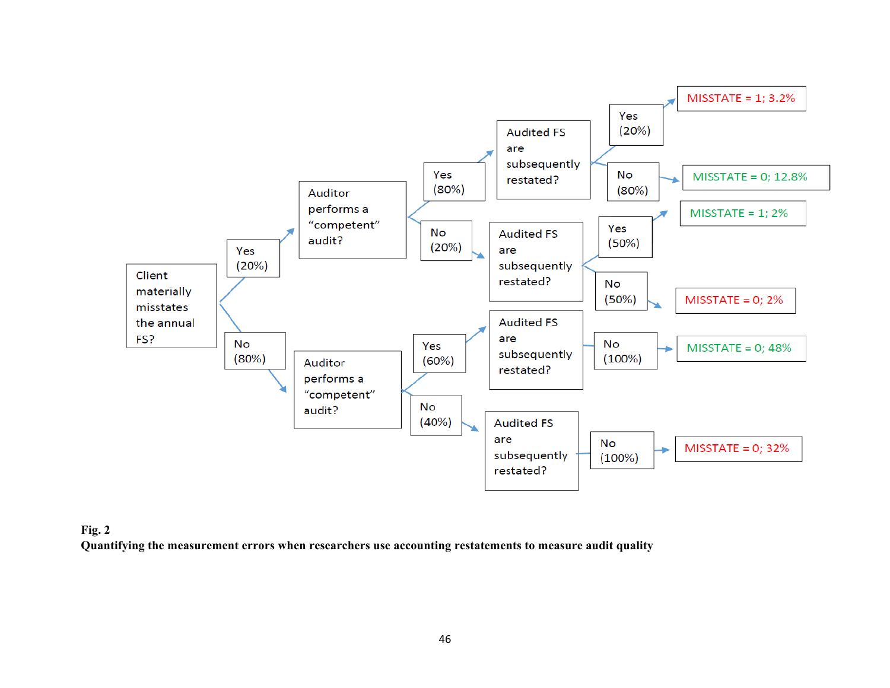- Client materially misstates the annual FS?
  - Yes (20%)
    - Auditor performs a "competent" audit?
      - Yes (80%)
        - Audited FS are subsequently restated?
          - Yes (20%) → MISSTATE = 1; 3.2%
          - No (80%) → MISSTATE = 0; 12.8%
      - No (20%)
        - Audited FS are subsequently restated?
          - Yes (50%) → MISSTATE = 1; 2%
          - No (50%) → MISSTATE = 0; 2%
  - No (80%)
    - Auditor performs a "competent" audit?
      - Yes (60%)
        - Audited FS are subsequently restated?
          - No (100%) → MISSTATE = 0; 48%
      - No (40%)
        - Audited FS are subsequently restated?
          - No (100%) → MISSTATE = 0; 32%

**Fig. 2**
**Quantifying the measurement errors when researchers use accounting restatements to measure audit quality**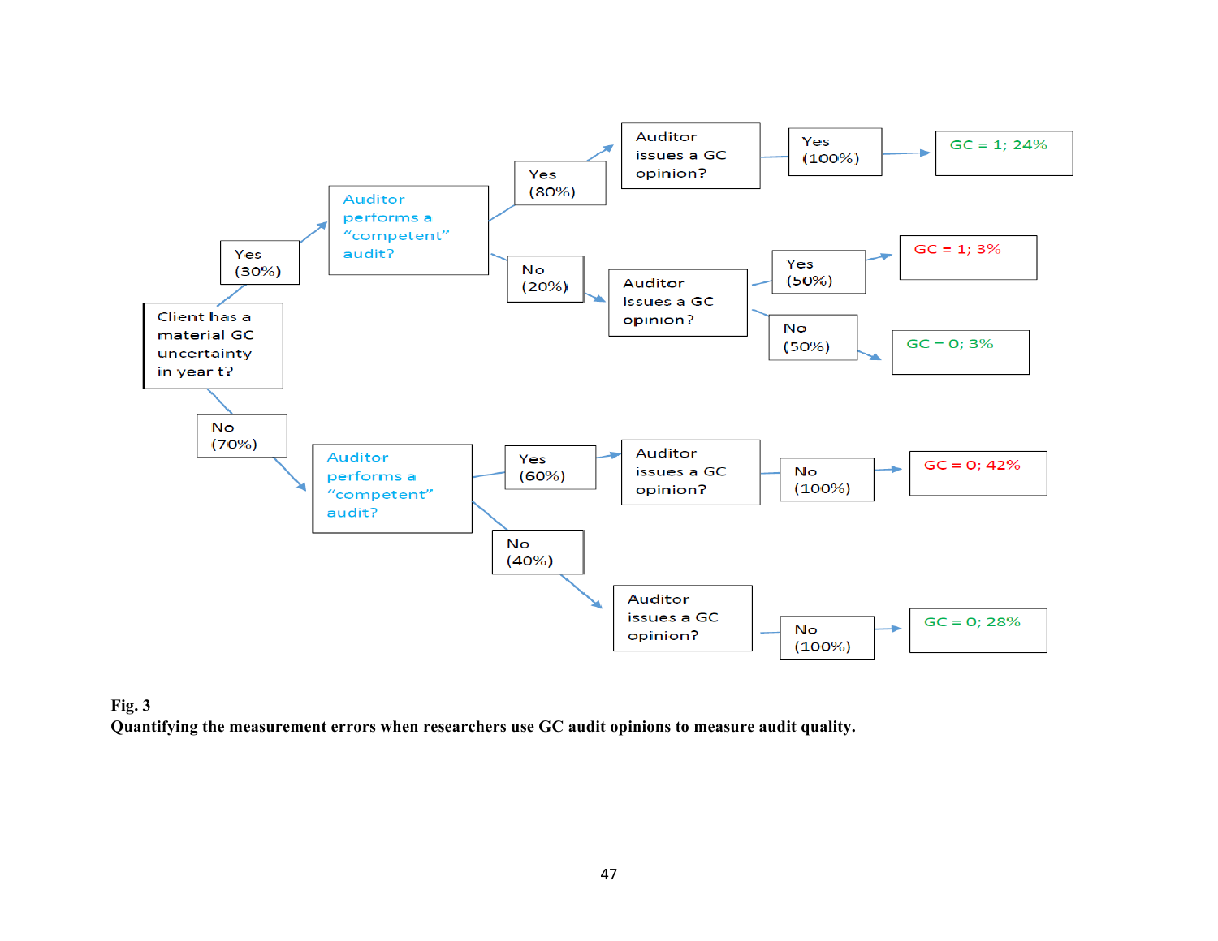- Client has a material GC uncertainty in year t?
  - Yes (30%)
    - Auditor performs a "competent" audit?
      - Yes (80%)
        - Auditor issues a GC opinion?
          - Yes (100%) → GC = 1; 24%
      - No (20%)
        - Auditor issues a GC opinion?
          - Yes (50%) → GC = 1; 3%
          - No (50%) → GC = 0; 3%
  - No (70%)
    - Auditor performs a "competent" audit?
      - Yes (60%)
        - Auditor issues a GC opinion?
          - No (100%) → GC = 0; 42%
      - No (40%)
        - Auditor issues a GC opinion?
          - No (100%) → GC = 0; 28%

**Fig. 3**
**Quantifying the measurement errors when researchers use GC audit opinions to measure audit quality.**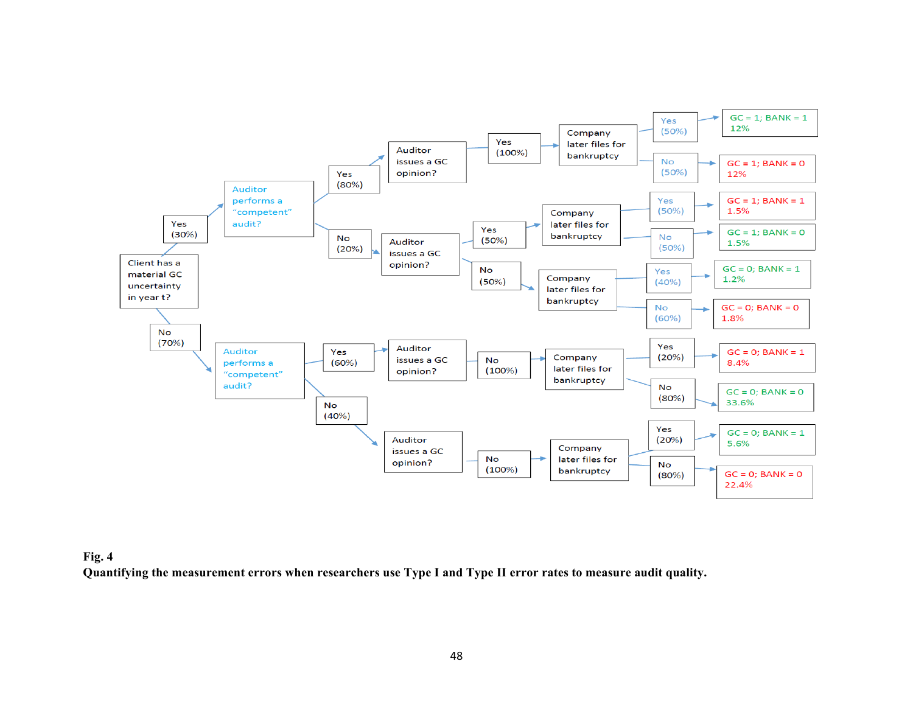- Client has a material GC uncertainty in year t?
  - Yes (30%)
    - Auditor performs a "competent" audit?
      - Yes (80%)
        - Auditor issues a GC opinion?
          - Yes (100%)
            - Company later files for bankruptcy
              - Yes (50%) → GC = 1; BANK = 1 12%
              - No (50%) → GC = 1; BANK = 0 12%
      - No (20%)
        - Auditor issues a GC opinion?
          - Yes (50%)
            - Company later files for bankruptcy
              - Yes (50%) → GC = 1; BANK = 1 1.5%
              - No (50%) → GC = 1; BANK = 0 1.5%
          - No (50%)
            - Company later files for bankruptcy
              - Yes (40%) → GC = 0; BANK = 1 1.2%
              - No (60%) → GC = 0; BANK = 0 1.8%
  - No (70%)
    - Auditor performs a "competent" audit?
      - Yes (60%)
        - Auditor issues a GC opinion?
          - No (100%)
            - Company later files for bankruptcy
              - Yes (20%) → GC = 0; BANK = 1 8.4%
              - No (80%) → GC = 0; BANK = 0 33.6%
      - No (40%)
        - Auditor issues a GC opinion?
          - No (100%)
            - Company later files for bankruptcy
              - Yes (20%) → GC = 0; BANK = 1 5.6%
              - No (80%) → GC = 0; BANK = 0 22.4%

**Fig. 4**
**Quantifying the measurement errors when researchers use Type I and Type II error rates to measure audit quality.**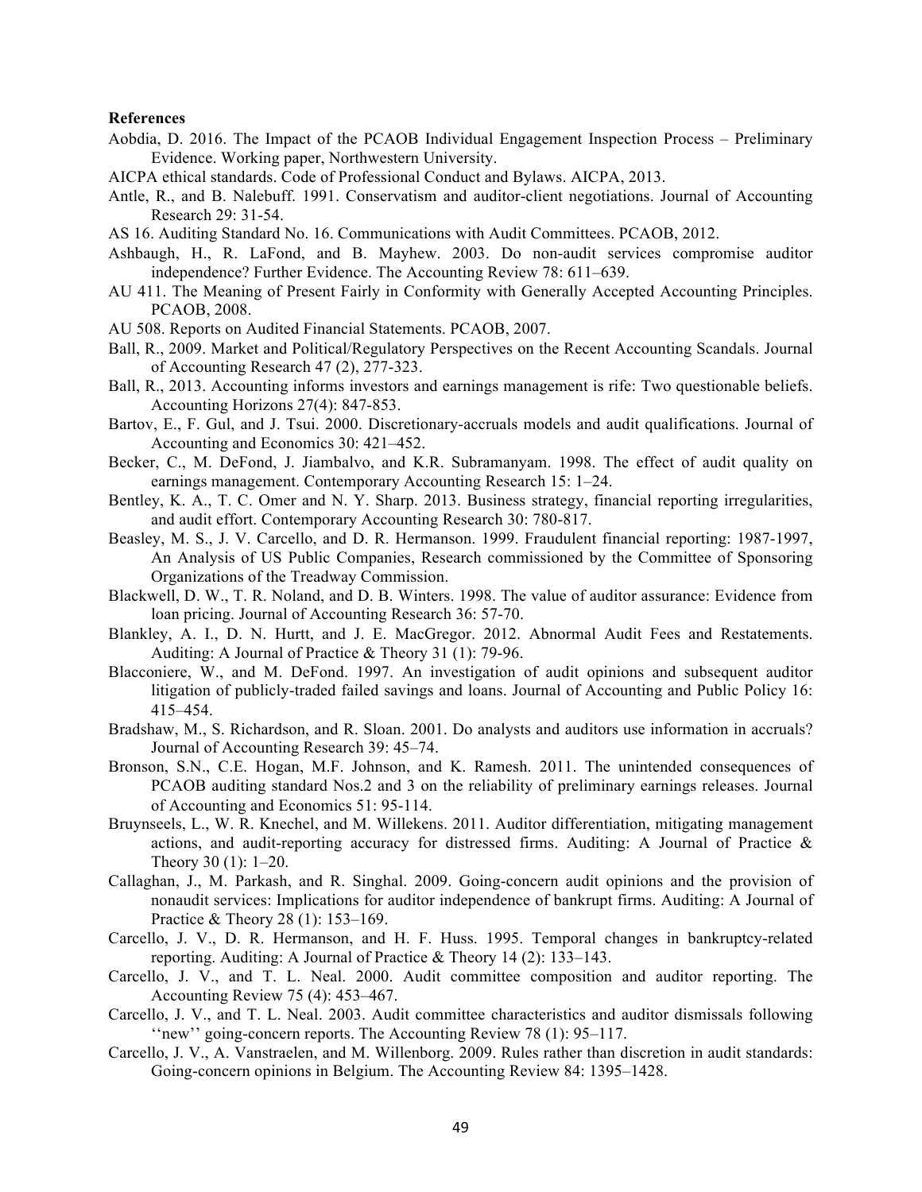**References**

Aobdia, D. 2016. The Impact of the PCAOB Individual Engagement Inspection Process – Preliminary Evidence. Working paper, Northwestern University.

AICPA ethical standards. Code of Professional Conduct and Bylaws. AICPA, 2013.

Antle, R., and B. Nalebuff. 1991. Conservatism and auditor-client negotiations. Journal of Accounting Research 29: 31-54.

AS 16. Auditing Standard No. 16. Communications with Audit Committees. PCAOB, 2012.

Ashbaugh, H., R. LaFond, and B. Mayhew. 2003. Do non-audit services compromise auditor independence? Further Evidence. The Accounting Review 78: 611–639.

AU 411. The Meaning of Present Fairly in Conformity with Generally Accepted Accounting Principles. PCAOB, 2008.

AU 508. Reports on Audited Financial Statements. PCAOB, 2007.

Ball, R., 2009. Market and Political/Regulatory Perspectives on the Recent Accounting Scandals. Journal of Accounting Research 47 (2), 277-323.

Ball, R., 2013. Accounting informs investors and earnings management is rife: Two questionable beliefs. Accounting Horizons 27(4): 847-853.

Bartov, E., F. Gul, and J. Tsui. 2000. Discretionary-accruals models and audit qualifications. Journal of Accounting and Economics 30: 421–452.

Becker, C., M. DeFond, J. Jiambalvo, and K.R. Subramanyam. 1998. The effect of audit quality on earnings management. Contemporary Accounting Research 15: 1–24.

Bentley, K. A., T. C. Omer and N. Y. Sharp. 2013. Business strategy, financial reporting irregularities, and audit effort. Contemporary Accounting Research 30: 780-817.

Beasley, M. S., J. V. Carcello, and D. R. Hermanson. 1999. Fraudulent financial reporting: 1987-1997, An Analysis of US Public Companies, Research commissioned by the Committee of Sponsoring Organizations of the Treadway Commission.

Blackwell, D. W., T. R. Noland, and D. B. Winters. 1998. The value of auditor assurance: Evidence from loan pricing. Journal of Accounting Research 36: 57-70.

Blankley, A. I., D. N. Hurtt, and J. E. MacGregor. 2012. Abnormal Audit Fees and Restatements. Auditing: A Journal of Practice & Theory 31 (1): 79-96.

Blacconiere, W., and M. DeFond. 1997. An investigation of audit opinions and subsequent auditor litigation of publicly-traded failed savings and loans. Journal of Accounting and Public Policy 16: 415–454.

Bradshaw, M., S. Richardson, and R. Sloan. 2001. Do analysts and auditors use information in accruals? Journal of Accounting Research 39: 45–74.

Bronson, S.N., C.E. Hogan, M.F. Johnson, and K. Ramesh. 2011. The unintended consequences of PCAOB auditing standard Nos.2 and 3 on the reliability of preliminary earnings releases. Journal of Accounting and Economics 51: 95-114.

Bruynseels, L., W. R. Knechel, and M. Willekens. 2011. Auditor differentiation, mitigating management actions, and audit-reporting accuracy for distressed firms. Auditing: A Journal of Practice & Theory 30 (1): 1–20.

Callaghan, J., M. Parkash, and R. Singhal. 2009. Going-concern audit opinions and the provision of nonaudit services: Implications for auditor independence of bankrupt firms. Auditing: A Journal of Practice & Theory 28 (1): 153–169.

Carcello, J. V., D. R. Hermanson, and H. F. Huss. 1995. Temporal changes in bankruptcy-related reporting. Auditing: A Journal of Practice & Theory 14 (2): 133–143.

Carcello, J. V., and T. L. Neal. 2000. Audit committee composition and auditor reporting. The Accounting Review 75 (4): 453–467.

Carcello, J. V., and T. L. Neal. 2003. Audit committee characteristics and auditor dismissals following ''new'' going-concern reports. The Accounting Review 78 (1): 95–117.

Carcello, J. V., A. Vanstraelen, and M. Willenborg. 2009. Rules rather than discretion in audit standards: Going-concern opinions in Belgium. The Accounting Review 84: 1395–1428.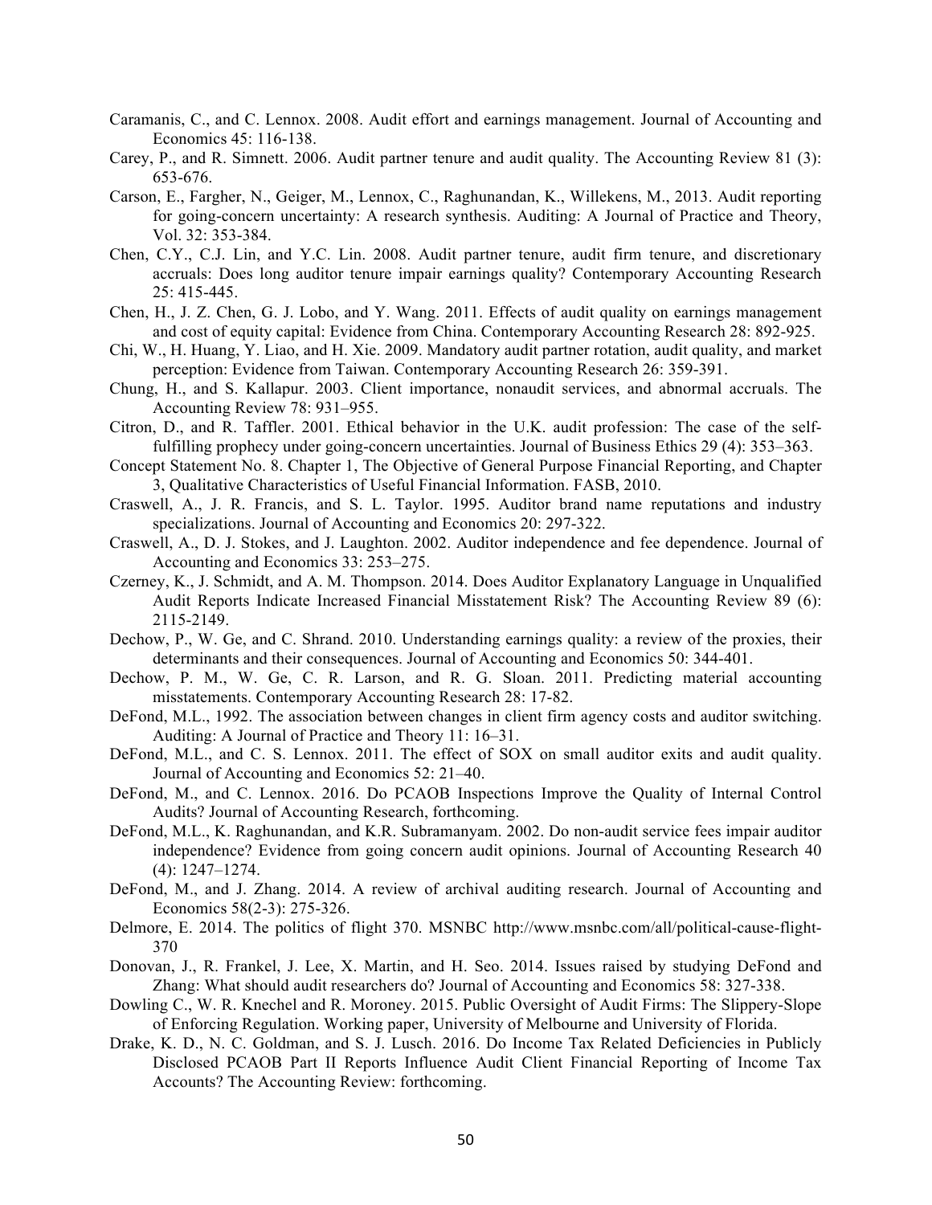Caramanis, C., and C. Lennox. 2008. Audit effort and earnings management. Journal of Accounting and Economics 45: 116-138.

Carey, P., and R. Simnett. 2006. Audit partner tenure and audit quality. The Accounting Review 81 (3): 653-676.

Carson, E., Fargher, N., Geiger, M., Lennox, C., Raghunandan, K., Willekens, M., 2013. Audit reporting for going-concern uncertainty: A research synthesis. Auditing: A Journal of Practice and Theory, Vol. 32: 353-384.

Chen, C.Y., C.J. Lin, and Y.C. Lin. 2008. Audit partner tenure, audit firm tenure, and discretionary accruals: Does long auditor tenure impair earnings quality? Contemporary Accounting Research 25: 415-445.

Chen, H., J. Z. Chen, G. J. Lobo, and Y. Wang. 2011. Effects of audit quality on earnings management and cost of equity capital: Evidence from China. Contemporary Accounting Research 28: 892-925.

Chi, W., H. Huang, Y. Liao, and H. Xie. 2009. Mandatory audit partner rotation, audit quality, and market perception: Evidence from Taiwan. Contemporary Accounting Research 26: 359-391.

Chung, H., and S. Kallapur. 2003. Client importance, nonaudit services, and abnormal accruals. The Accounting Review 78: 931–955.

Citron, D., and R. Taffler. 2001. Ethical behavior in the U.K. audit profession: The case of the self-fulfilling prophecy under going-concern uncertainties. Journal of Business Ethics 29 (4): 353–363.

Concept Statement No. 8. Chapter 1, The Objective of General Purpose Financial Reporting, and Chapter 3, Qualitative Characteristics of Useful Financial Information. FASB, 2010.

Craswell, A., J. R. Francis, and S. L. Taylor. 1995. Auditor brand name reputations and industry specializations. Journal of Accounting and Economics 20: 297-322.

Craswell, A., D. J. Stokes, and J. Laughton. 2002. Auditor independence and fee dependence. Journal of Accounting and Economics 33: 253–275.

Czerney, K., J. Schmidt, and A. M. Thompson. 2014. Does Auditor Explanatory Language in Unqualified Audit Reports Indicate Increased Financial Misstatement Risk? The Accounting Review 89 (6): 2115-2149.

Dechow, P., W. Ge, and C. Shrand. 2010. Understanding earnings quality: a review of the proxies, their determinants and their consequences. Journal of Accounting and Economics 50: 344-401.

Dechow, P. M., W. Ge, C. R. Larson, and R. G. Sloan. 2011. Predicting material accounting misstatements. Contemporary Accounting Research 28: 17-82.

DeFond, M.L., 1992. The association between changes in client firm agency costs and auditor switching. Auditing: A Journal of Practice and Theory 11: 16–31.

DeFond, M.L., and C. S. Lennox. 2011. The effect of SOX on small auditor exits and audit quality. Journal of Accounting and Economics 52: 21–40.

DeFond, M., and C. Lennox. 2016. Do PCAOB Inspections Improve the Quality of Internal Control Audits? Journal of Accounting Research, forthcoming.

DeFond, M.L., K. Raghunandan, and K.R. Subramanyam. 2002. Do non-audit service fees impair auditor independence? Evidence from going concern audit opinions. Journal of Accounting Research 40 (4): 1247–1274.

DeFond, M., and J. Zhang. 2014. A review of archival auditing research. Journal of Accounting and Economics 58(2-3): 275-326.

Delmore, E. 2014. The politics of flight 370. MSNBC http://www.msnbc.com/all/political-cause-flight-370

Donovan, J., R. Frankel, J. Lee, X. Martin, and H. Seo. 2014. Issues raised by studying DeFond and Zhang: What should audit researchers do? Journal of Accounting and Economics 58: 327-338.

Dowling C., W. R. Knechel and R. Moroney. 2015. Public Oversight of Audit Firms: The Slippery-Slope of Enforcing Regulation. Working paper, University of Melbourne and University of Florida.

Drake, K. D., N. C. Goldman, and S. J. Lusch. 2016. Do Income Tax Related Deficiencies in Publicly Disclosed PCAOB Part II Reports Influence Audit Client Financial Reporting of Income Tax Accounts? The Accounting Review: forthcoming.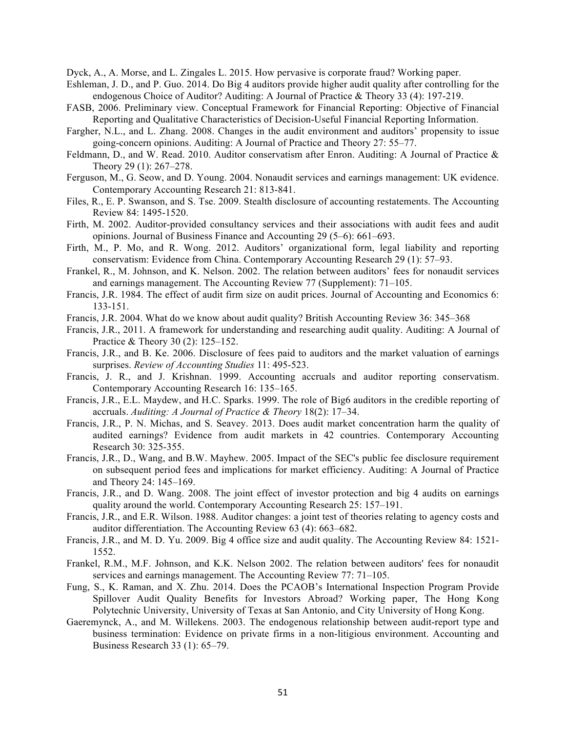Dyck, A., A. Morse, and L. Zingales L. 2015. How pervasive is corporate fraud? Working paper.

Eshleman, J. D., and P. Guo. 2014. Do Big 4 auditors provide higher audit quality after controlling for the endogenous Choice of Auditor? Auditing: A Journal of Practice & Theory 33 (4): 197-219.

FASB, 2006. Preliminary view. Conceptual Framework for Financial Reporting: Objective of Financial Reporting and Qualitative Characteristics of Decision-Useful Financial Reporting Information.

Fargher, N.L., and L. Zhang. 2008. Changes in the audit environment and auditors' propensity to issue going-concern opinions. Auditing: A Journal of Practice and Theory 27: 55–77.

Feldmann, D., and W. Read. 2010. Auditor conservatism after Enron. Auditing: A Journal of Practice & Theory 29 (1): 267–278.

Ferguson, M., G. Seow, and D. Young. 2004. Nonaudit services and earnings management: UK evidence. Contemporary Accounting Research 21: 813-841.

Files, R., E. P. Swanson, and S. Tse. 2009. Stealth disclosure of accounting restatements. The Accounting Review 84: 1495-1520.

Firth, M. 2002. Auditor-provided consultancy services and their associations with audit fees and audit opinions. Journal of Business Finance and Accounting 29 (5–6): 661–693.

Firth, M., P. Mo, and R. Wong. 2012. Auditors' organizational form, legal liability and reporting conservatism: Evidence from China. Contemporary Accounting Research 29 (1): 57–93.

Frankel, R., M. Johnson, and K. Nelson. 2002. The relation between auditors' fees for nonaudit services and earnings management. The Accounting Review 77 (Supplement): 71–105.

Francis, J.R. 1984. The effect of audit firm size on audit prices. Journal of Accounting and Economics 6: 133-151.

Francis, J.R. 2004. What do we know about audit quality? British Accounting Review 36: 345–368

Francis, J.R., 2011. A framework for understanding and researching audit quality. Auditing: A Journal of Practice & Theory 30 (2): 125–152.

Francis, J.R., and B. Ke. 2006. Disclosure of fees paid to auditors and the market valuation of earnings surprises. *Review of Accounting Studies* 11: 495-523.

Francis, J. R., and J. Krishnan. 1999. Accounting accruals and auditor reporting conservatism. Contemporary Accounting Research 16: 135–165.

Francis, J.R., E.L. Maydew, and H.C. Sparks. 1999. The role of Big6 auditors in the credible reporting of accruals. *Auditing: A Journal of Practice & Theory* 18(2): 17–34.

Francis, J.R., P. N. Michas, and S. Seavey. 2013. Does audit market concentration harm the quality of audited earnings? Evidence from audit markets in 42 countries. Contemporary Accounting Research 30: 325-355.

Francis, J.R., D., Wang, and B.W. Mayhew. 2005. Impact of the SEC's public fee disclosure requirement on subsequent period fees and implications for market efficiency. Auditing: A Journal of Practice and Theory 24: 145–169.

Francis, J.R., and D. Wang. 2008. The joint effect of investor protection and big 4 audits on earnings quality around the world. Contemporary Accounting Research 25: 157–191.

Francis, J.R., and E.R. Wilson. 1988. Auditor changes: a joint test of theories relating to agency costs and auditor differentiation. The Accounting Review 63 (4): 663–682.

Francis, J.R., and M. D. Yu. 2009. Big 4 office size and audit quality. The Accounting Review 84: 1521-1552.

Frankel, R.M., M.F. Johnson, and K.K. Nelson 2002. The relation between auditors' fees for nonaudit services and earnings management. The Accounting Review 77: 71–105.

Fung, S., K. Raman, and X. Zhu. 2014. Does the PCAOB's International Inspection Program Provide Spillover Audit Quality Benefits for Investors Abroad? Working paper, The Hong Kong Polytechnic University, University of Texas at San Antonio, and City University of Hong Kong.

Gaeremynck, A., and M. Willekens. 2003. The endogenous relationship between audit-report type and business termination: Evidence on private firms in a non-litigious environment. Accounting and Business Research 33 (1): 65–79.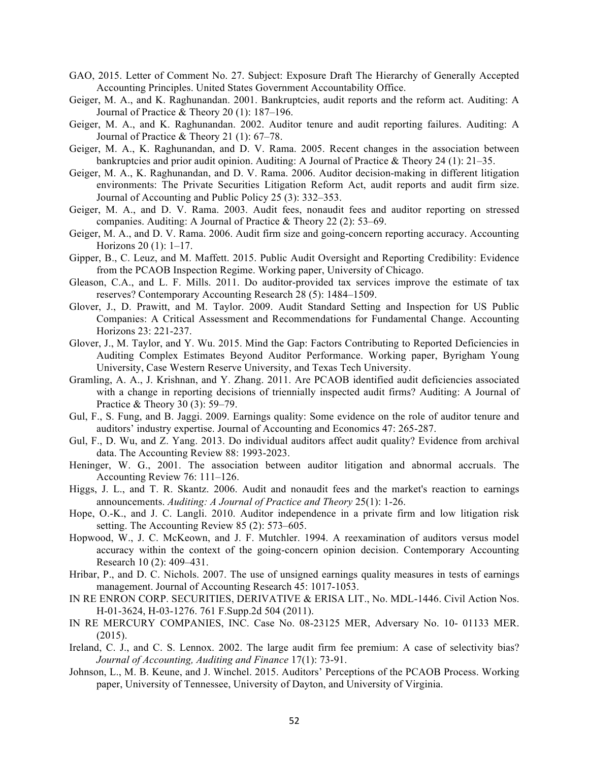GAO, 2015. Letter of Comment No. 27. Subject: Exposure Draft The Hierarchy of Generally Accepted Accounting Principles. United States Government Accountability Office.

Geiger, M. A., and K. Raghunandan. 2001. Bankruptcies, audit reports and the reform act. Auditing: A Journal of Practice & Theory 20 (1): 187–196.

Geiger, M. A., and K. Raghunandan. 2002. Auditor tenure and audit reporting failures. Auditing: A Journal of Practice & Theory 21 (1): 67–78.

Geiger, M. A., K. Raghunandan, and D. V. Rama. 2005. Recent changes in the association between bankruptcies and prior audit opinion. Auditing: A Journal of Practice & Theory 24 (1): 21–35.

Geiger, M. A., K. Raghunandan, and D. V. Rama. 2006. Auditor decision-making in different litigation environments: The Private Securities Litigation Reform Act, audit reports and audit firm size. Journal of Accounting and Public Policy 25 (3): 332–353.

Geiger, M. A., and D. V. Rama. 2003. Audit fees, nonaudit fees and auditor reporting on stressed companies. Auditing: A Journal of Practice & Theory 22 (2): 53–69.

Geiger, M. A., and D. V. Rama. 2006. Audit firm size and going-concern reporting accuracy. Accounting Horizons 20 (1): 1–17.

Gipper, B., C. Leuz, and M. Maffett. 2015. Public Audit Oversight and Reporting Credibility: Evidence from the PCAOB Inspection Regime. Working paper, University of Chicago.

Gleason, C.A., and L. F. Mills. 2011. Do auditor-provided tax services improve the estimate of tax reserves? Contemporary Accounting Research 28 (5): 1484–1509.

Glover, J., D. Prawitt, and M. Taylor. 2009. Audit Standard Setting and Inspection for US Public Companies: A Critical Assessment and Recommendations for Fundamental Change. Accounting Horizons 23: 221-237.

Glover, J., M. Taylor, and Y. Wu. 2015. Mind the Gap: Factors Contributing to Reported Deficiencies in Auditing Complex Estimates Beyond Auditor Performance. Working paper, Byrigham Young University, Case Western Reserve University, and Texas Tech University.

Gramling, A. A., J. Krishnan, and Y. Zhang. 2011. Are PCAOB identified audit deficiencies associated with a change in reporting decisions of triennially inspected audit firms? Auditing: A Journal of Practice & Theory 30 (3): 59–79.

Gul, F., S. Fung, and B. Jaggi. 2009. Earnings quality: Some evidence on the role of auditor tenure and auditors' industry expertise. Journal of Accounting and Economics 47: 265-287.

Gul, F., D. Wu, and Z. Yang. 2013. Do individual auditors affect audit quality? Evidence from archival data. The Accounting Review 88: 1993-2023.

Heninger, W. G., 2001. The association between auditor litigation and abnormal accruals. The Accounting Review 76: 111–126.

Higgs, J. L., and T. R. Skantz. 2006. Audit and nonaudit fees and the market's reaction to earnings announcements. *Auditing: A Journal of Practice and Theory* 25(1): 1-26.

Hope, O.-K., and J. C. Langli. 2010. Auditor independence in a private firm and low litigation risk setting. The Accounting Review 85 (2): 573–605.

Hopwood, W., J. C. McKeown, and J. F. Mutchler. 1994. A reexamination of auditors versus model accuracy within the context of the going-concern opinion decision. Contemporary Accounting Research 10 (2): 409–431.

Hribar, P., and D. C. Nichols. 2007. The use of unsigned earnings quality measures in tests of earnings management. Journal of Accounting Research 45: 1017-1053.

IN RE ENRON CORP. SECURITIES, DERIVATIVE & ERISA LIT., No. MDL-1446. Civil Action Nos. H-01-3624, H-03-1276. 761 F.Supp.2d 504 (2011).

IN RE MERCURY COMPANIES, INC. Case No. 08-23125 MER, Adversary No. 10- 01133 MER. (2015).

Ireland, C. J., and C. S. Lennox. 2002. The large audit firm fee premium: A case of selectivity bias? *Journal of Accounting, Auditing and Finance* 17(1): 73-91.

Johnson, L., M. B. Keune, and J. Winchel. 2015. Auditors' Perceptions of the PCAOB Process. Working paper, University of Tennessee, University of Dayton, and University of Virginia.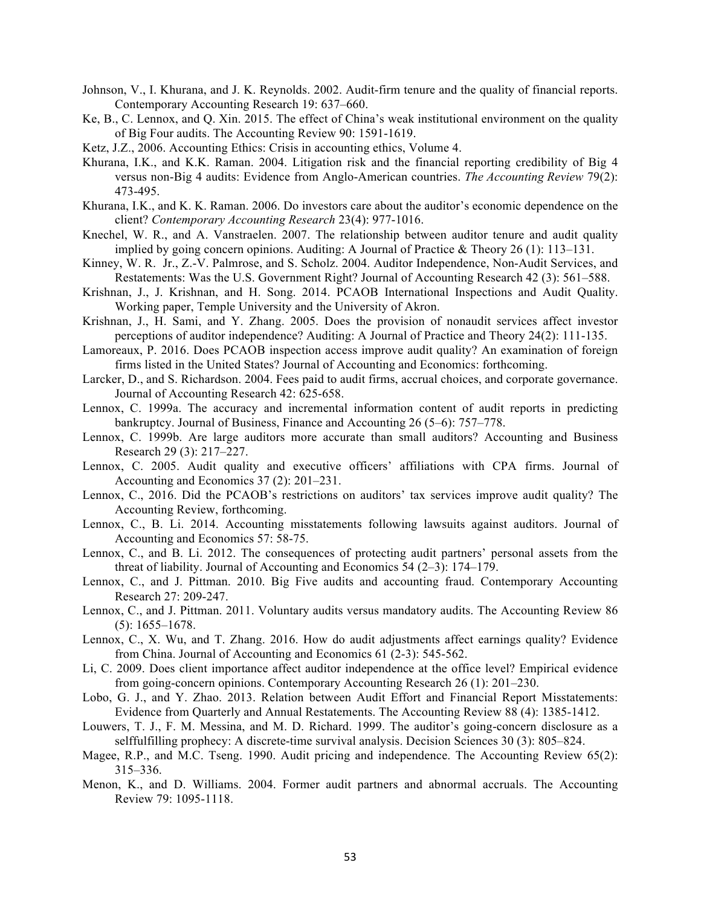Johnson, V., I. Khurana, and J. K. Reynolds. 2002. Audit-firm tenure and the quality of financial reports. Contemporary Accounting Research 19: 637–660.

Ke, B., C. Lennox, and Q. Xin. 2015. The effect of China's weak institutional environment on the quality of Big Four audits. The Accounting Review 90: 1591-1619.

Ketz, J.Z., 2006. Accounting Ethics: Crisis in accounting ethics, Volume 4.

Khurana, I.K., and K.K. Raman. 2004. Litigation risk and the financial reporting credibility of Big 4 versus non-Big 4 audits: Evidence from Anglo-American countries. *The Accounting Review* 79(2): 473-495.

Khurana, I.K., and K. K. Raman. 2006. Do investors care about the auditor's economic dependence on the client? *Contemporary Accounting Research* 23(4): 977-1016.

Knechel, W. R., and A. Vanstraelen. 2007. The relationship between auditor tenure and audit quality implied by going concern opinions. Auditing: A Journal of Practice & Theory 26 (1): 113–131.

Kinney, W. R. Jr., Z.-V. Palmrose, and S. Scholz. 2004. Auditor Independence, Non-Audit Services, and Restatements: Was the U.S. Government Right? Journal of Accounting Research 42 (3): 561–588.

Krishnan, J., J. Krishnan, and H. Song. 2014. PCAOB International Inspections and Audit Quality. Working paper, Temple University and the University of Akron.

Krishnan, J., H. Sami, and Y. Zhang. 2005. Does the provision of nonaudit services affect investor perceptions of auditor independence? Auditing: A Journal of Practice and Theory 24(2): 111-135.

Lamoreaux, P. 2016. Does PCAOB inspection access improve audit quality? An examination of foreign firms listed in the United States? Journal of Accounting and Economics: forthcoming.

Larcker, D., and S. Richardson. 2004. Fees paid to audit firms, accrual choices, and corporate governance. Journal of Accounting Research 42: 625-658.

Lennox, C. 1999a. The accuracy and incremental information content of audit reports in predicting bankruptcy. Journal of Business, Finance and Accounting 26 (5–6): 757–778.

Lennox, C. 1999b. Are large auditors more accurate than small auditors? Accounting and Business Research 29 (3): 217–227.

Lennox, C. 2005. Audit quality and executive officers' affiliations with CPA firms. Journal of Accounting and Economics 37 (2): 201–231.

Lennox, C., 2016. Did the PCAOB's restrictions on auditors' tax services improve audit quality? The Accounting Review, forthcoming.

Lennox, C., B. Li. 2014. Accounting misstatements following lawsuits against auditors. Journal of Accounting and Economics 57: 58-75.

Lennox, C., and B. Li. 2012. The consequences of protecting audit partners' personal assets from the threat of liability. Journal of Accounting and Economics 54 (2–3): 174–179.

Lennox, C., and J. Pittman. 2010. Big Five audits and accounting fraud. Contemporary Accounting Research 27: 209-247.

Lennox, C., and J. Pittman. 2011. Voluntary audits versus mandatory audits. The Accounting Review 86 (5): 1655–1678.

Lennox, C., X. Wu, and T. Zhang. 2016. How do audit adjustments affect earnings quality? Evidence from China. Journal of Accounting and Economics 61 (2-3): 545-562.

Li, C. 2009. Does client importance affect auditor independence at the office level? Empirical evidence from going-concern opinions. Contemporary Accounting Research 26 (1): 201–230.

Lobo, G. J., and Y. Zhao. 2013. Relation between Audit Effort and Financial Report Misstatements: Evidence from Quarterly and Annual Restatements. The Accounting Review 88 (4): 1385-1412.

Louwers, T. J., F. M. Messina, and M. D. Richard. 1999. The auditor's going-concern disclosure as a selffulfilling prophecy: A discrete-time survival analysis. Decision Sciences 30 (3): 805–824.

Magee, R.P., and M.C. Tseng. 1990. Audit pricing and independence. The Accounting Review 65(2): 315–336.

Menon, K., and D. Williams. 2004. Former audit partners and abnormal accruals. The Accounting Review 79: 1095-1118.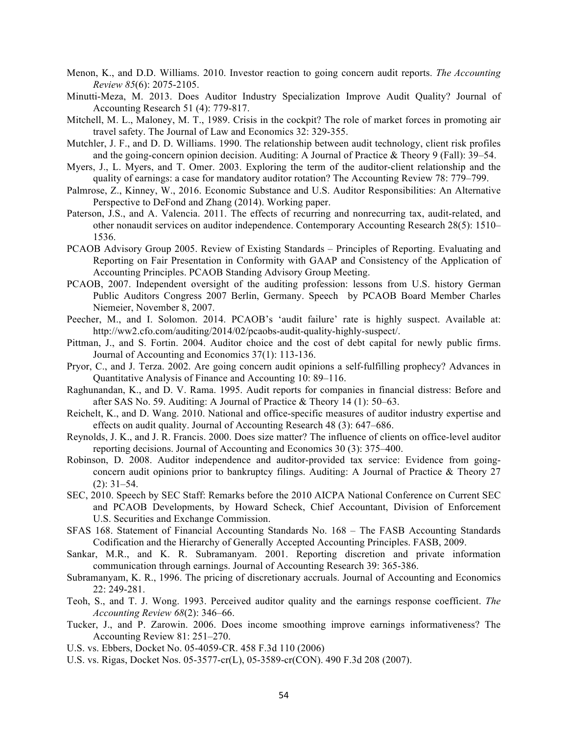Menon, K., and D.D. Williams. 2010. Investor reaction to going concern audit reports. *The Accounting Review 85*(6): 2075-2105.

Minutti-Meza, M. 2013. Does Auditor Industry Specialization Improve Audit Quality? Journal of Accounting Research 51 (4): 779-817.

Mitchell, M. L., Maloney, M. T., 1989. Crisis in the cockpit? The role of market forces in promoting air travel safety. The Journal of Law and Economics 32: 329-355.

Mutchler, J. F., and D. D. Williams. 1990. The relationship between audit technology, client risk profiles and the going-concern opinion decision. Auditing: A Journal of Practice & Theory 9 (Fall): 39–54.

Myers, J., L. Myers, and T. Omer. 2003. Exploring the term of the auditor-client relationship and the quality of earnings: a case for mandatory auditor rotation? The Accounting Review 78: 779–799.

Palmrose, Z., Kinney, W., 2016. Economic Substance and U.S. Auditor Responsibilities: An Alternative Perspective to DeFond and Zhang (2014). Working paper.

Paterson, J.S., and A. Valencia. 2011. The effects of recurring and nonrecurring tax, audit-related, and other nonaudit services on auditor independence. Contemporary Accounting Research 28(5): 1510–1536.

PCAOB Advisory Group 2005. Review of Existing Standards – Principles of Reporting. Evaluating and Reporting on Fair Presentation in Conformity with GAAP and Consistency of the Application of Accounting Principles. PCAOB Standing Advisory Group Meeting.

PCAOB, 2007. Independent oversight of the auditing profession: lessons from U.S. history German Public Auditors Congress 2007 Berlin, Germany. Speech by PCAOB Board Member Charles Niemeier, November 8, 2007.

Peecher, M., and I. Solomon. 2014. PCAOB's 'audit failure' rate is highly suspect. Available at: http://ww2.cfo.com/auditing/2014/02/pcaobs-audit-quality-highly-suspect/.

Pittman, J., and S. Fortin. 2004. Auditor choice and the cost of debt capital for newly public firms. Journal of Accounting and Economics 37(1): 113-136.

Pryor, C., and J. Terza. 2002. Are going concern audit opinions a self-fulfilling prophecy? Advances in Quantitative Analysis of Finance and Accounting 10: 89–116.

Raghunandan, K., and D. V. Rama. 1995. Audit reports for companies in financial distress: Before and after SAS No. 59. Auditing: A Journal of Practice & Theory 14 (1): 50–63.

Reichelt, K., and D. Wang. 2010. National and office-specific measures of auditor industry expertise and effects on audit quality. Journal of Accounting Research 48 (3): 647–686.

Reynolds, J. K., and J. R. Francis. 2000. Does size matter? The influence of clients on office-level auditor reporting decisions. Journal of Accounting and Economics 30 (3): 375–400.

Robinson, D. 2008. Auditor independence and auditor-provided tax service: Evidence from going-concern audit opinions prior to bankruptcy filings. Auditing: A Journal of Practice & Theory 27 (2): 31–54.

SEC, 2010. Speech by SEC Staff: Remarks before the 2010 AICPA National Conference on Current SEC and PCAOB Developments, by Howard Scheck, Chief Accountant, Division of Enforcement U.S. Securities and Exchange Commission.

SFAS 168. Statement of Financial Accounting Standards No. 168 – The FASB Accounting Standards Codification and the Hierarchy of Generally Accepted Accounting Principles. FASB, 2009.

Sankar, M.R., and K. R. Subramanyam. 2001. Reporting discretion and private information communication through earnings. Journal of Accounting Research 39: 365-386.

Subramanyam, K. R., 1996. The pricing of discretionary accruals. Journal of Accounting and Economics 22: 249-281.

Teoh, S., and T. J. Wong. 1993. Perceived auditor quality and the earnings response coefficient. *The Accounting Review 68*(2): 346–66.

Tucker, J., and P. Zarowin. 2006. Does income smoothing improve earnings informativeness? The Accounting Review 81: 251–270.

U.S. vs. Ebbers, Docket No. 05-4059-CR. 458 F.3d 110 (2006)

U.S. vs. Rigas, Docket Nos. 05-3577-cr(L), 05-3589-cr(CON). 490 F.3d 208 (2007).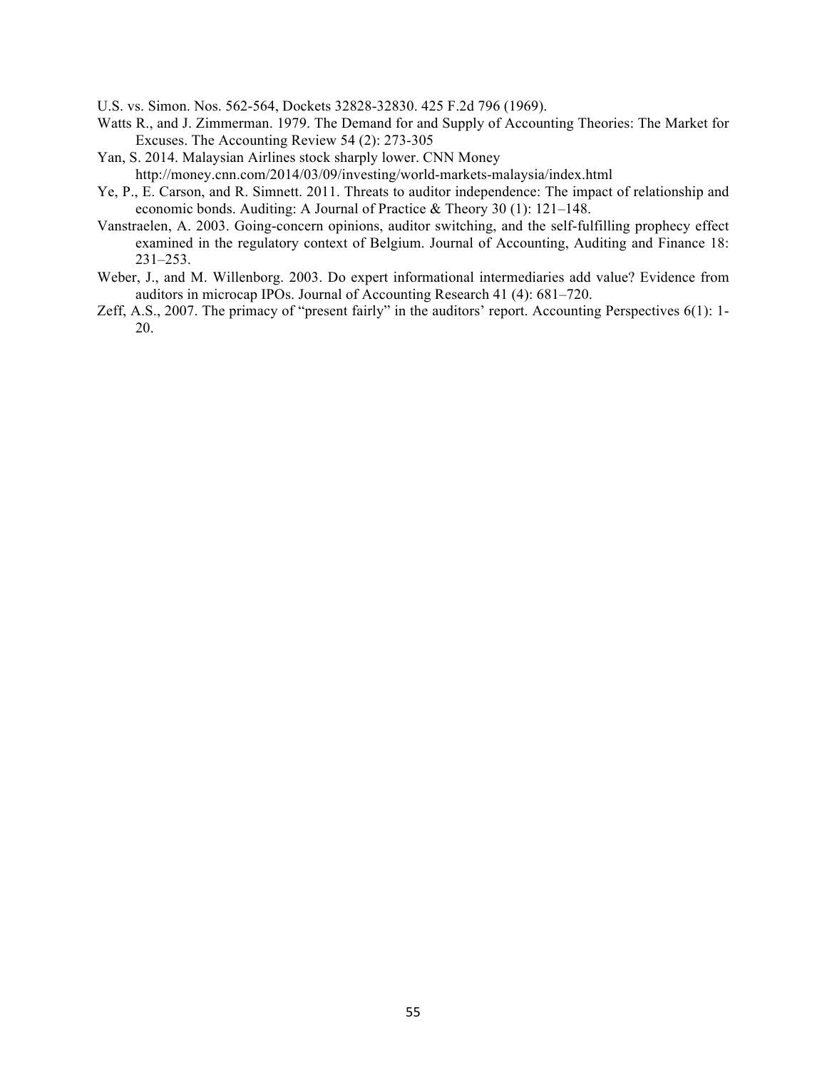U.S. vs. Simon. Nos. 562-564, Dockets 32828-32830. 425 F.2d 796 (1969).

Watts R., and J. Zimmerman. 1979. The Demand for and Supply of Accounting Theories: The Market for Excuses. The Accounting Review 54 (2): 273-305

Yan, S. 2014. Malaysian Airlines stock sharply lower. CNN Money http://money.cnn.com/2014/03/09/investing/world-markets-malaysia/index.html

Ye, P., E. Carson, and R. Simnett. 2011. Threats to auditor independence: The impact of relationship and economic bonds. Auditing: A Journal of Practice & Theory 30 (1): 121–148.

Vanstraelen, A. 2003. Going-concern opinions, auditor switching, and the self-fulfilling prophecy effect examined in the regulatory context of Belgium. Journal of Accounting, Auditing and Finance 18: 231–253.

Weber, J., and M. Willenborg. 2003. Do expert informational intermediaries add value? Evidence from auditors in microcap IPOs. Journal of Accounting Research 41 (4): 681–720.

Zeff, A.S., 2007. The primacy of "present fairly" in the auditors' report. Accounting Perspectives 6(1): 1-20.